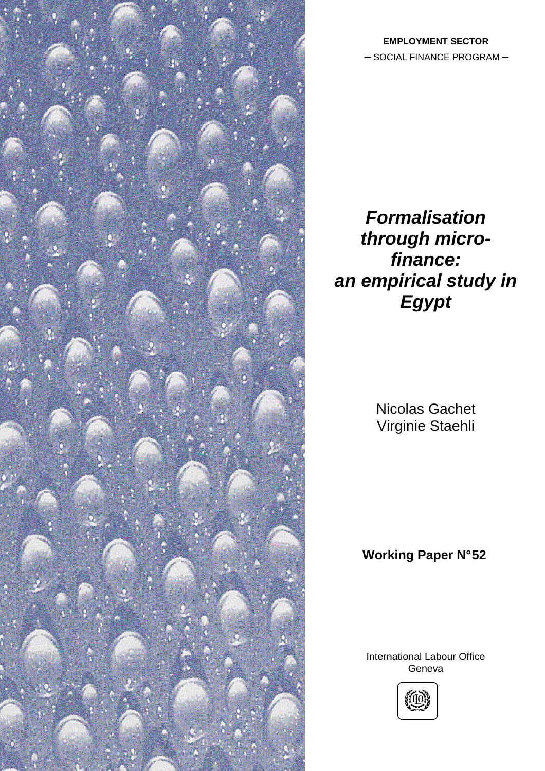**EMPLOYMENT SECTOR**

– SOCIAL FINANCE PROGRAM –

# *Formalisation through micro-finance: an empirical study in Egypt*

Nicolas Gachet

Virginie Staehli

**Working Paper N°52**

International Labour Office

Geneva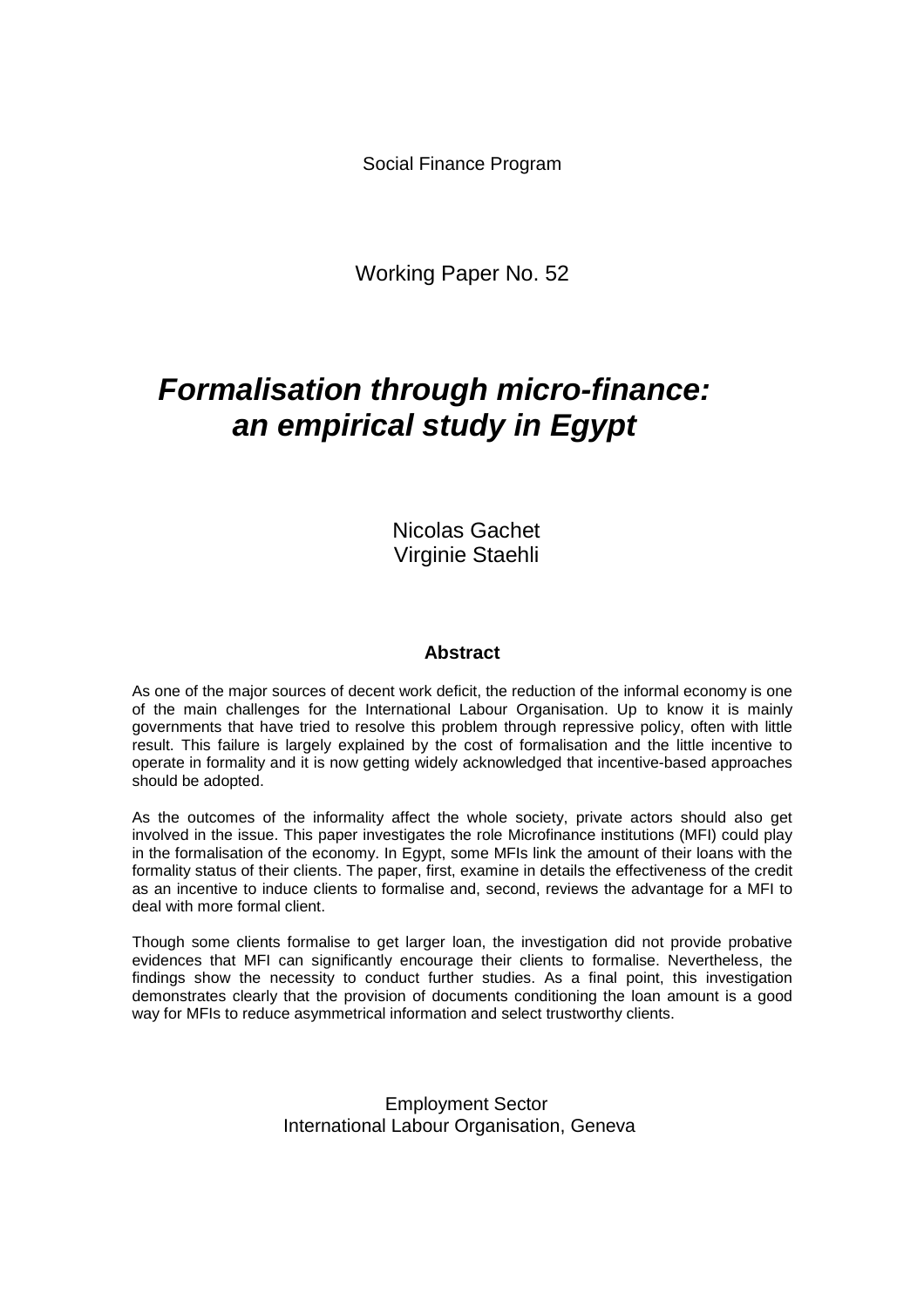Social Finance Program

Working Paper No. 52

# *Formalisation through micro-finance: an empirical study in Egypt*

Nicolas Gachet
Virginie Staehli

## Abstract

As one of the major sources of decent work deficit, the reduction of the informal economy is one of the main challenges for the International Labour Organisation. Up to know it is mainly governments that have tried to resolve this problem through repressive policy, often with little result. This failure is largely explained by the cost of formalisation and the little incentive to operate in formality and it is now getting widely acknowledged that incentive-based approaches should be adopted.

As the outcomes of the informality affect the whole society, private actors should also get involved in the issue. This paper investigates the role Microfinance institutions (MFI) could play in the formalisation of the economy. In Egypt, some MFIs link the amount of their loans with the formality status of their clients. The paper, first, examine in details the effectiveness of the credit as an incentive to induce clients to formalise and, second, reviews the advantage for a MFI to deal with more formal client.

Though some clients formalise to get larger loan, the investigation did not provide probative evidences that MFI can significantly encourage their clients to formalise. Nevertheless, the findings show the necessity to conduct further studies. As a final point, this investigation demonstrates clearly that the provision of documents conditioning the loan amount is a good way for MFIs to reduce asymmetrical information and select trustworthy clients.

Employment Sector
International Labour Organisation, Geneva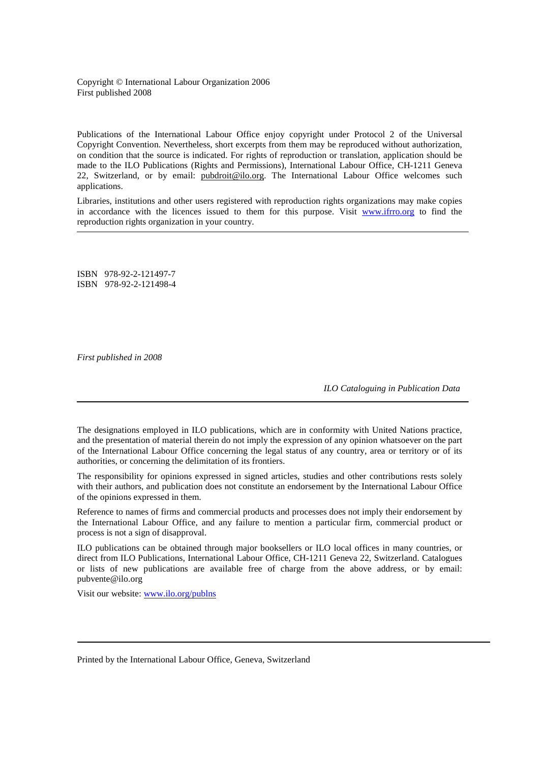Copyright © International Labour Organization 2006
First published 2008

Publications of the International Labour Office enjoy copyright under Protocol 2 of the Universal Copyright Convention. Nevertheless, short excerpts from them may be reproduced without authorization, on condition that the source is indicated. For rights of reproduction or translation, application should be made to the ILO Publications (Rights and Permissions), International Labour Office, CH-1211 Geneva 22, Switzerland, or by email: pubdroit@ilo.org. The International Labour Office welcomes such applications.

Libraries, institutions and other users registered with reproduction rights organizations may make copies in accordance with the licences issued to them for this purpose. Visit www.ifrro.org to find the reproduction rights organization in your country.

---

ISBN 978-92-2-121497-7
ISBN 978-92-2-121498-4

*First published in 2008*

*ILO Cataloguing in Publication Data*

---

The designations employed in ILO publications, which are in conformity with United Nations practice, and the presentation of material therein do not imply the expression of any opinion whatsoever on the part of the International Labour Office concerning the legal status of any country, area or territory or of its authorities, or concerning the delimitation of its frontiers.

The responsibility for opinions expressed in signed articles, studies and other contributions rests solely with their authors, and publication does not constitute an endorsement by the International Labour Office of the opinions expressed in them.

Reference to names of firms and commercial products and processes does not imply their endorsement by the International Labour Office, and any failure to mention a particular firm, commercial product or process is not a sign of disapproval.

ILO publications can be obtained through major booksellers or ILO local offices in many countries, or direct from ILO Publications, International Labour Office, CH-1211 Geneva 22, Switzerland. Catalogues or lists of new publications are available free of charge from the above address, or by email: pubvente@ilo.org

Visit our website: www.ilo.org/publns

---

Printed by the International Labour Office, Geneva, Switzerland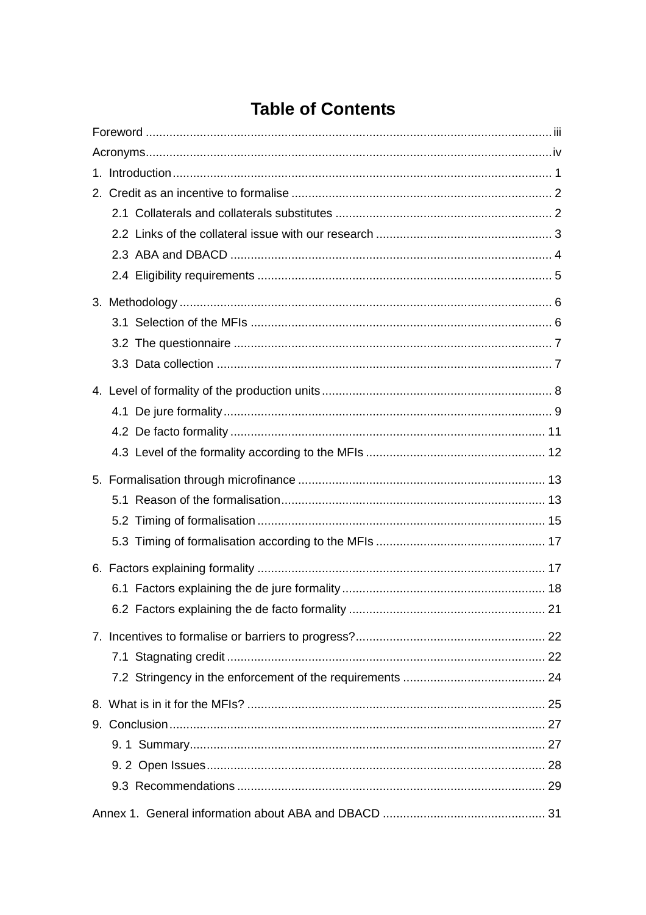# Table of Contents

Foreword ........................................................................................................................ iii
Acronyms........................................................................................................................ iv
1. Introduction ................................................................................................................ 1
2. Credit as an incentive to formalise ............................................................................. 2
    2.1 Collaterals and collaterals substitutes ................................................................ 2
    2.2 Links of the collateral issue with our research .................................................... 3
    2.3 ABA and DBACD ............................................................................................... 4
    2.4 Eligibility requirements ....................................................................................... 5
3. Methodology .............................................................................................................. 6
    3.1 Selection of the MFIs ......................................................................................... 6
    3.2 The questionnaire .............................................................................................. 7
    3.3 Data collection ................................................................................................... 7
4. Level of formality of the production units ................................................................... 8
    4.1 De jure formality ................................................................................................. 9
    4.2 De facto formality ............................................................................................. 11
    4.3 Level of the formality according to the MFIs ..................................................... 12
5. Formalisation through microfinance ......................................................................... 13
    5.1 Reason of the formalisation .............................................................................. 13
    5.2 Timing of formalisation ..................................................................................... 15
    5.3 Timing of formalisation according to the MFIs .................................................. 17
6. Factors explaining formality ..................................................................................... 17
    6.1 Factors explaining the de jure formality ............................................................ 18
    6.2 Factors explaining the de facto formality .......................................................... 21
7. Incentives to formalise or barriers to progress? ........................................................ 22
    7.1 Stagnating credit .............................................................................................. 22
    7.2 Stringency in the enforcement of the requirements .......................................... 24
8. What is in it for the MFIs? ........................................................................................ 25
9. Conclusion ............................................................................................................... 27
    9. 1 Summary ......................................................................................................... 27
    9. 2 Open Issues .................................................................................................... 28
    9.3 Recommendations ........................................................................................... 29
Annex 1. General information about ABA and DBACD ................................................ 31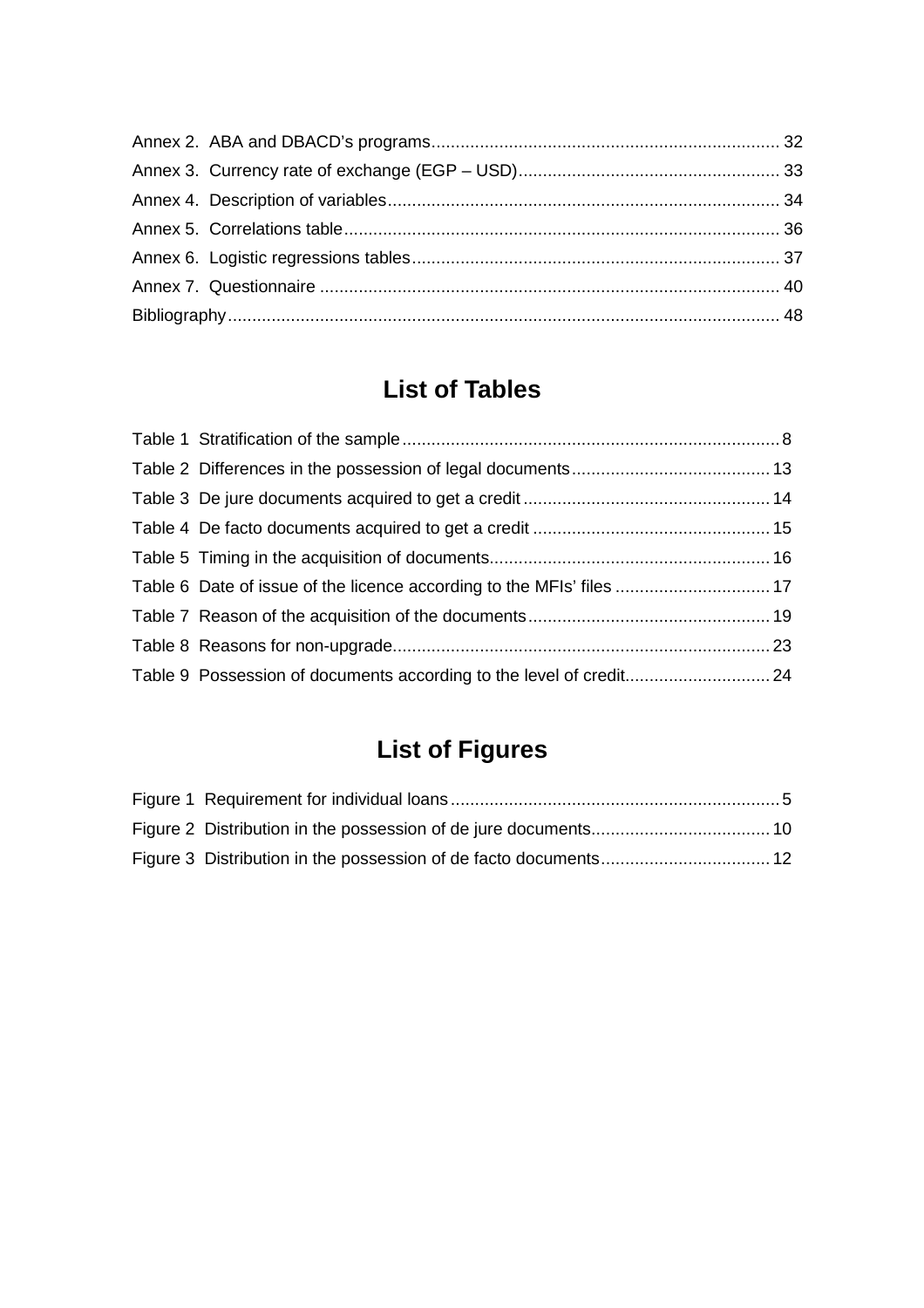Annex 2. ABA and DBACD's programs........................................................................ 32
Annex 3. Currency rate of exchange (EGP – USD)...................................................... 33
Annex 4. Description of variables................................................................................ 34
Annex 5. Correlations table......................................................................................... 36
Annex 6. Logistic regressions tables........................................................................... 37
Annex 7. Questionnaire .............................................................................................. 40
Bibliography................................................................................................................ 48

## List of Tables

Table 1 Stratification of the sample.............................................................................8
Table 2 Differences in the possession of legal documents.........................................13
Table 3 De jure documents acquired to get a credit ...................................................14
Table 4 De facto documents acquired to get a credit .................................................15
Table 5 Timing in the acquisition of documents..........................................................16
Table 6 Date of issue of the licence according to the MFIs' files ................................17
Table 7 Reason of the acquisition of the documents..................................................19
Table 8 Reasons for non-upgrade..............................................................................23
Table 9 Possession of documents according to the level of credit..............................24

## List of Figures

Figure 1 Requirement for individual loans....................................................................5
Figure 2 Distribution in the possession of de jure documents.....................................10
Figure 3 Distribution in the possession of de facto documents...................................12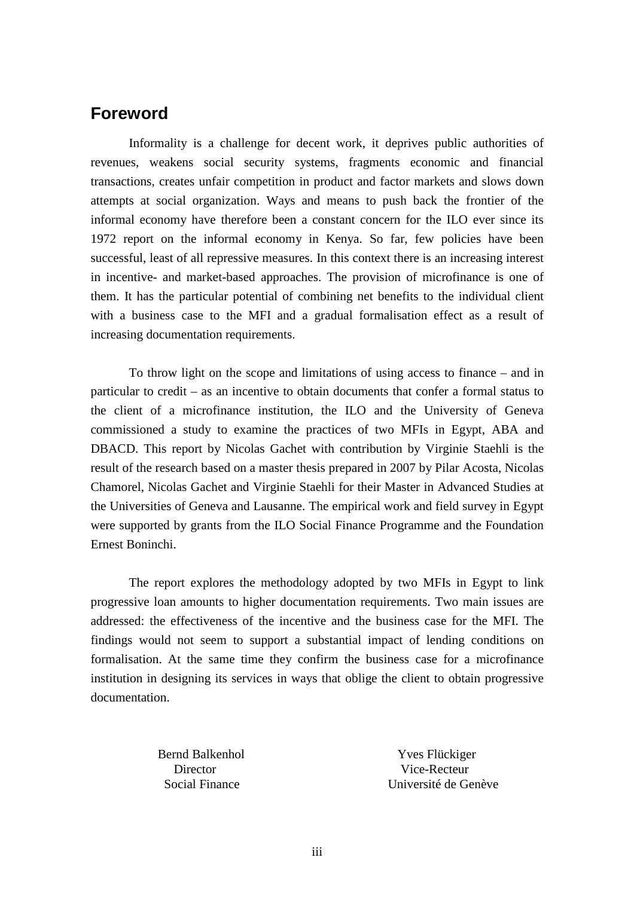## Foreword

Informality is a challenge for decent work, it deprives public authorities of revenues, weakens social security systems, fragments economic and financial transactions, creates unfair competition in product and factor markets and slows down attempts at social organization. Ways and means to push back the frontier of the informal economy have therefore been a constant concern for the ILO ever since its 1972 report on the informal economy in Kenya. So far, few policies have been successful, least of all repressive measures. In this context there is an increasing interest in incentive- and market-based approaches. The provision of microfinance is one of them. It has the particular potential of combining net benefits to the individual client with a business case to the MFI and a gradual formalisation effect as a result of increasing documentation requirements.

To throw light on the scope and limitations of using access to finance – and in particular to credit – as an incentive to obtain documents that confer a formal status to the client of a microfinance institution, the ILO and the University of Geneva commissioned a study to examine the practices of two MFIs in Egypt, ABA and DBACD. This report by Nicolas Gachet with contribution by Virginie Staehli is the result of the research based on a master thesis prepared in 2007 by Pilar Acosta, Nicolas Chamorel, Nicolas Gachet and Virginie Staehli for their Master in Advanced Studies at the Universities of Geneva and Lausanne. The empirical work and field survey in Egypt were supported by grants from the ILO Social Finance Programme and the Foundation Ernest Boninchi.

The report explores the methodology adopted by two MFIs in Egypt to link progressive loan amounts to higher documentation requirements. Two main issues are addressed: the effectiveness of the incentive and the business case for the MFI. The findings would not seem to support a substantial impact of lending conditions on formalisation. At the same time they confirm the business case for a microfinance institution in designing its services in ways that oblige the client to obtain progressive documentation.

Bernd Balkenhol
Director
Social Finance

Yves Flückiger
Vice-Recteur
Université de Genève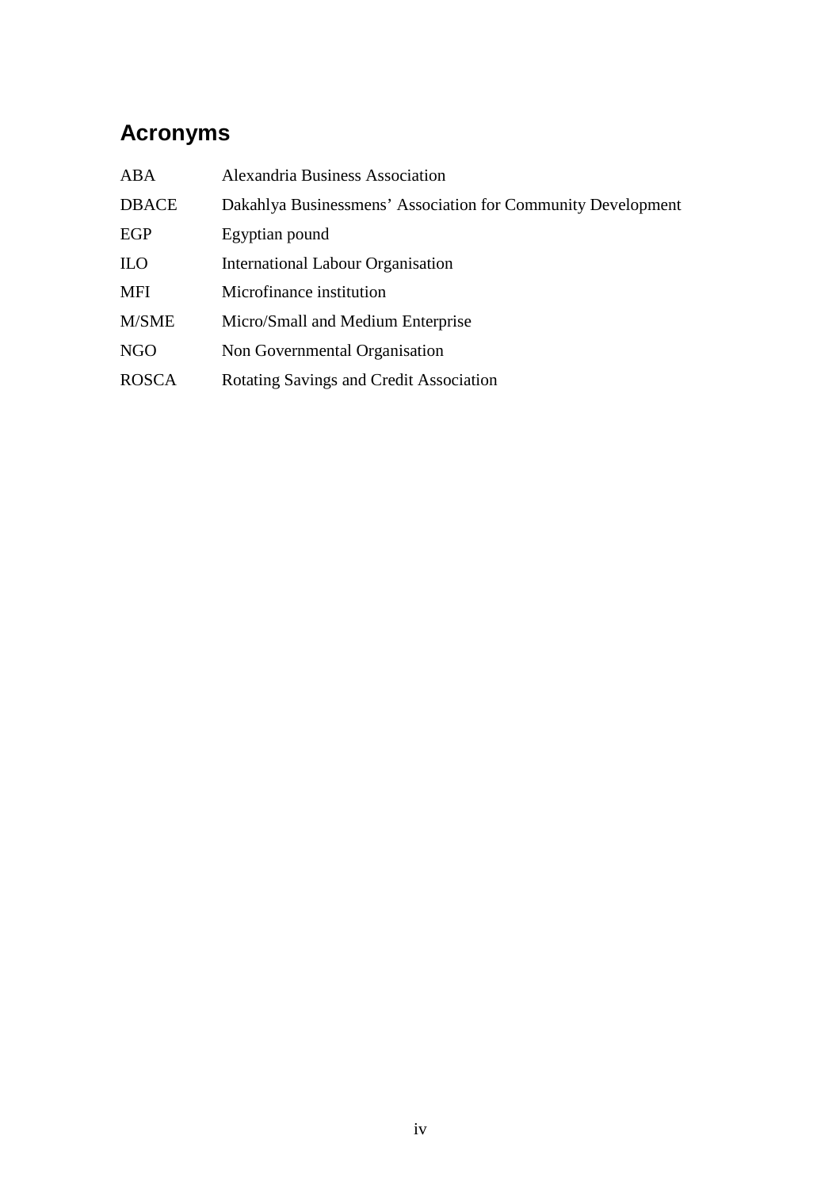# Acronyms

| | |
|---|---|
| ABA | Alexandria Business Association |
| DBACE | Dakahlya Businessmens' Association for Community Development |
| EGP | Egyptian pound |
| ILO | International Labour Organisation |
| MFI | Microfinance institution |
| M/SME | Micro/Small and Medium Enterprise |
| NGO | Non Governmental Organisation |
| ROSCA | Rotating Savings and Credit Association |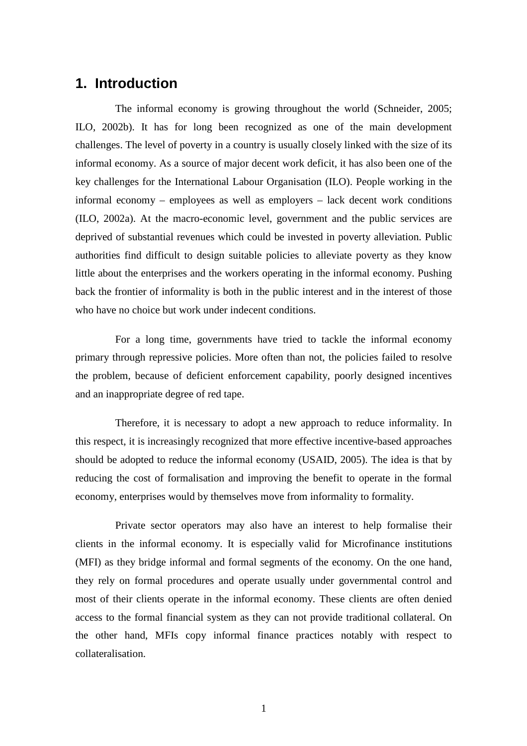# 1. Introduction

The informal economy is growing throughout the world (Schneider, 2005; ILO, 2002b). It has for long been recognized as one of the main development challenges. The level of poverty in a country is usually closely linked with the size of its informal economy. As a source of major decent work deficit, it has also been one of the key challenges for the International Labour Organisation (ILO). People working in the informal economy – employees as well as employers – lack decent work conditions (ILO, 2002a). At the macro-economic level, government and the public services are deprived of substantial revenues which could be invested in poverty alleviation. Public authorities find difficult to design suitable policies to alleviate poverty as they know little about the enterprises and the workers operating in the informal economy. Pushing back the frontier of informality is both in the public interest and in the interest of those who have no choice but work under indecent conditions.

For a long time, governments have tried to tackle the informal economy primary through repressive policies. More often than not, the policies failed to resolve the problem, because of deficient enforcement capability, poorly designed incentives and an inappropriate degree of red tape.

Therefore, it is necessary to adopt a new approach to reduce informality. In this respect, it is increasingly recognized that more effective incentive-based approaches should be adopted to reduce the informal economy (USAID, 2005). The idea is that by reducing the cost of formalisation and improving the benefit to operate in the formal economy, enterprises would by themselves move from informality to formality.

Private sector operators may also have an interest to help formalise their clients in the informal economy. It is especially valid for Microfinance institutions (MFI) as they bridge informal and formal segments of the economy. On the one hand, they rely on formal procedures and operate usually under governmental control and most of their clients operate in the informal economy. These clients are often denied access to the formal financial system as they can not provide traditional collateral. On the other hand, MFIs copy informal finance practices notably with respect to collateralisation.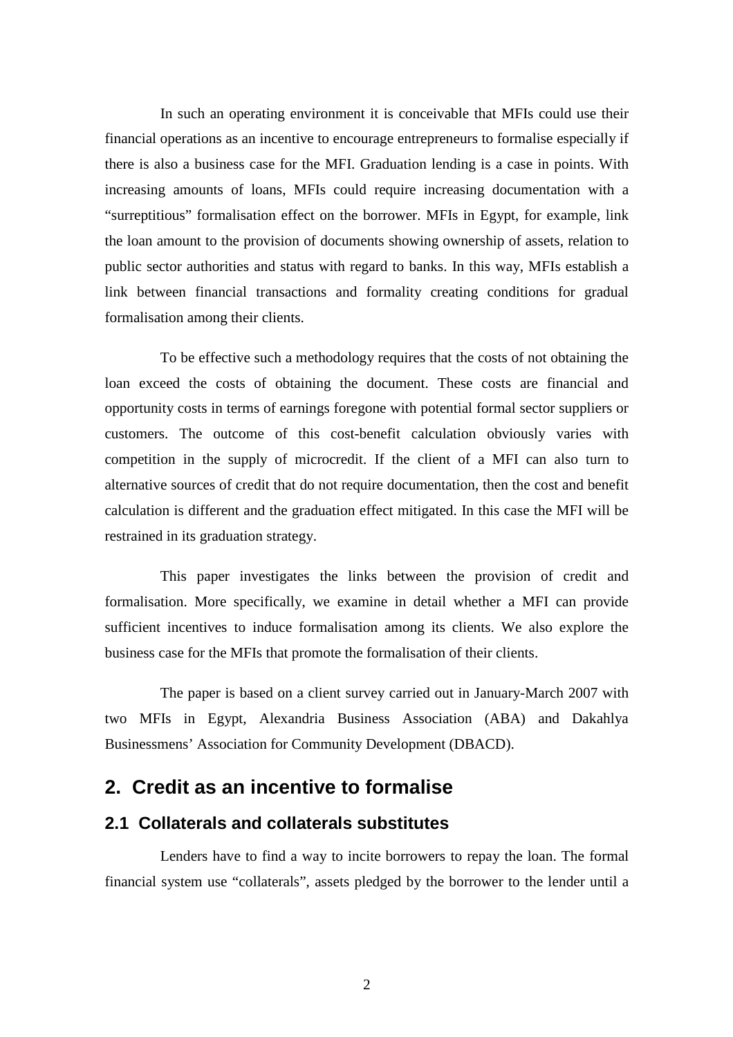In such an operating environment it is conceivable that MFIs could use their financial operations as an incentive to encourage entrepreneurs to formalise especially if there is also a business case for the MFI. Graduation lending is a case in points. With increasing amounts of loans, MFIs could require increasing documentation with a "surreptitious" formalisation effect on the borrower. MFIs in Egypt, for example, link the loan amount to the provision of documents showing ownership of assets, relation to public sector authorities and status with regard to banks. In this way, MFIs establish a link between financial transactions and formality creating conditions for gradual formalisation among their clients.

To be effective such a methodology requires that the costs of not obtaining the loan exceed the costs of obtaining the document. These costs are financial and opportunity costs in terms of earnings foregone with potential formal sector suppliers or customers. The outcome of this cost-benefit calculation obviously varies with competition in the supply of microcredit. If the client of a MFI can also turn to alternative sources of credit that do not require documentation, then the cost and benefit calculation is different and the graduation effect mitigated. In this case the MFI will be restrained in its graduation strategy.

This paper investigates the links between the provision of credit and formalisation. More specifically, we examine in detail whether a MFI can provide sufficient incentives to induce formalisation among its clients. We also explore the business case for the MFIs that promote the formalisation of their clients.

The paper is based on a client survey carried out in January-March 2007 with two MFIs in Egypt, Alexandria Business Association (ABA) and Dakahlya Businessmens' Association for Community Development (DBACD).

## 2. Credit as an incentive to formalise

### 2.1 Collaterals and collaterals substitutes

Lenders have to find a way to incite borrowers to repay the loan. The formal financial system use "collaterals", assets pledged by the borrower to the lender until a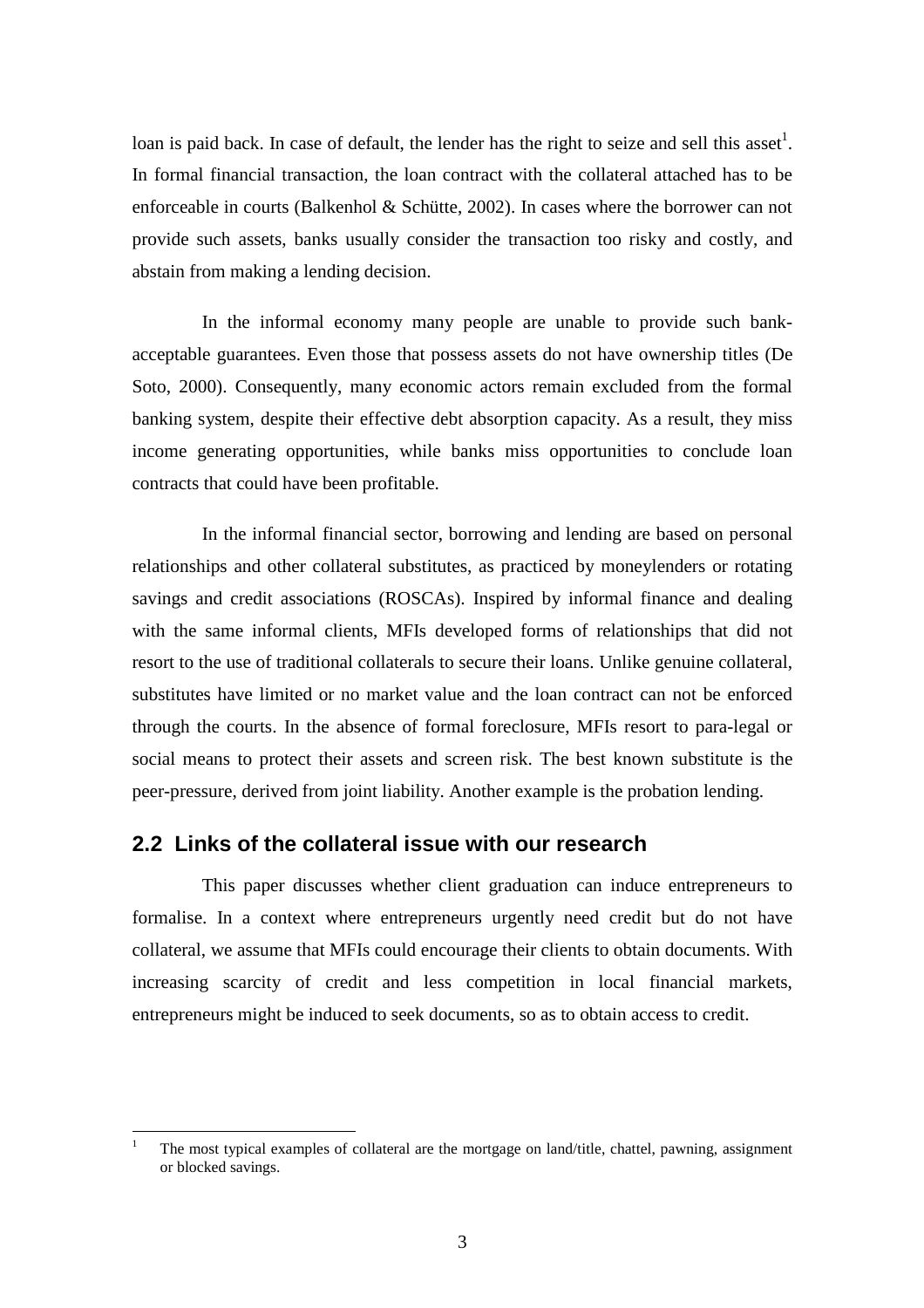loan is paid back. In case of default, the lender has the right to seize and sell this asset[1]. In formal financial transaction, the loan contract with the collateral attached has to be enforceable in courts (Balkenhol & Schütte, 2002). In cases where the borrower can not provide such assets, banks usually consider the transaction too risky and costly, and abstain from making a lending decision.

In the informal economy many people are unable to provide such bank-acceptable guarantees. Even those that possess assets do not have ownership titles (De Soto, 2000). Consequently, many economic actors remain excluded from the formal banking system, despite their effective debt absorption capacity. As a result, they miss income generating opportunities, while banks miss opportunities to conclude loan contracts that could have been profitable.

In the informal financial sector, borrowing and lending are based on personal relationships and other collateral substitutes, as practiced by moneylenders or rotating savings and credit associations (ROSCAs). Inspired by informal finance and dealing with the same informal clients, MFIs developed forms of relationships that did not resort to the use of traditional collaterals to secure their loans. Unlike genuine collateral, substitutes have limited or no market value and the loan contract can not be enforced through the courts. In the absence of formal foreclosure, MFIs resort to para-legal or social means to protect their assets and screen risk. The best known substitute is the peer-pressure, derived from joint liability. Another example is the probation lending.

## 2.2 Links of the collateral issue with our research

This paper discusses whether client graduation can induce entrepreneurs to formalise. In a context where entrepreneurs urgently need credit but do not have collateral, we assume that MFIs could encourage their clients to obtain documents. With increasing scarcity of credit and less competition in local financial markets, entrepreneurs might be induced to seek documents, so as to obtain access to credit.

[1] The most typical examples of collateral are the mortgage on land/title, chattel, pawning, assignment or blocked savings.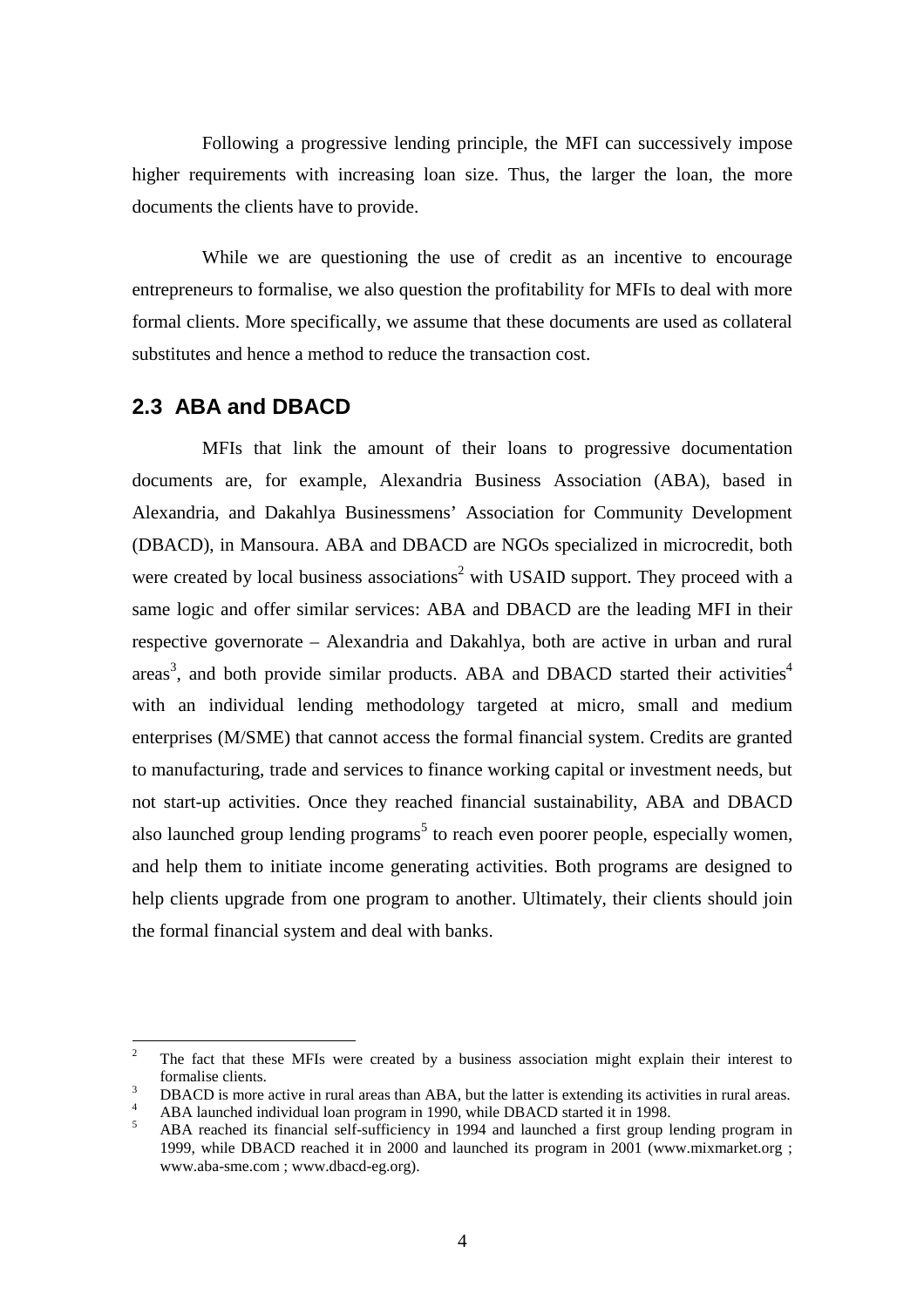Following a progressive lending principle, the MFI can successively impose higher requirements with increasing loan size. Thus, the larger the loan, the more documents the clients have to provide.

While we are questioning the use of credit as an incentive to encourage entrepreneurs to formalise, we also question the profitability for MFIs to deal with more formal clients. More specifically, we assume that these documents are used as collateral substitutes and hence a method to reduce the transaction cost.

## 2.3 ABA and DBACD

MFIs that link the amount of their loans to progressive documentation documents are, for example, Alexandria Business Association (ABA), based in Alexandria, and Dakahlya Businessmens' Association for Community Development (DBACD), in Mansoura. ABA and DBACD are NGOs specialized in microcredit, both were created by local business associations[2] with USAID support. They proceed with a same logic and offer similar services: ABA and DBACD are the leading MFI in their respective governorate – Alexandria and Dakahlya, both are active in urban and rural areas[3], and both provide similar products. ABA and DBACD started their activities[4] with an individual lending methodology targeted at micro, small and medium enterprises (M/SME) that cannot access the formal financial system. Credits are granted to manufacturing, trade and services to finance working capital or investment needs, but not start-up activities. Once they reached financial sustainability, ABA and DBACD also launched group lending programs[5] to reach even poorer people, especially women, and help them to initiate income generating activities. Both programs are designed to help clients upgrade from one program to another. Ultimately, their clients should join the formal financial system and deal with banks.

---

[2] The fact that these MFIs were created by a business association might explain their interest to formalise clients.

[3] DBACD is more active in rural areas than ABA, but the latter is extending its activities in rural areas.

[4] ABA launched individual loan program in 1990, while DBACD started it in 1998.

[5] ABA reached its financial self-sufficiency in 1994 and launched a first group lending program in 1999, while DBACD reached it in 2000 and launched its program in 2001 (www.mixmarket.org ; www.aba-sme.com ; www.dbacd-eg.org).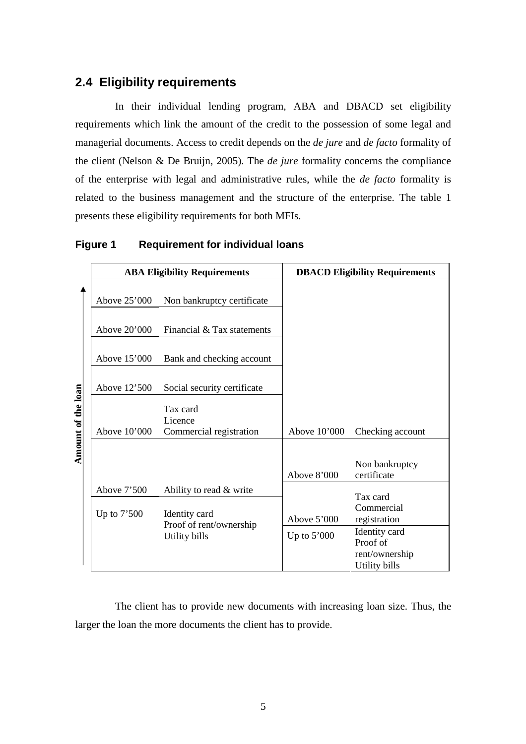## 2.4 Eligibility requirements

In their individual lending program, ABA and DBACD set eligibility requirements which link the amount of the credit to the possession of some legal and managerial documents. Access to credit depends on the *de jure* and *de facto* formality of the client (Nelson & De Bruijn, 2005). The *de jure* formality concerns the compliance of the enterprise with legal and administrative rules, while the *de facto* formality is related to the business management and the structure of the enterprise. The table 1 presents these eligibility requirements for both MFIs.

**Figure 1 Requirement for individual loans**

| ABA Eligibility Requirements | | DBACD Eligibility Requirements | |
|---|---|---|---|
| Above 25'000 | Non bankruptcy certificate | | |
| Above 20'000 | Financial & Tax statements | | |
| Above 15'000 | Bank and checking account | | |
| Above 12'500 | Social security certificate | | |
| Above 10'000 | Tax card<br>Licence<br>Commercial registration | Above 10'000 | Checking account |
| | | Above 8'000 | Non bankruptcy certificate |
| Above 7'500 | Ability to read & write | Above 5'000 | Tax card<br>Commercial registration |
| Up to 7'500 | Identity card<br>Proof of rent/ownership<br>Utility bills | Up to 5'000 | Identity card<br>Proof of rent/ownership<br>Utility bills |

(Vertical axis: Amount of the loan, increasing upward)

The client has to provide new documents with increasing loan size. Thus, the larger the loan the more documents the client has to provide.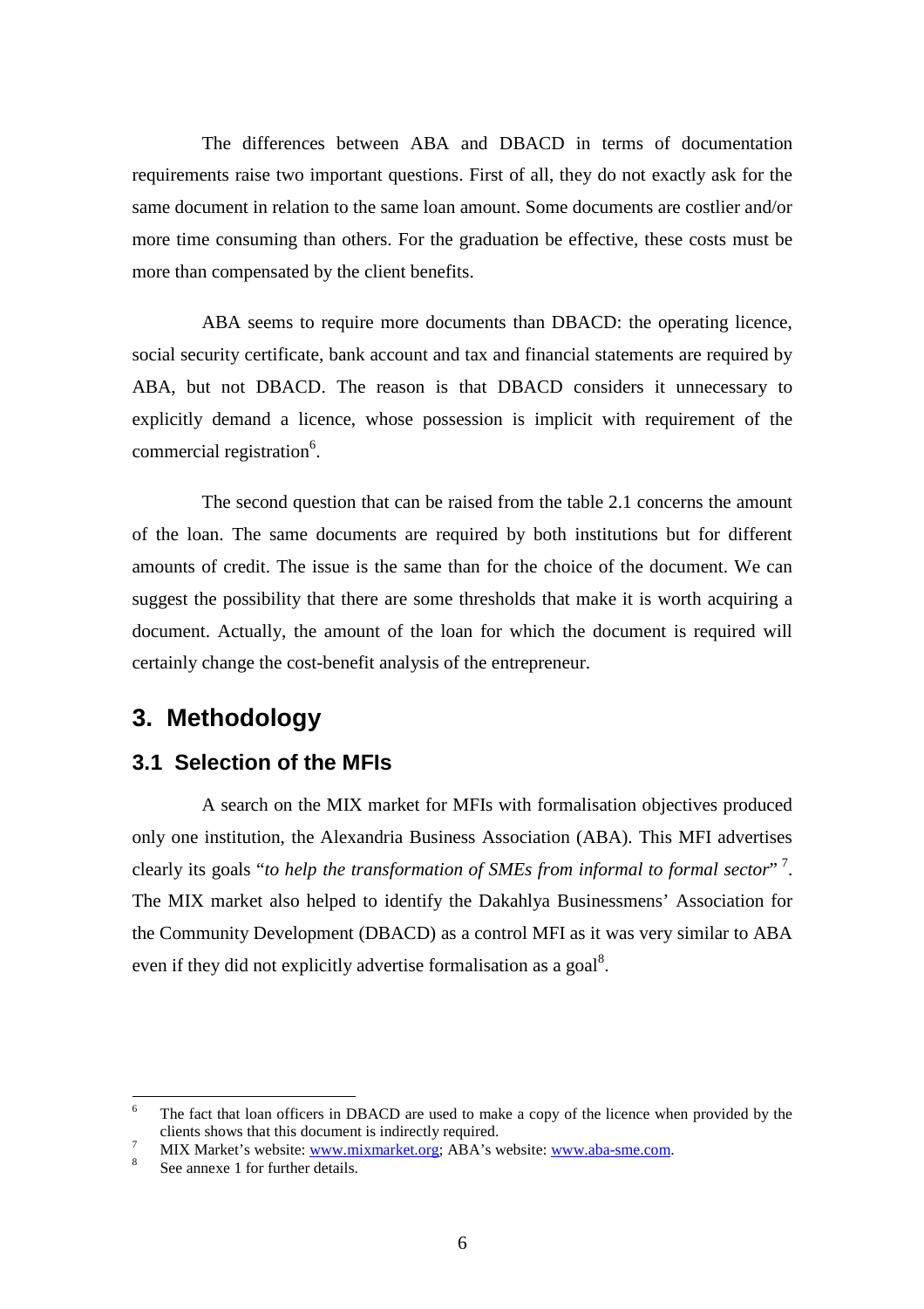The differences between ABA and DBACD in terms of documentation requirements raise two important questions. First of all, they do not exactly ask for the same document in relation to the same loan amount. Some documents are costlier and/or more time consuming than others. For the graduation be effective, these costs must be more than compensated by the client benefits.

ABA seems to require more documents than DBACD: the operating licence, social security certificate, bank account and tax and financial statements are required by ABA, but not DBACD. The reason is that DBACD considers it unnecessary to explicitly demand a licence, whose possession is implicit with requirement of the commercial registration[6].

The second question that can be raised from the table 2.1 concerns the amount of the loan. The same documents are required by both institutions but for different amounts of credit. The issue is the same than for the choice of the document. We can suggest the possibility that there are some thresholds that make it is worth acquiring a document. Actually, the amount of the loan for which the document is required will certainly change the cost-benefit analysis of the entrepreneur.

# 3. Methodology

## 3.1 Selection of the MFIs

A search on the MIX market for MFIs with formalisation objectives produced only one institution, the Alexandria Business Association (ABA). This MFI advertises clearly its goals "*to help the transformation of SMEs from informal to formal sector*" [7]. The MIX market also helped to identify the Dakahlya Businessmens' Association for the Community Development (DBACD) as a control MFI as it was very similar to ABA even if they did not explicitly advertise formalisation as a goal[8].

---

[6] The fact that loan officers in DBACD are used to make a copy of the licence when provided by the clients shows that this document is indirectly required.

[7] MIX Market's website: www.mixmarket.org; ABA's website: www.aba-sme.com.

[8] See annexe 1 for further details.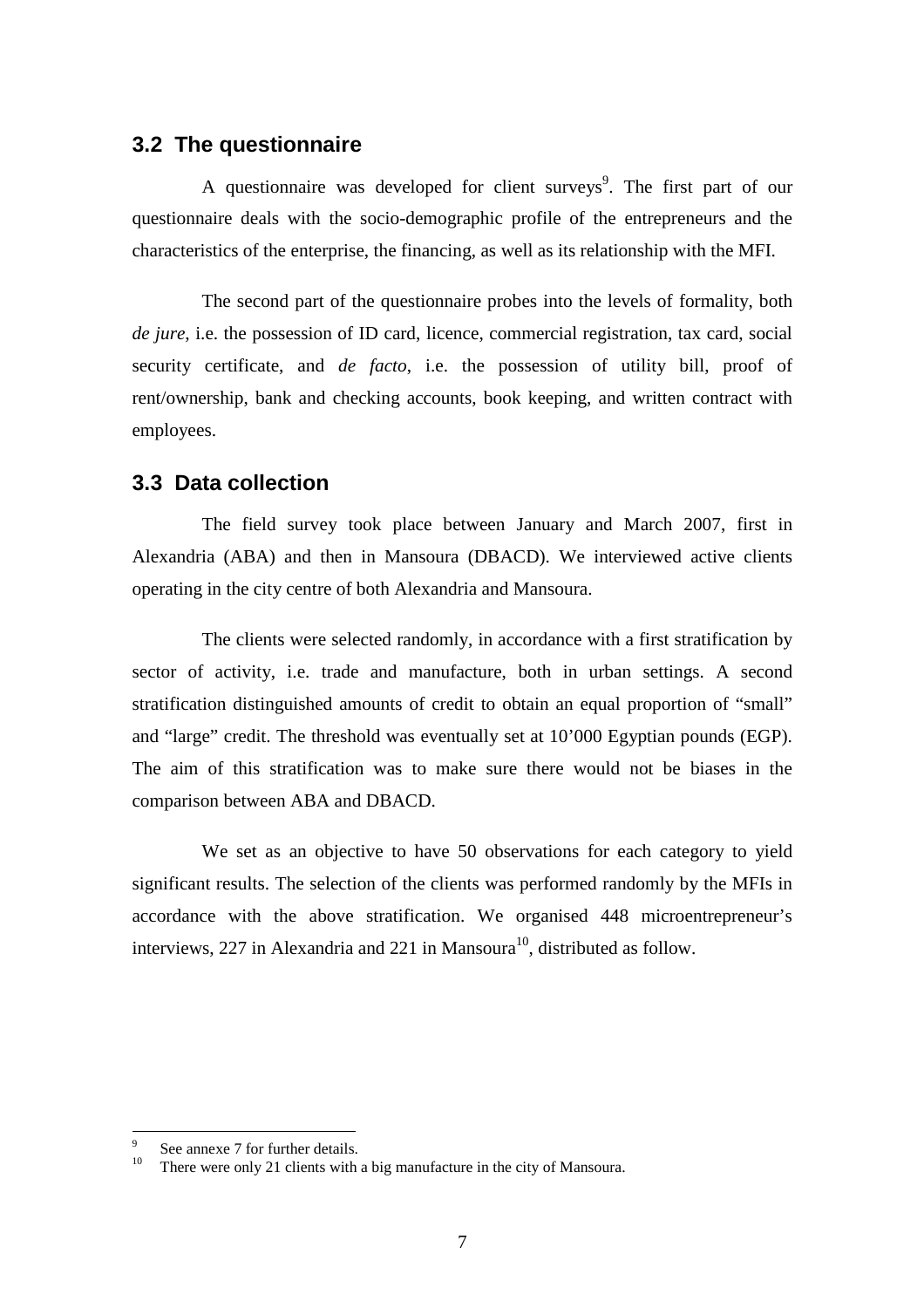## 3.2 The questionnaire

A questionnaire was developed for client surveys[9]. The first part of our questionnaire deals with the socio-demographic profile of the entrepreneurs and the characteristics of the enterprise, the financing, as well as its relationship with the MFI.

The second part of the questionnaire probes into the levels of formality, both *de jure*, i.e. the possession of ID card, licence, commercial registration, tax card, social security certificate, and *de facto*, i.e. the possession of utility bill, proof of rent/ownership, bank and checking accounts, book keeping, and written contract with employees.

## 3.3 Data collection

The field survey took place between January and March 2007, first in Alexandria (ABA) and then in Mansoura (DBACD). We interviewed active clients operating in the city centre of both Alexandria and Mansoura.

The clients were selected randomly, in accordance with a first stratification by sector of activity, i.e. trade and manufacture, both in urban settings. A second stratification distinguished amounts of credit to obtain an equal proportion of "small" and "large" credit. The threshold was eventually set at 10'000 Egyptian pounds (EGP). The aim of this stratification was to make sure there would not be biases in the comparison between ABA and DBACD.

We set as an objective to have 50 observations for each category to yield significant results. The selection of the clients was performed randomly by the MFIs in accordance with the above stratification. We organised 448 microentrepreneur's interviews, 227 in Alexandria and 221 in Mansoura[10], distributed as follow.

---

[9] See annexe 7 for further details.

[10] There were only 21 clients with a big manufacture in the city of Mansoura.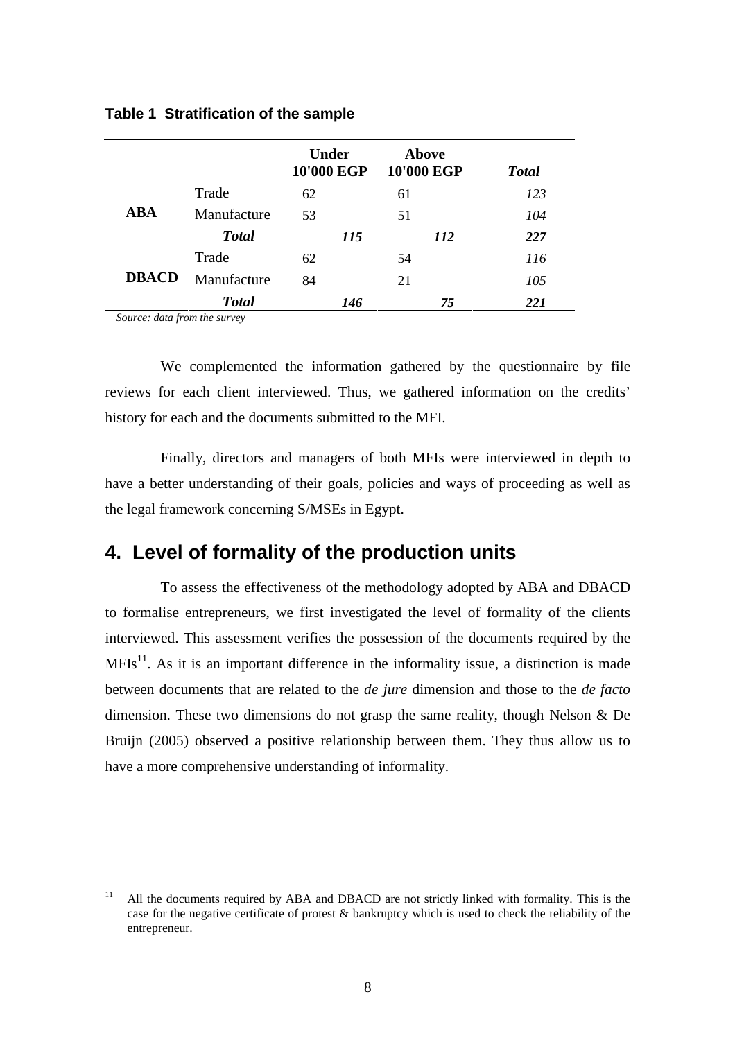**Table 1 Stratification of the sample**

| | | Under 10'000 EGP | Above 10'000 EGP | *Total* |
|---|---|---|---|---|
| **ABA** | Trade | 62 | 61 | *123* |
| | Manufacture | 53 | 51 | *104* |
| | ***Total*** | ***115*** | ***112*** | ***227*** |
| **DBACD** | Trade | 62 | 54 | *116* |
| | Manufacture | 84 | 21 | *105* |
| | ***Total*** | ***146*** | ***75*** | ***221*** |

*Source: data from the survey*

We complemented the information gathered by the questionnaire by file reviews for each client interviewed. Thus, we gathered information on the credits' history for each and the documents submitted to the MFI.

Finally, directors and managers of both MFIs were interviewed in depth to have a better understanding of their goals, policies and ways of proceeding as well as the legal framework concerning S/MSEs in Egypt.

## 4. Level of formality of the production units

To assess the effectiveness of the methodology adopted by ABA and DBACD to formalise entrepreneurs, we first investigated the level of formality of the clients interviewed. This assessment verifies the possession of the documents required by the MFIs[11]. As it is an important difference in the informality issue, a distinction is made between documents that are related to the *de jure* dimension and those to the *de facto* dimension. These two dimensions do not grasp the same reality, though Nelson & De Bruijn (2005) observed a positive relationship between them. They thus allow us to have a more comprehensive understanding of informality.

[11] All the documents required by ABA and DBACD are not strictly linked with formality. This is the case for the negative certificate of protest & bankruptcy which is used to check the reliability of the entrepreneur.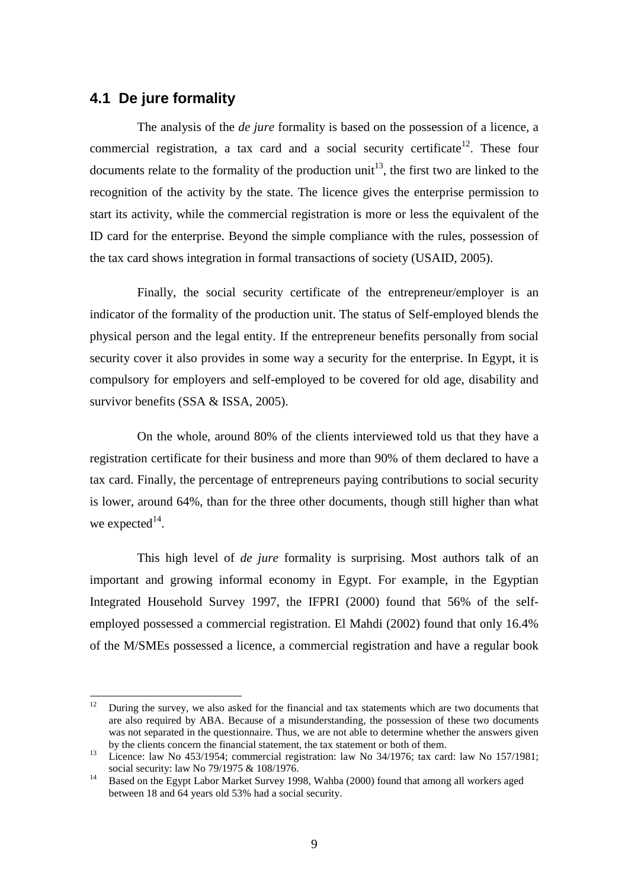## 4.1 De jure formality

The analysis of the *de jure* formality is based on the possession of a licence, a commercial registration, a tax card and a social security certificate[12]. These four documents relate to the formality of the production unit[13], the first two are linked to the recognition of the activity by the state. The licence gives the enterprise permission to start its activity, while the commercial registration is more or less the equivalent of the ID card for the enterprise. Beyond the simple compliance with the rules, possession of the tax card shows integration in formal transactions of society (USAID, 2005).

Finally, the social security certificate of the entrepreneur/employer is an indicator of the formality of the production unit. The status of Self-employed blends the physical person and the legal entity. If the entrepreneur benefits personally from social security cover it also provides in some way a security for the enterprise. In Egypt, it is compulsory for employers and self-employed to be covered for old age, disability and survivor benefits (SSA & ISSA, 2005).

On the whole, around 80% of the clients interviewed told us that they have a registration certificate for their business and more than 90% of them declared to have a tax card. Finally, the percentage of entrepreneurs paying contributions to social security is lower, around 64%, than for the three other documents, though still higher than what we expected[14].

This high level of *de jure* formality is surprising. Most authors talk of an important and growing informal economy in Egypt. For example, in the Egyptian Integrated Household Survey 1997, the IFPRI (2000) found that 56% of the self-employed possessed a commercial registration. El Mahdi (2002) found that only 16.4% of the M/SMEs possessed a licence, a commercial registration and have a regular book

---

[12] During the survey, we also asked for the financial and tax statements which are two documents that are also required by ABA. Because of a misunderstanding, the possession of these two documents was not separated in the questionnaire. Thus, we are not able to determine whether the answers given by the clients concern the financial statement, the tax statement or both of them.

[13] Licence: law No 453/1954; commercial registration: law No 34/1976; tax card: law No 157/1981; social security: law No 79/1975 & 108/1976.

[14] Based on the Egypt Labor Market Survey 1998, Wahba (2000) found that among all workers aged between 18 and 64 years old 53% had a social security.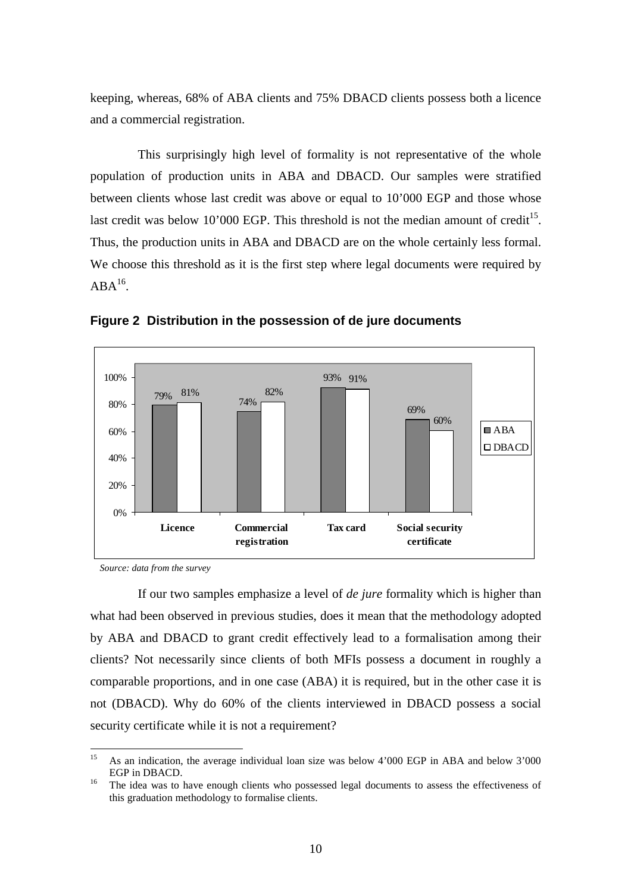keeping, whereas, 68% of ABA clients and 75% DBACD clients possess both a licence and a commercial registration.

This surprisingly high level of formality is not representative of the whole population of production units in ABA and DBACD. Our samples were stratified between clients whose last credit was above or equal to 10'000 EGP and those whose last credit was below 10'000 EGP. This threshold is not the median amount of credit[15]. Thus, the production units in ABA and DBACD are on the whole certainly less formal. We choose this threshold as it is the first step where legal documents were required by ABA[16].

**Figure 2 Distribution in the possession of de jure documents**

| | ABA | DBACD |
|---|---|---|
| Licence | 79% | 81% |
| Commercial registration | 74% | 82% |
| Tax card | 93% | 91% |
| Social security certificate | 69% | 60% |

*Source: data from the survey*

If our two samples emphasize a level of *de jure* formality which is higher than what had been observed in previous studies, does it mean that the methodology adopted by ABA and DBACD to grant credit effectively lead to a formalisation among their clients? Not necessarily since clients of both MFIs possess a document in roughly a comparable proportions, and in one case (ABA) it is required, but in the other case it is not (DBACD). Why do 60% of the clients interviewed in DBACD possess a social security certificate while it is not a requirement?

---

[15] As an indication, the average individual loan size was below 4'000 EGP in ABA and below 3'000 EGP in DBACD.

[16] The idea was to have enough clients who possessed legal documents to assess the effectiveness of this graduation methodology to formalise clients.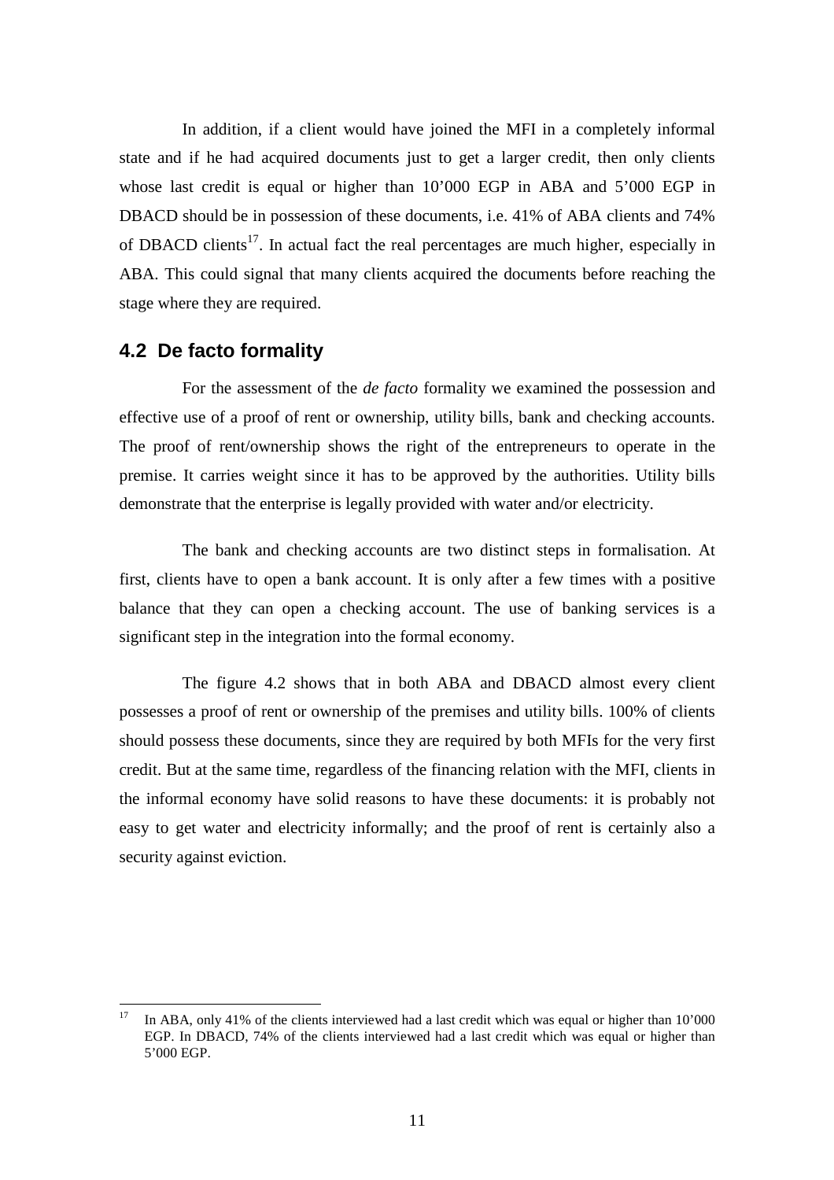In addition, if a client would have joined the MFI in a completely informal state and if he had acquired documents just to get a larger credit, then only clients whose last credit is equal or higher than 10'000 EGP in ABA and 5'000 EGP in DBACD should be in possession of these documents, i.e. 41% of ABA clients and 74% of DBACD clients[17]. In actual fact the real percentages are much higher, especially in ABA. This could signal that many clients acquired the documents before reaching the stage where they are required.

## 4.2 De facto formality

For the assessment of the *de facto* formality we examined the possession and effective use of a proof of rent or ownership, utility bills, bank and checking accounts. The proof of rent/ownership shows the right of the entrepreneurs to operate in the premise. It carries weight since it has to be approved by the authorities. Utility bills demonstrate that the enterprise is legally provided with water and/or electricity.

The bank and checking accounts are two distinct steps in formalisation. At first, clients have to open a bank account. It is only after a few times with a positive balance that they can open a checking account. The use of banking services is a significant step in the integration into the formal economy.

The figure 4.2 shows that in both ABA and DBACD almost every client possesses a proof of rent or ownership of the premises and utility bills. 100% of clients should possess these documents, since they are required by both MFIs for the very first credit. But at the same time, regardless of the financing relation with the MFI, clients in the informal economy have solid reasons to have these documents: it is probably not easy to get water and electricity informally; and the proof of rent is certainly also a security against eviction.

[17] In ABA, only 41% of the clients interviewed had a last credit which was equal or higher than 10'000 EGP. In DBACD, 74% of the clients interviewed had a last credit which was equal or higher than 5'000 EGP.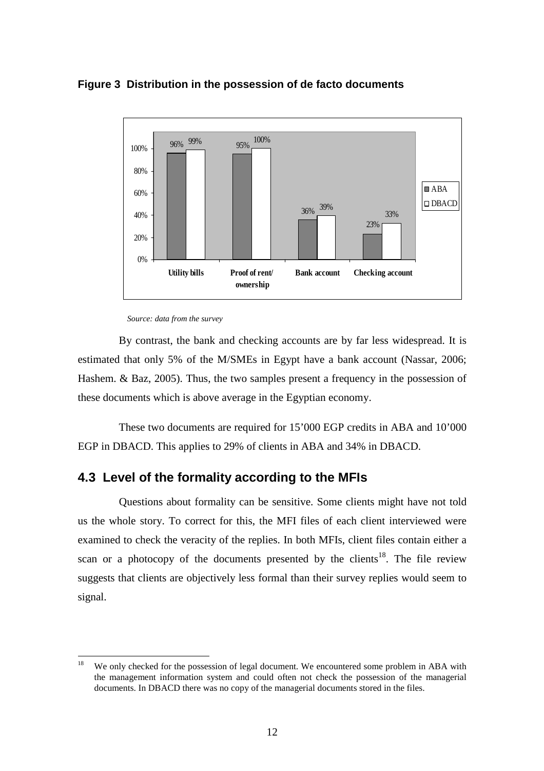**Figure 3 Distribution in the possession of de facto documents**

| | Utility bills | Proof of rent/ ownership | Bank account | Checking account |
|---|---|---|---|---|
| ABA | 96% | 95% | 36% | 23% |
| DBACD | 99% | 100% | 39% | 33% |

*Source: data from the survey*

By contrast, the bank and checking accounts are by far less widespread. It is estimated that only 5% of the M/SMEs in Egypt have a bank account (Nassar, 2006; Hashem. & Baz, 2005). Thus, the two samples present a frequency in the possession of these documents which is above average in the Egyptian economy.

These two documents are required for 15'000 EGP credits in ABA and 10'000 EGP in DBACD. This applies to 29% of clients in ABA and 34% in DBACD.

## 4.3 Level of the formality according to the MFIs

Questions about formality can be sensitive. Some clients might have not told us the whole story. To correct for this, the MFI files of each client interviewed were examined to check the veracity of the replies. In both MFIs, client files contain either a scan or a photocopy of the documents presented by the clients[18]. The file review suggests that clients are objectively less formal than their survey replies would seem to signal.

---

[18] We only checked for the possession of legal document. We encountered some problem in ABA with the management information system and could often not check the possession of the managerial documents. In DBACD there was no copy of the managerial documents stored in the files.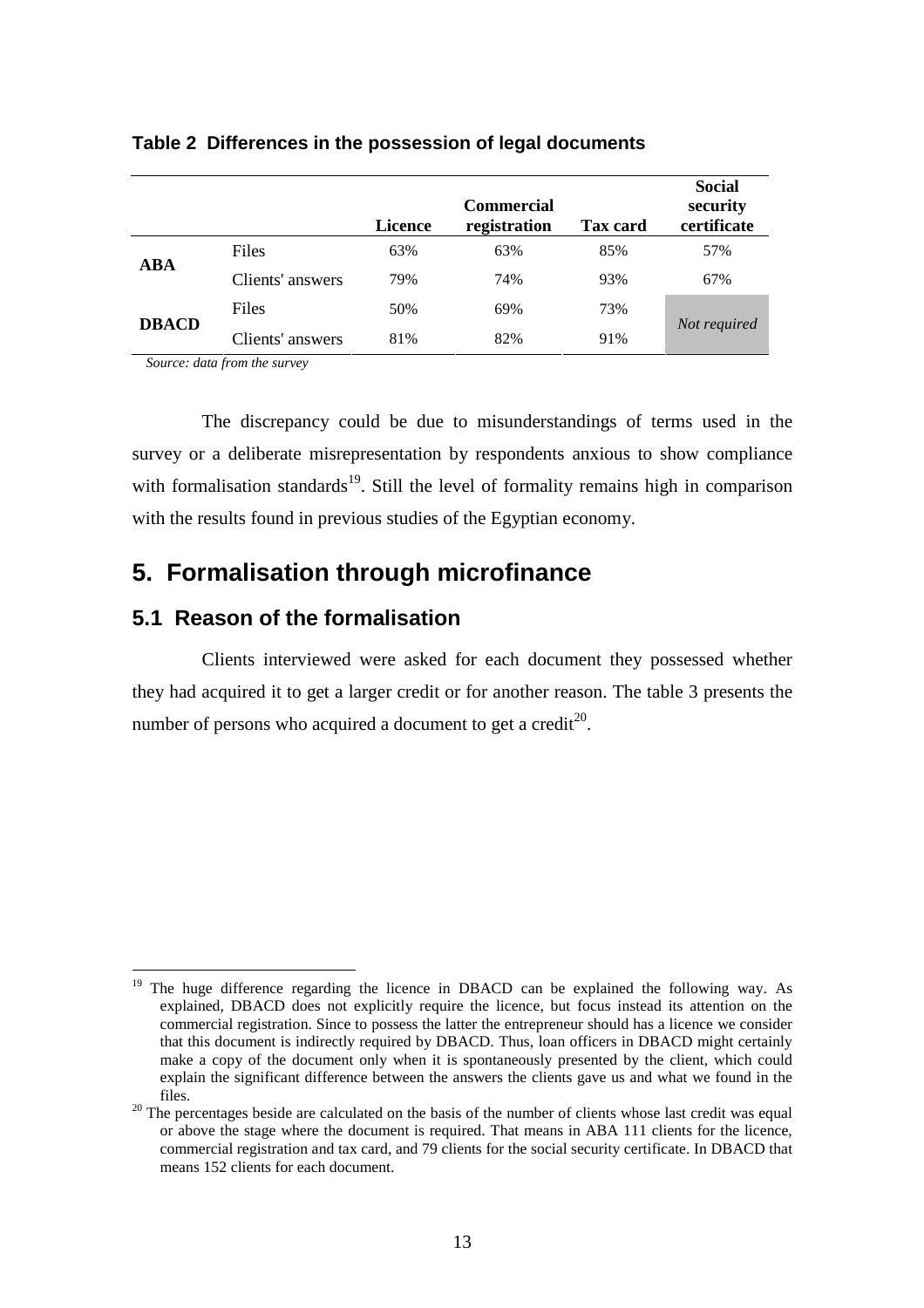**Table 2 Differences in the possession of legal documents**

| | | Licence | Commercial registration | Tax card | Social security certificate |
|---|---|---|---|---|---|
| **ABA** | Files | 63% | 63% | 85% | 57% |
| | Clients' answers | 79% | 74% | 93% | 67% |
| **DBACD** | Files | 50% | 69% | 73% | *Not required* |
| | Clients' answers | 81% | 82% | 91% | |

*Source: data from the survey*

The discrepancy could be due to misunderstandings of terms used in the survey or a deliberate misrepresentation by respondents anxious to show compliance with formalisation standards[19]. Still the level of formality remains high in comparison with the results found in previous studies of the Egyptian economy.

## 5. Formalisation through microfinance

### 5.1 Reason of the formalisation

Clients interviewed were asked for each document they possessed whether they had acquired it to get a larger credit or for another reason. The table 3 presents the number of persons who acquired a document to get a credit[20].

---

[19] The huge difference regarding the licence in DBACD can be explained the following way. As explained, DBACD does not explicitly require the licence, but focus instead its attention on the commercial registration. Since to possess the latter the entrepreneur should has a licence we consider that this document is indirectly required by DBACD. Thus, loan officers in DBACD might certainly make a copy of the document only when it is spontaneously presented by the client, which could explain the significant difference between the answers the clients gave us and what we found in the files.

[20] The percentages beside are calculated on the basis of the number of clients whose last credit was equal or above the stage where the document is required. That means in ABA 111 clients for the licence, commercial registration and tax card, and 79 clients for the social security certificate. In DBACD that means 152 clients for each document.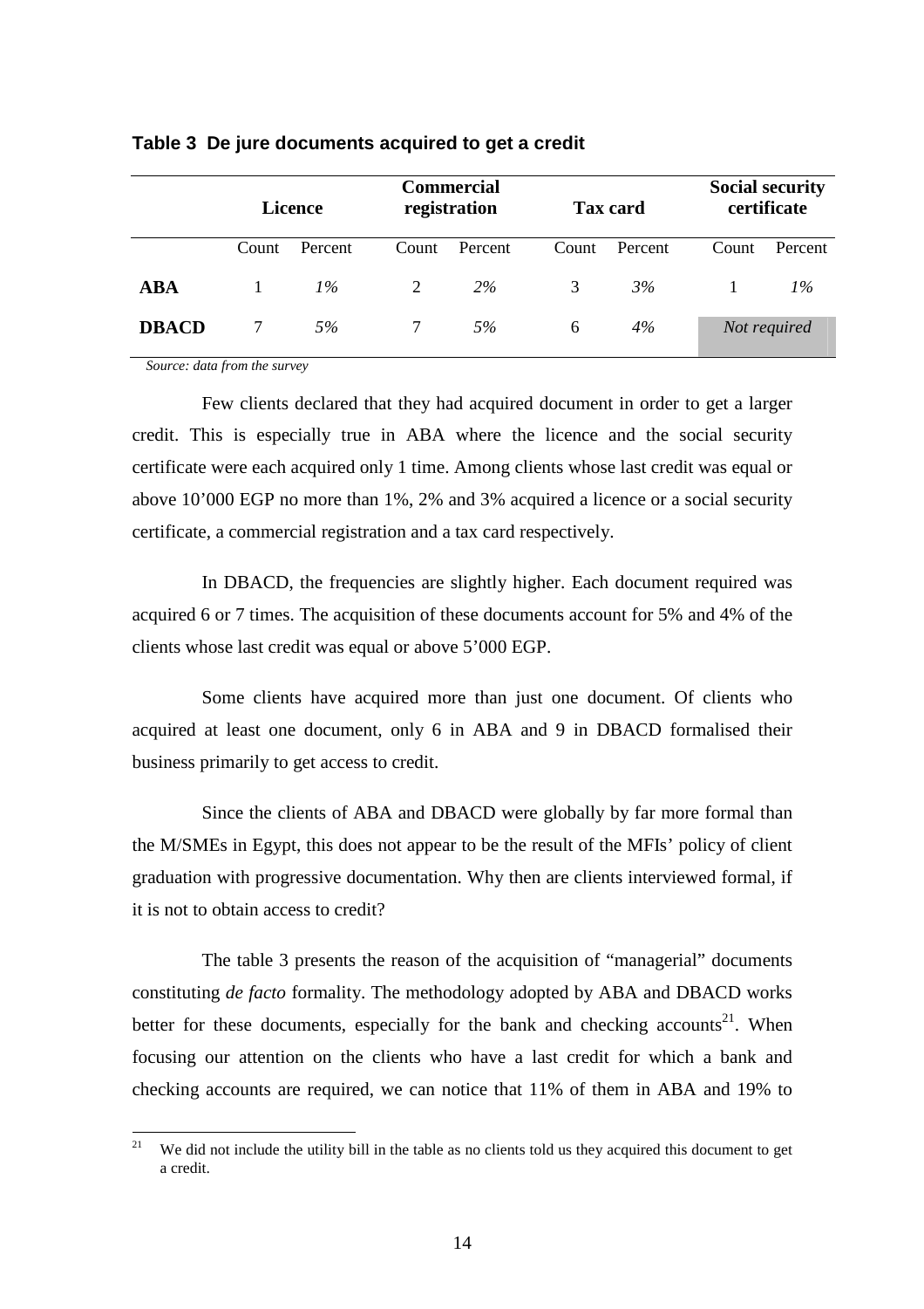**Table 3 De jure documents acquired to get a credit**

| | Licence | | Commercial registration | | Tax card | | Social security certificate | |
|---|---|---|---|---|---|---|---|---|
| | Count | Percent | Count | Percent | Count | Percent | Count | Percent |
| **ABA** | 1 | *1%* | 2 | *2%* | 3 | *3%* | 1 | *1%* |
| **DBACD** | 7 | *5%* | 7 | *5%* | 6 | *4%* | *Not required* | |

*Source: data from the survey*

Few clients declared that they had acquired document in order to get a larger credit. This is especially true in ABA where the licence and the social security certificate were each acquired only 1 time. Among clients whose last credit was equal or above 10'000 EGP no more than 1%, 2% and 3% acquired a licence or a social security certificate, a commercial registration and a tax card respectively.

In DBACD, the frequencies are slightly higher. Each document required was acquired 6 or 7 times. The acquisition of these documents account for 5% and 4% of the clients whose last credit was equal or above 5'000 EGP.

Some clients have acquired more than just one document. Of clients who acquired at least one document, only 6 in ABA and 9 in DBACD formalised their business primarily to get access to credit.

Since the clients of ABA and DBACD were globally by far more formal than the M/SMEs in Egypt, this does not appear to be the result of the MFIs' policy of client graduation with progressive documentation. Why then are clients interviewed formal, if it is not to obtain access to credit?

The table 3 presents the reason of the acquisition of "managerial" documents constituting *de facto* formality. The methodology adopted by ABA and DBACD works better for these documents, especially for the bank and checking accounts[21]. When focusing our attention on the clients who have a last credit for which a bank and checking accounts are required, we can notice that 11% of them in ABA and 19% to

[21] We did not include the utility bill in the table as no clients told us they acquired this document to get a credit.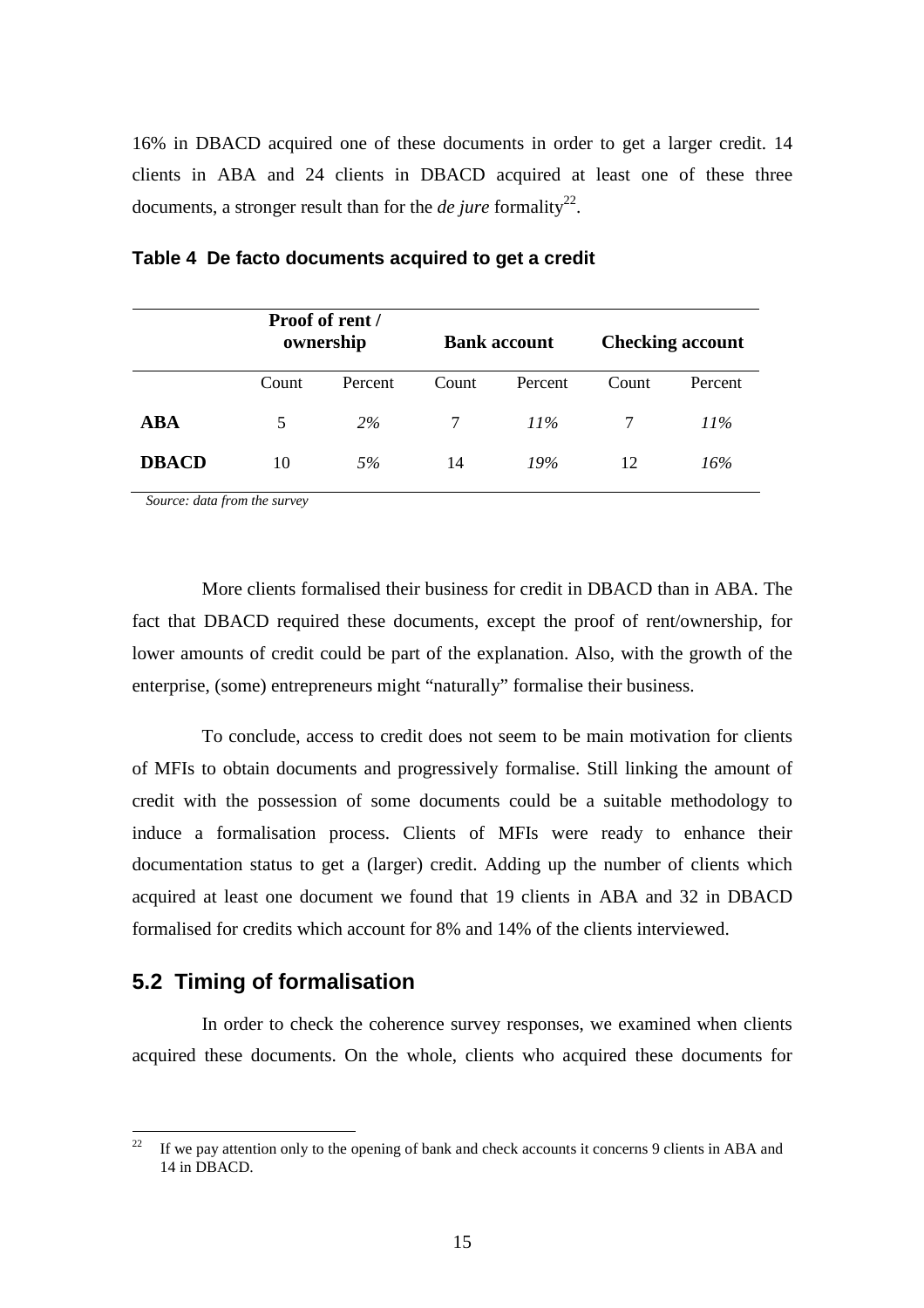16% in DBACD acquired one of these documents in order to get a larger credit. 14 clients in ABA and 24 clients in DBACD acquired at least one of these three documents, a stronger result than for the *de jure* formality[22].

**Table 4 De facto documents acquired to get a credit**

| | Proof of rent / ownership | | Bank account | | Checking account | |
|---|---|---|---|---|---|---|
| | Count | Percent | Count | Percent | Count | Percent |
| **ABA** | 5 | *2%* | 7 | *11%* | 7 | *11%* |
| **DBACD** | 10 | *5%* | 14 | *19%* | 12 | *16%* |

*Source: data from the survey*

More clients formalised their business for credit in DBACD than in ABA. The fact that DBACD required these documents, except the proof of rent/ownership, for lower amounts of credit could be part of the explanation. Also, with the growth of the enterprise, (some) entrepreneurs might "naturally" formalise their business.

To conclude, access to credit does not seem to be main motivation for clients of MFIs to obtain documents and progressively formalise. Still linking the amount of credit with the possession of some documents could be a suitable methodology to induce a formalisation process. Clients of MFIs were ready to enhance their documentation status to get a (larger) credit. Adding up the number of clients which acquired at least one document we found that 19 clients in ABA and 32 in DBACD formalised for credits which account for 8% and 14% of the clients interviewed.

## 5.2 Timing of formalisation

In order to check the coherence survey responses, we examined when clients acquired these documents. On the whole, clients who acquired these documents for

[22] If we pay attention only to the opening of bank and check accounts it concerns 9 clients in ABA and 14 in DBACD.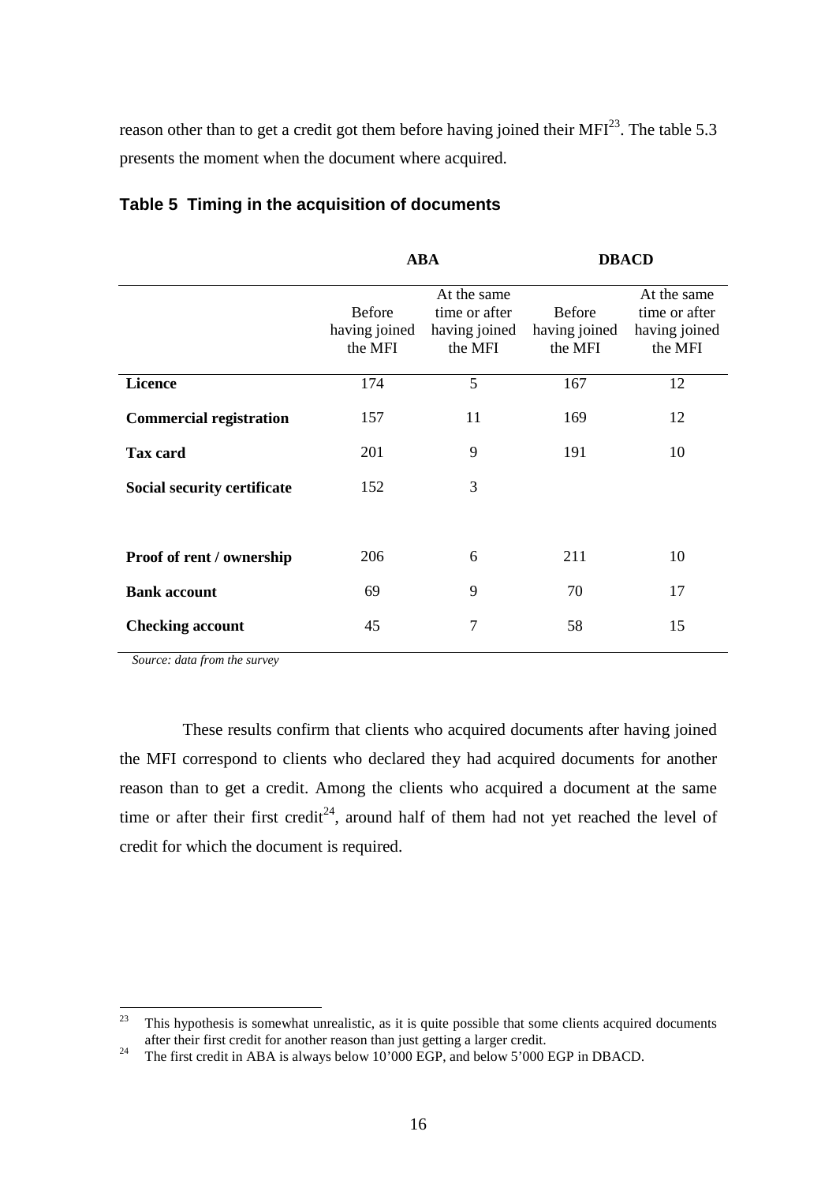reason other than to get a credit got them before having joined their MFI[23]. The table 5.3 presents the moment when the document where acquired.

**Table 5 Timing in the acquisition of documents**

| | ABA | | DBACD | |
|---|---|---|---|---|
| | Before having joined the MFI | At the same time or after having joined the MFI | Before having joined the MFI | At the same time or after having joined the MFI |
| **Licence** | 174 | 5 | 167 | 12 |
| **Commercial registration** | 157 | 11 | 169 | 12 |
| **Tax card** | 201 | 9 | 191 | 10 |
| **Social security certificate** | 152 | 3 | | |
| **Proof of rent / ownership** | 206 | 6 | 211 | 10 |
| **Bank account** | 69 | 9 | 70 | 17 |
| **Checking account** | 45 | 7 | 58 | 15 |

*Source: data from the survey*

These results confirm that clients who acquired documents after having joined the MFI correspond to clients who declared they had acquired documents for another reason than to get a credit. Among the clients who acquired a document at the same time or after their first credit[24], around half of them had not yet reached the level of credit for which the document is required.

[23] This hypothesis is somewhat unrealistic, as it is quite possible that some clients acquired documents after their first credit for another reason than just getting a larger credit.

[24] The first credit in ABA is always below 10'000 EGP, and below 5'000 EGP in DBACD.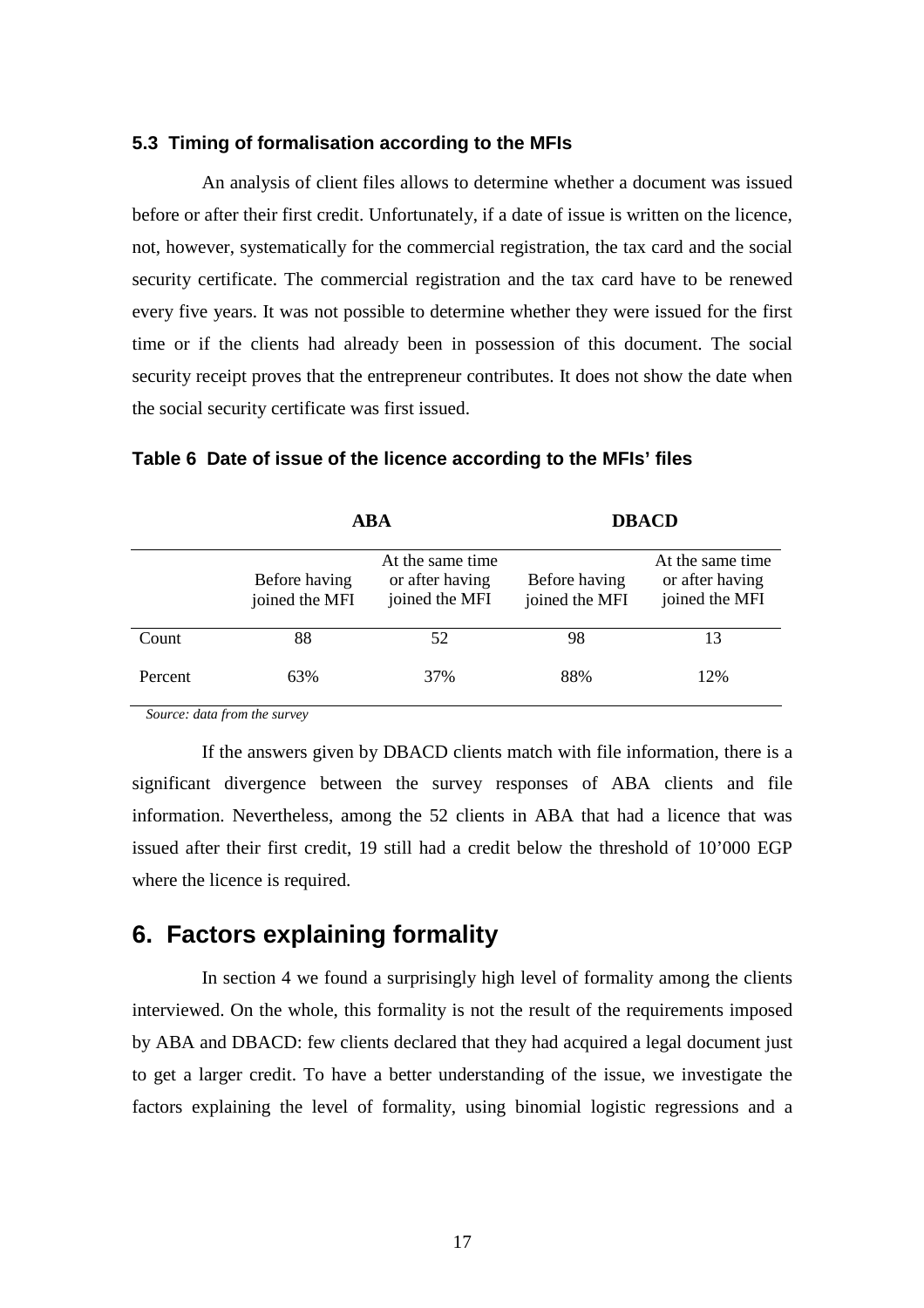### 5.3 Timing of formalisation according to the MFIs

An analysis of client files allows to determine whether a document was issued before or after their first credit. Unfortunately, if a date of issue is written on the licence, not, however, systematically for the commercial registration, the tax card and the social security certificate. The commercial registration and the tax card have to be renewed every five years. It was not possible to determine whether they were issued for the first time or if the clients had already been in possession of this document. The social security receipt proves that the entrepreneur contributes. It does not show the date when the social security certificate was first issued.

**Table 6 Date of issue of the licence according to the MFIs' files**

| | ABA | | DBACD | |
|---|---|---|---|---|
| | Before having joined the MFI | At the same time or after having joined the MFI | Before having joined the MFI | At the same time or after having joined the MFI |
| Count | 88 | 52 | 98 | 13 |
| Percent | 63% | 37% | 88% | 12% |

*Source: data from the survey*

If the answers given by DBACD clients match with file information, there is a significant divergence between the survey responses of ABA clients and file information. Nevertheless, among the 52 clients in ABA that had a licence that was issued after their first credit, 19 still had a credit below the threshold of 10'000 EGP where the licence is required.

## 6. Factors explaining formality

In section 4 we found a surprisingly high level of formality among the clients interviewed. On the whole, this formality is not the result of the requirements imposed by ABA and DBACD: few clients declared that they had acquired a legal document just to get a larger credit. To have a better understanding of the issue, we investigate the factors explaining the level of formality, using binomial logistic regressions and a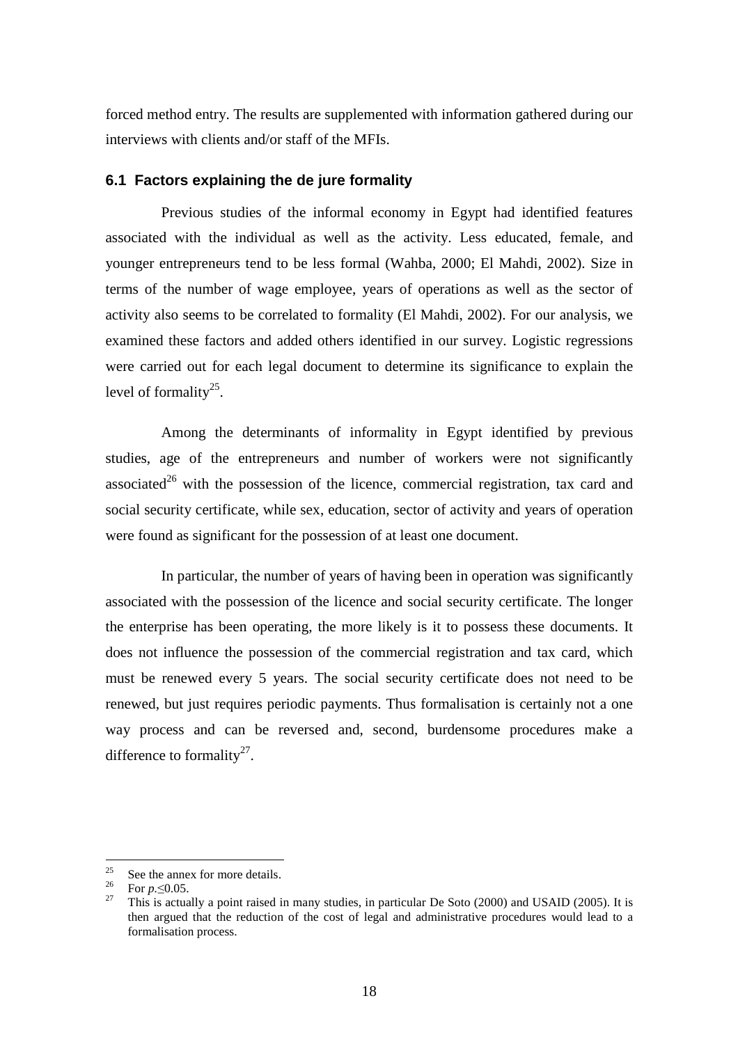forced method entry. The results are supplemented with information gathered during our interviews with clients and/or staff of the MFIs.

### 6.1 Factors explaining the de jure formality

Previous studies of the informal economy in Egypt had identified features associated with the individual as well as the activity. Less educated, female, and younger entrepreneurs tend to be less formal (Wahba, 2000; El Mahdi, 2002). Size in terms of the number of wage employee, years of operations as well as the sector of activity also seems to be correlated to formality (El Mahdi, 2002). For our analysis, we examined these factors and added others identified in our survey. Logistic regressions were carried out for each legal document to determine its significance to explain the level of formality[25].

Among the determinants of informality in Egypt identified by previous studies, age of the entrepreneurs and number of workers were not significantly associated[26] with the possession of the licence, commercial registration, tax card and social security certificate, while sex, education, sector of activity and years of operation were found as significant for the possession of at least one document.

In particular, the number of years of having been in operation was significantly associated with the possession of the licence and social security certificate. The longer the enterprise has been operating, the more likely is it to possess these documents. It does not influence the possession of the commercial registration and tax card, which must be renewed every 5 years. The social security certificate does not need to be renewed, but just requires periodic payments. Thus formalisation is certainly not a one way process and can be reversed and, second, burdensome procedures make a difference to formality[27].

---

[25] See the annex for more details.

[26] For $p. \leq 0.05$.

[27] This is actually a point raised in many studies, in particular De Soto (2000) and USAID (2005). It is then argued that the reduction of the cost of legal and administrative procedures would lead to a formalisation process.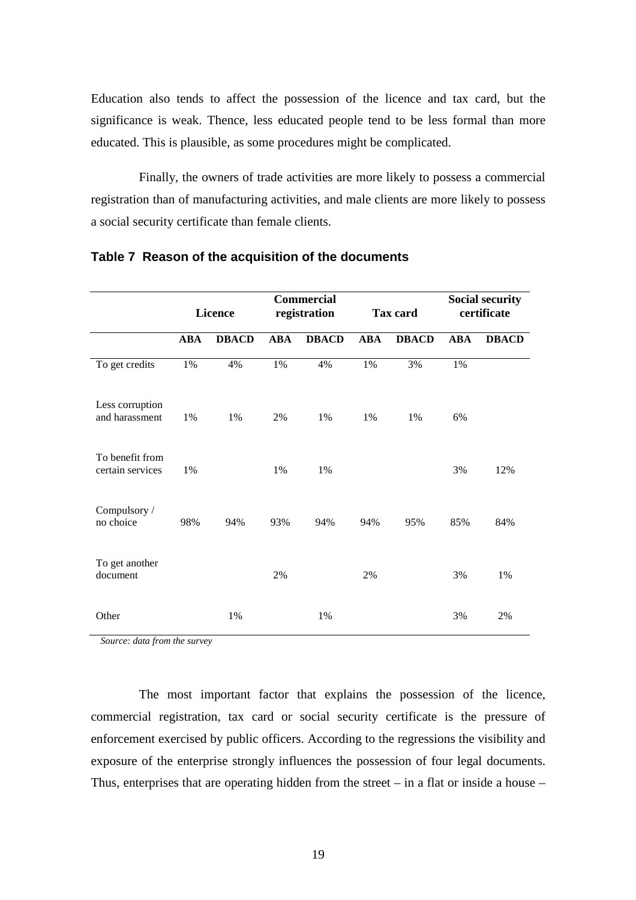Education also tends to affect the possession of the licence and tax card, but the significance is weak. Thence, less educated people tend to be less formal than more educated. This is plausible, as some procedures might be complicated.

Finally, the owners of trade activities are more likely to possess a commercial registration than of manufacturing activities, and male clients are more likely to possess a social security certificate than female clients.

**Table 7 Reason of the acquisition of the documents**

| | Licence | | Commercial registration | | Tax card | | Social security certificate | |
|---|---|---|---|---|---|---|---|---|
| | **ABA** | **DBACD** | **ABA** | **DBACD** | **ABA** | **DBACD** | **ABA** | **DBACD** |
| To get credits | 1% | 4% | 1% | 4% | 1% | 3% | 1% | |
| Less corruption and harassment | 1% | 1% | 2% | 1% | 1% | 1% | 6% | |
| To benefit from certain services | 1% | | 1% | 1% | | | 3% | 12% |
| Compulsory / no choice | 98% | 94% | 93% | 94% | 94% | 95% | 85% | 84% |
| To get another document | | | 2% | | 2% | | 3% | 1% |
| Other | | 1% | | 1% | | | 3% | 2% |

*Source: data from the survey*

The most important factor that explains the possession of the licence, commercial registration, tax card or social security certificate is the pressure of enforcement exercised by public officers. According to the regressions the visibility and exposure of the enterprise strongly influences the possession of four legal documents. Thus, enterprises that are operating hidden from the street – in a flat or inside a house –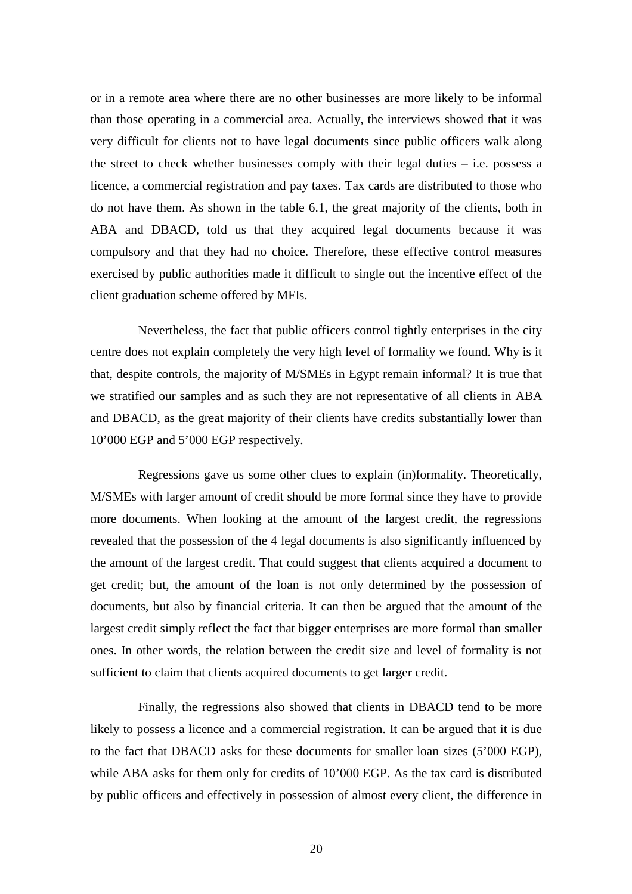or in a remote area where there are no other businesses are more likely to be informal than those operating in a commercial area. Actually, the interviews showed that it was very difficult for clients not to have legal documents since public officers walk along the street to check whether businesses comply with their legal duties – i.e. possess a licence, a commercial registration and pay taxes. Tax cards are distributed to those who do not have them. As shown in the table 6.1, the great majority of the clients, both in ABA and DBACD, told us that they acquired legal documents because it was compulsory and that they had no choice. Therefore, these effective control measures exercised by public authorities made it difficult to single out the incentive effect of the client graduation scheme offered by MFIs.

Nevertheless, the fact that public officers control tightly enterprises in the city centre does not explain completely the very high level of formality we found. Why is it that, despite controls, the majority of M/SMEs in Egypt remain informal? It is true that we stratified our samples and as such they are not representative of all clients in ABA and DBACD, as the great majority of their clients have credits substantially lower than 10’000 EGP and 5’000 EGP respectively.

Regressions gave us some other clues to explain (in)formality. Theoretically, M/SMEs with larger amount of credit should be more formal since they have to provide more documents. When looking at the amount of the largest credit, the regressions revealed that the possession of the 4 legal documents is also significantly influenced by the amount of the largest credit. That could suggest that clients acquired a document to get credit; but, the amount of the loan is not only determined by the possession of documents, but also by financial criteria. It can then be argued that the amount of the largest credit simply reflect the fact that bigger enterprises are more formal than smaller ones. In other words, the relation between the credit size and level of formality is not sufficient to claim that clients acquired documents to get larger credit.

Finally, the regressions also showed that clients in DBACD tend to be more likely to possess a licence and a commercial registration. It can be argued that it is due to the fact that DBACD asks for these documents for smaller loan sizes (5’000 EGP), while ABA asks for them only for credits of 10’000 EGP. As the tax card is distributed by public officers and effectively in possession of almost every client, the difference in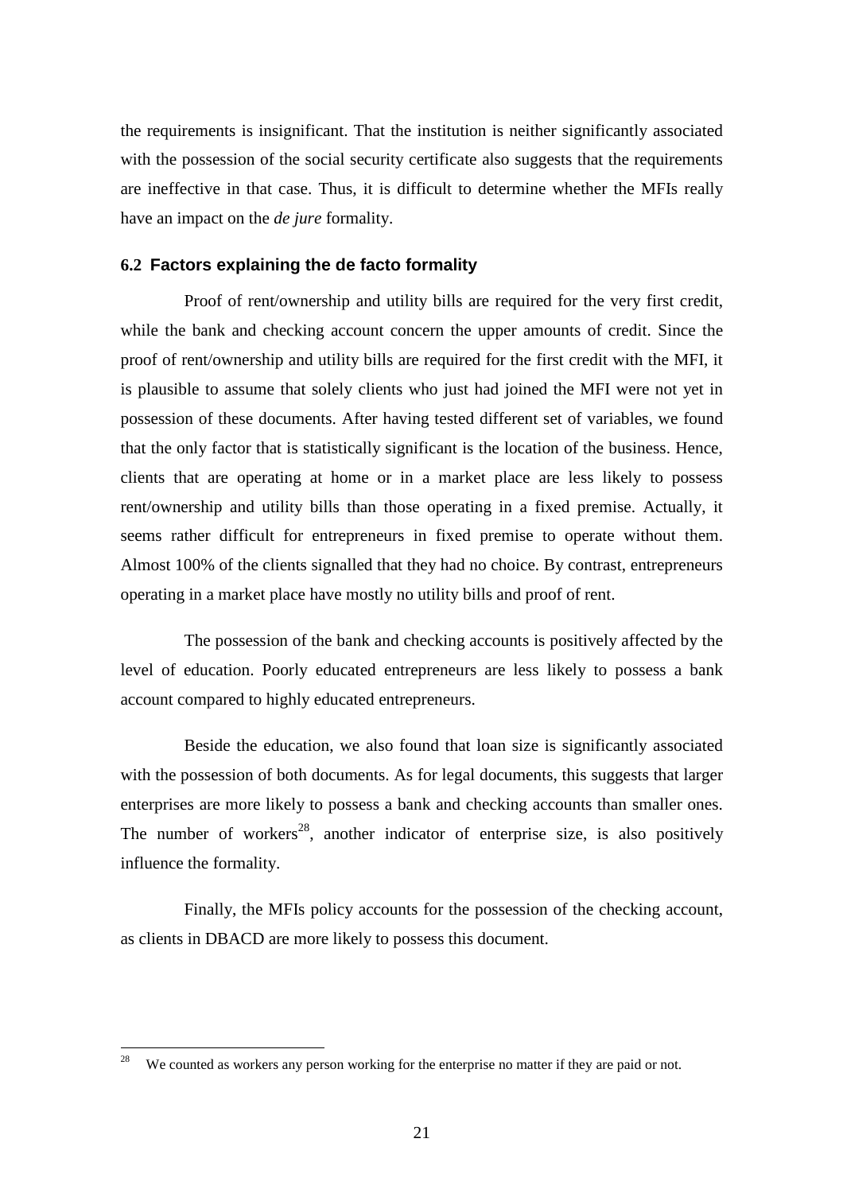the requirements is insignificant. That the institution is neither significantly associated with the possession of the social security certificate also suggests that the requirements are ineffective in that case. Thus, it is difficult to determine whether the MFIs really have an impact on the *de jure* formality.

### 6.2 Factors explaining the de facto formality

Proof of rent/ownership and utility bills are required for the very first credit, while the bank and checking account concern the upper amounts of credit. Since the proof of rent/ownership and utility bills are required for the first credit with the MFI, it is plausible to assume that solely clients who just had joined the MFI were not yet in possession of these documents. After having tested different set of variables, we found that the only factor that is statistically significant is the location of the business. Hence, clients that are operating at home or in a market place are less likely to possess rent/ownership and utility bills than those operating in a fixed premise. Actually, it seems rather difficult for entrepreneurs in fixed premise to operate without them. Almost 100% of the clients signalled that they had no choice. By contrast, entrepreneurs operating in a market place have mostly no utility bills and proof of rent.

The possession of the bank and checking accounts is positively affected by the level of education. Poorly educated entrepreneurs are less likely to possess a bank account compared to highly educated entrepreneurs.

Beside the education, we also found that loan size is significantly associated with the possession of both documents. As for legal documents, this suggests that larger enterprises are more likely to possess a bank and checking accounts than smaller ones. The number of workers[28], another indicator of enterprise size, is also positively influence the formality.

Finally, the MFIs policy accounts for the possession of the checking account, as clients in DBACD are more likely to possess this document.

[28] We counted as workers any person working for the enterprise no matter if they are paid or not.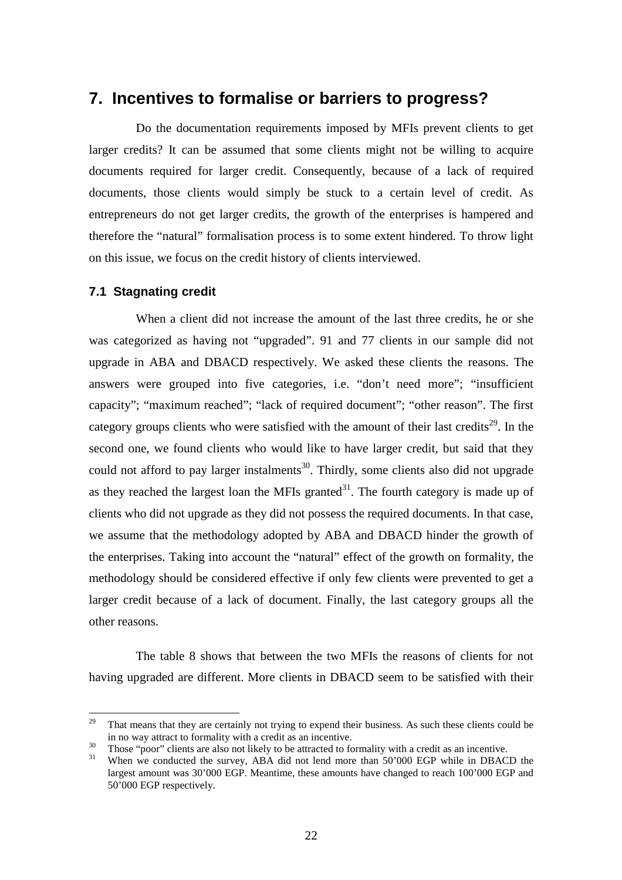# 7. Incentives to formalise or barriers to progress?

Do the documentation requirements imposed by MFIs prevent clients to get larger credits? It can be assumed that some clients might not be willing to acquire documents required for larger credit. Consequently, because of a lack of required documents, those clients would simply be stuck to a certain level of credit. As entrepreneurs do not get larger credits, the growth of the enterprises is hampered and therefore the "natural" formalisation process is to some extent hindered. To throw light on this issue, we focus on the credit history of clients interviewed.

## 7.1 Stagnating credit

When a client did not increase the amount of the last three credits, he or she was categorized as having not "upgraded". 91 and 77 clients in our sample did not upgrade in ABA and DBACD respectively. We asked these clients the reasons. The answers were grouped into five categories, i.e. "don't need more"; "insufficient capacity"; "maximum reached"; "lack of required document"; "other reason". The first category groups clients who were satisfied with the amount of their last credits[29]. In the second one, we found clients who would like to have larger credit, but said that they could not afford to pay larger instalments[30]. Thirdly, some clients also did not upgrade as they reached the largest loan the MFIs granted[31]. The fourth category is made up of clients who did not upgrade as they did not possess the required documents. In that case, we assume that the methodology adopted by ABA and DBACD hinder the growth of the enterprises. Taking into account the "natural" effect of the growth on formality, the methodology should be considered effective if only few clients were prevented to get a larger credit because of a lack of document. Finally, the last category groups all the other reasons.

The table 8 shows that between the two MFIs the reasons of clients for not having upgraded are different. More clients in DBACD seem to be satisfied with their

---

[29] That means that they are certainly not trying to expend their business. As such these clients could be in no way attract to formality with a credit as an incentive.

[30] Those "poor" clients are also not likely to be attracted to formality with a credit as an incentive.

[31] When we conducted the survey, ABA did not lend more than 50'000 EGP while in DBACD the largest amount was 30'000 EGP. Meantime, these amounts have changed to reach 100'000 EGP and 50'000 EGP respectively.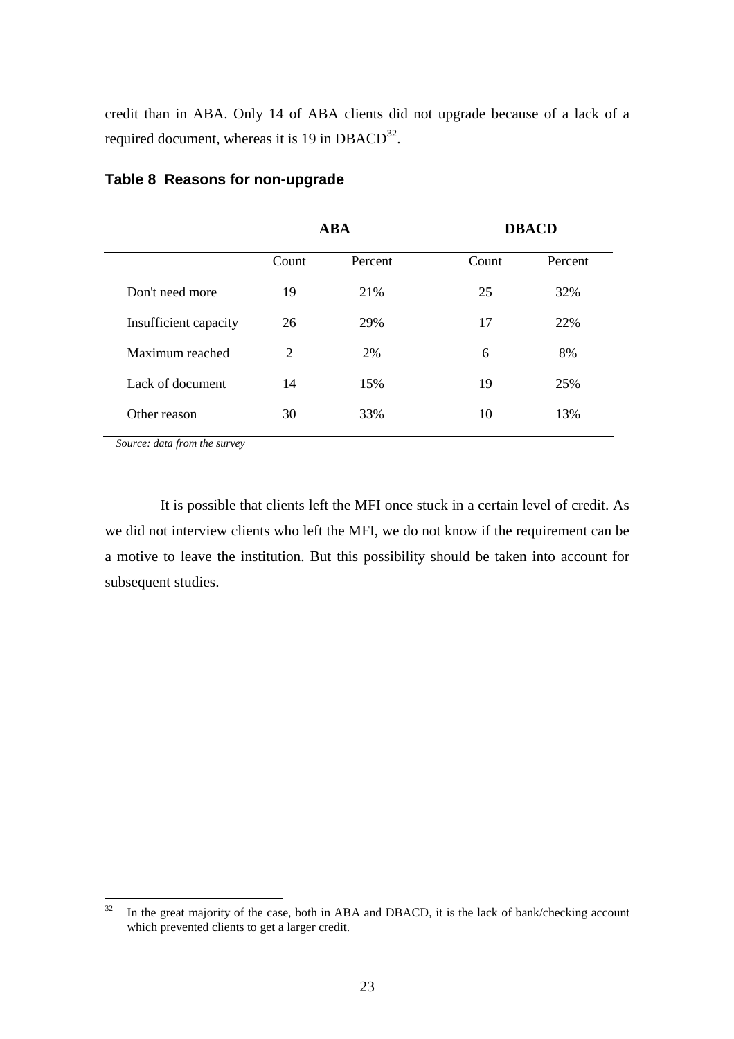credit than in ABA. Only 14 of ABA clients did not upgrade because of a lack of a required document, whereas it is 19 in DBACD[32].

**Table 8 Reasons for non-upgrade**

| | ABA | | DBACD | |
|---|---|---|---|---|
| | Count | Percent | Count | Percent |
| Don't need more | 19 | 21% | 25 | 32% |
| Insufficient capacity | 26 | 29% | 17 | 22% |
| Maximum reached | 2 | 2% | 6 | 8% |
| Lack of document | 14 | 15% | 19 | 25% |
| Other reason | 30 | 33% | 10 | 13% |

*Source: data from the survey*

It is possible that clients left the MFI once stuck in a certain level of credit. As we did not interview clients who left the MFI, we do not know if the requirement can be a motive to leave the institution. But this possibility should be taken into account for subsequent studies.

[32] In the great majority of the case, both in ABA and DBACD, it is the lack of bank/checking account which prevented clients to get a larger credit.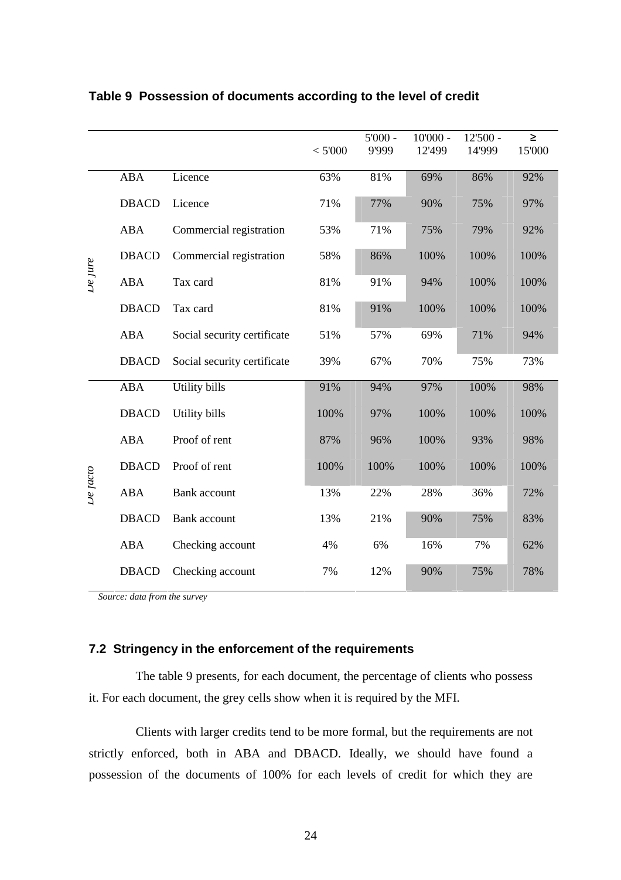**Table 9 Possession of documents according to the level of credit**

| | | | < 5'000 | 5'000 - 9'999 | 10'000 - 12'499 | 12'500 - 14'999 | ≥ 15'000 |
|---|---|---|---|---|---|---|---|
| *De jure* | ABA | Licence | 63% | 81% | 69% | 86% | 92% |
| | DBACD | Licence | 71% | 77% | 90% | 75% | 97% |
| | ABA | Commercial registration | 53% | 71% | 75% | 79% | 92% |
| | DBACD | Commercial registration | 58% | 86% | 100% | 100% | 100% |
| | ABA | Tax card | 81% | 91% | 94% | 100% | 100% |
| | DBACD | Tax card | 81% | 91% | 100% | 100% | 100% |
| | ABA | Social security certificate | 51% | 57% | 69% | 71% | 94% |
| | DBACD | Social security certificate | 39% | 67% | 70% | 75% | 73% |
| *De facto* | ABA | Utility bills | 91% | 94% | 97% | 100% | 98% |
| | DBACD | Utility bills | 100% | 97% | 100% | 100% | 100% |
| | ABA | Proof of rent | 87% | 96% | 100% | 93% | 98% |
| | DBACD | Proof of rent | 100% | 100% | 100% | 100% | 100% |
| | ABA | Bank account | 13% | 22% | 28% | 36% | 72% |
| | DBACD | Bank account | 13% | 21% | 90% | 75% | 83% |
| | ABA | Checking account | 4% | 6% | 16% | 7% | 62% |
| | DBACD | Checking account | 7% | 12% | 90% | 75% | 78% |

*Source: data from the survey*

### 7.2 Stringency in the enforcement of the requirements

The table 9 presents, for each document, the percentage of clients who possess it. For each document, the grey cells show when it is required by the MFI.

Clients with larger credits tend to be more formal, but the requirements are not strictly enforced, both in ABA and DBACD. Ideally, we should have found a possession of the documents of 100% for each levels of credit for which they are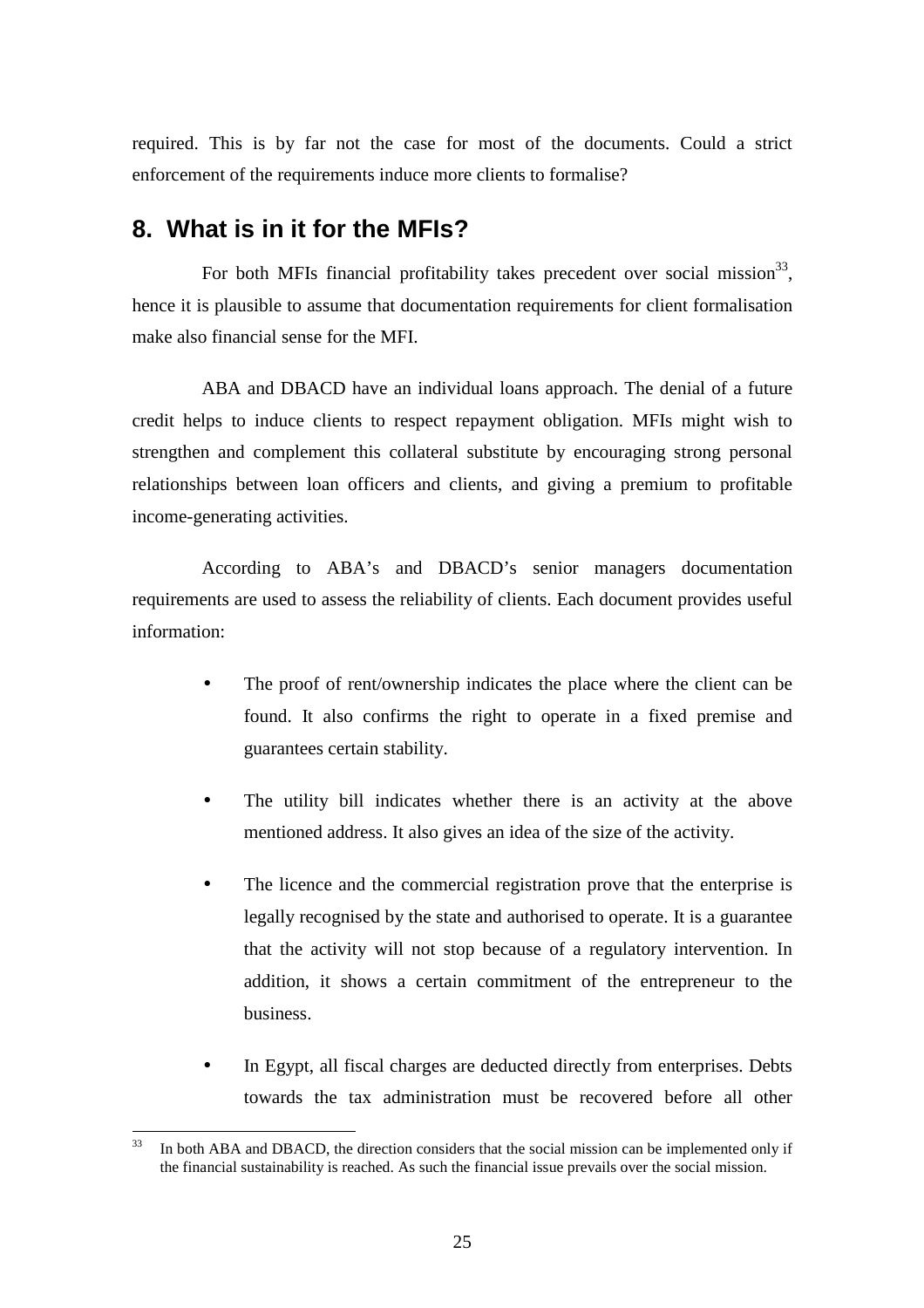required. This is by far not the case for most of the documents. Could a strict enforcement of the requirements induce more clients to formalise?

## 8. What is in it for the MFIs?

For both MFIs financial profitability takes precedent over social mission[33], hence it is plausible to assume that documentation requirements for client formalisation make also financial sense for the MFI.

ABA and DBACD have an individual loans approach. The denial of a future credit helps to induce clients to respect repayment obligation. MFIs might wish to strengthen and complement this collateral substitute by encouraging strong personal relationships between loan officers and clients, and giving a premium to profitable income-generating activities.

According to ABA's and DBACD's senior managers documentation requirements are used to assess the reliability of clients. Each document provides useful information:

- The proof of rent/ownership indicates the place where the client can be found. It also confirms the right to operate in a fixed premise and guarantees certain stability.
- The utility bill indicates whether there is an activity at the above mentioned address. It also gives an idea of the size of the activity.
- The licence and the commercial registration prove that the enterprise is legally recognised by the state and authorised to operate. It is a guarantee that the activity will not stop because of a regulatory intervention. In addition, it shows a certain commitment of the entrepreneur to the business.
- In Egypt, all fiscal charges are deducted directly from enterprises. Debts towards the tax administration must be recovered before all other

[33] In both ABA and DBACD, the direction considers that the social mission can be implemented only if the financial sustainability is reached. As such the financial issue prevails over the social mission.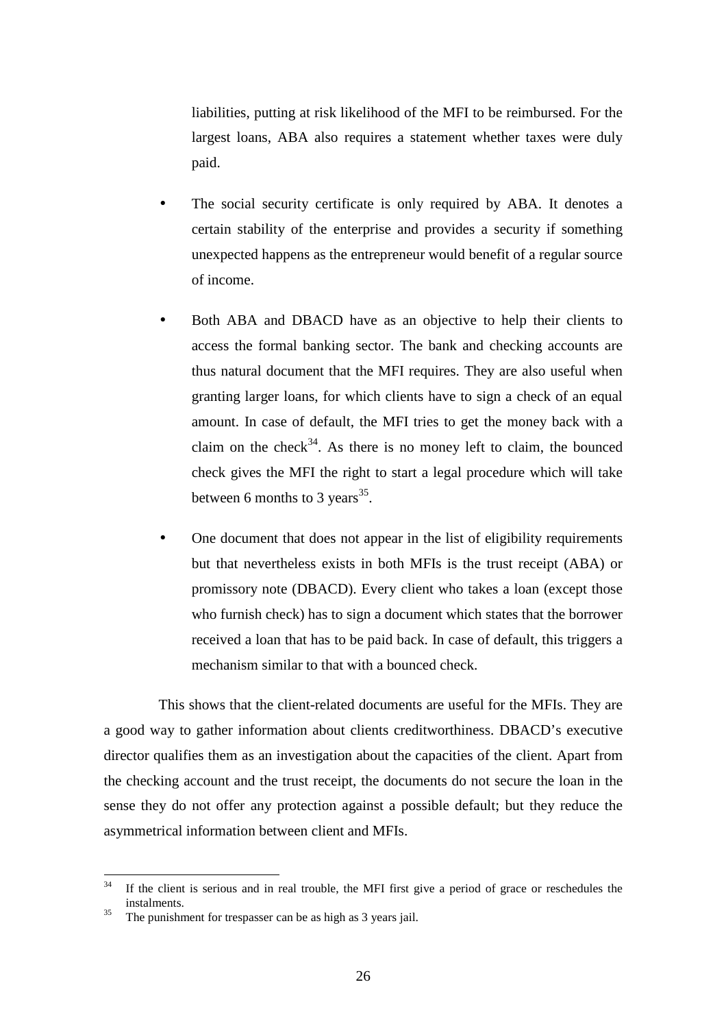liabilities, putting at risk likelihood of the MFI to be reimbursed. For the largest loans, ABA also requires a statement whether taxes were duly paid.

- The social security certificate is only required by ABA. It denotes a certain stability of the enterprise and provides a security if something unexpected happens as the entrepreneur would benefit of a regular source of income.

- Both ABA and DBACD have as an objective to help their clients to access the formal banking sector. The bank and checking accounts are thus natural document that the MFI requires. They are also useful when granting larger loans, for which clients have to sign a check of an equal amount. In case of default, the MFI tries to get the money back with a claim on the check[34]. As there is no money left to claim, the bounced check gives the MFI the right to start a legal procedure which will take between 6 months to 3 years[35].

- One document that does not appear in the list of eligibility requirements but that nevertheless exists in both MFIs is the trust receipt (ABA) or promissory note (DBACD). Every client who takes a loan (except those who furnish check) has to sign a document which states that the borrower received a loan that has to be paid back. In case of default, this triggers a mechanism similar to that with a bounced check.

This shows that the client-related documents are useful for the MFIs. They are a good way to gather information about clients creditworthiness. DBACD's executive director qualifies them as an investigation about the capacities of the client. Apart from the checking account and the trust receipt, the documents do not secure the loan in the sense they do not offer any protection against a possible default; but they reduce the asymmetrical information between client and MFIs.

---

[34] If the client is serious and in real trouble, the MFI first give a period of grace or reschedules the instalments.

[35] The punishment for trespasser can be as high as 3 years jail.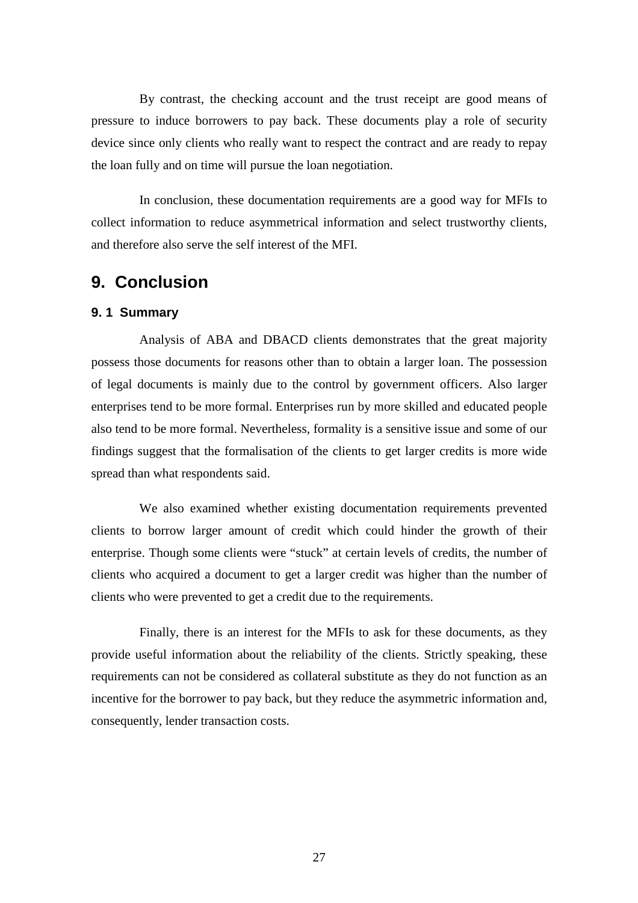By contrast, the checking account and the trust receipt are good means of pressure to induce borrowers to pay back. These documents play a role of security device since only clients who really want to respect the contract and are ready to repay the loan fully and on time will pursue the loan negotiation.

In conclusion, these documentation requirements are a good way for MFIs to collect information to reduce asymmetrical information and select trustworthy clients, and therefore also serve the self interest of the MFI.

# 9. Conclusion

## 9. 1 Summary

Analysis of ABA and DBACD clients demonstrates that the great majority possess those documents for reasons other than to obtain a larger loan. The possession of legal documents is mainly due to the control by government officers. Also larger enterprises tend to be more formal. Enterprises run by more skilled and educated people also tend to be more formal. Nevertheless, formality is a sensitive issue and some of our findings suggest that the formalisation of the clients to get larger credits is more wide spread than what respondents said.

We also examined whether existing documentation requirements prevented clients to borrow larger amount of credit which could hinder the growth of their enterprise. Though some clients were "stuck" at certain levels of credits, the number of clients who acquired a document to get a larger credit was higher than the number of clients who were prevented to get a credit due to the requirements.

Finally, there is an interest for the MFIs to ask for these documents, as they provide useful information about the reliability of the clients. Strictly speaking, these requirements can not be considered as collateral substitute as they do not function as an incentive for the borrower to pay back, but they reduce the asymmetric information and, consequently, lender transaction costs.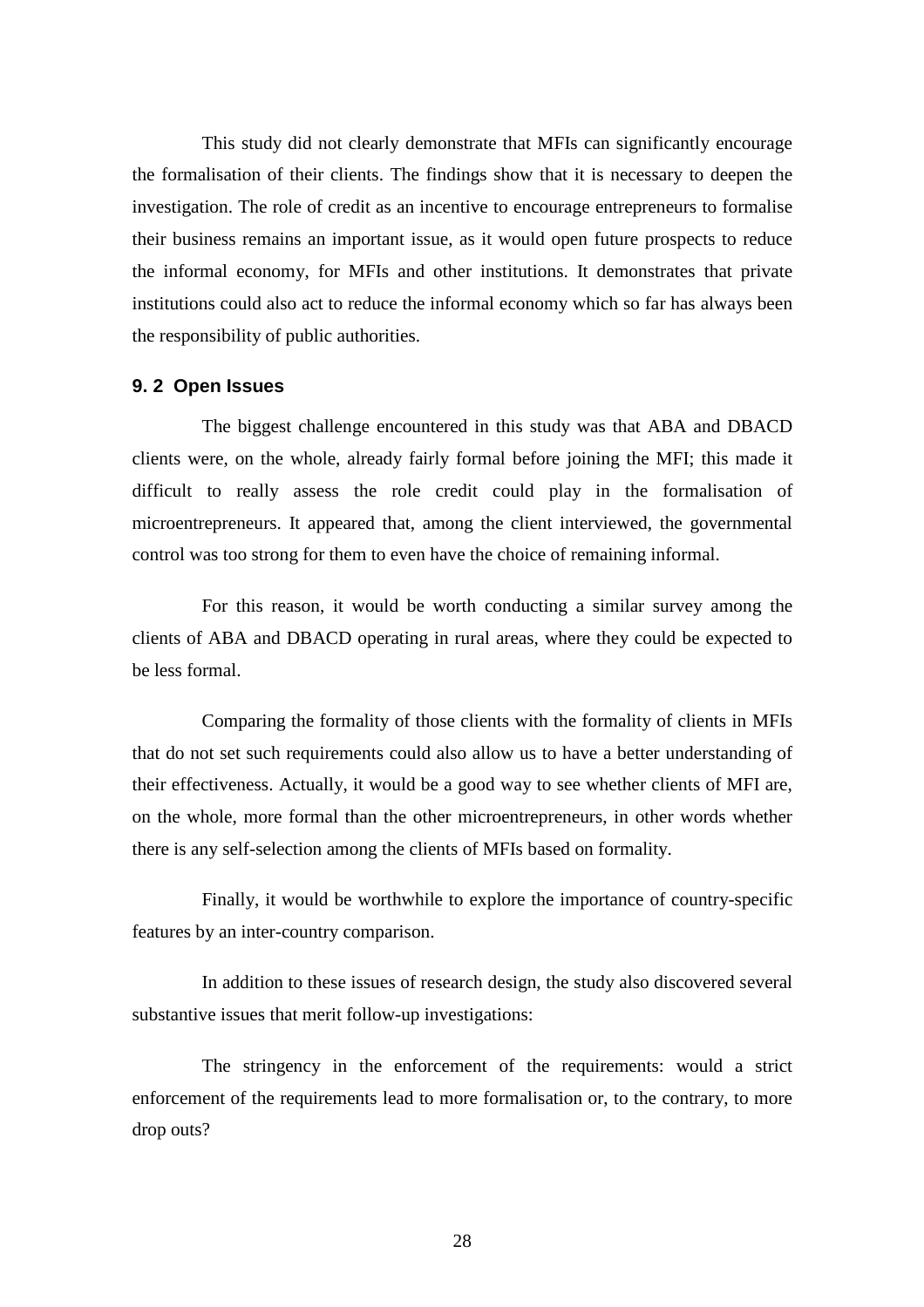This study did not clearly demonstrate that MFIs can significantly encourage the formalisation of their clients. The findings show that it is necessary to deepen the investigation. The role of credit as an incentive to encourage entrepreneurs to formalise their business remains an important issue, as it would open future prospects to reduce the informal economy, for MFIs and other institutions. It demonstrates that private institutions could also act to reduce the informal economy which so far has always been the responsibility of public authorities.

### 9. 2 Open Issues

The biggest challenge encountered in this study was that ABA and DBACD clients were, on the whole, already fairly formal before joining the MFI; this made it difficult to really assess the role credit could play in the formalisation of microentrepreneurs. It appeared that, among the client interviewed, the governmental control was too strong for them to even have the choice of remaining informal.

For this reason, it would be worth conducting a similar survey among the clients of ABA and DBACD operating in rural areas, where they could be expected to be less formal.

Comparing the formality of those clients with the formality of clients in MFIs that do not set such requirements could also allow us to have a better understanding of their effectiveness. Actually, it would be a good way to see whether clients of MFI are, on the whole, more formal than the other microentrepreneurs, in other words whether there is any self-selection among the clients of MFIs based on formality.

Finally, it would be worthwhile to explore the importance of country-specific features by an inter-country comparison.

In addition to these issues of research design, the study also discovered several substantive issues that merit follow-up investigations:

The stringency in the enforcement of the requirements: would a strict enforcement of the requirements lead to more formalisation or, to the contrary, to more drop outs?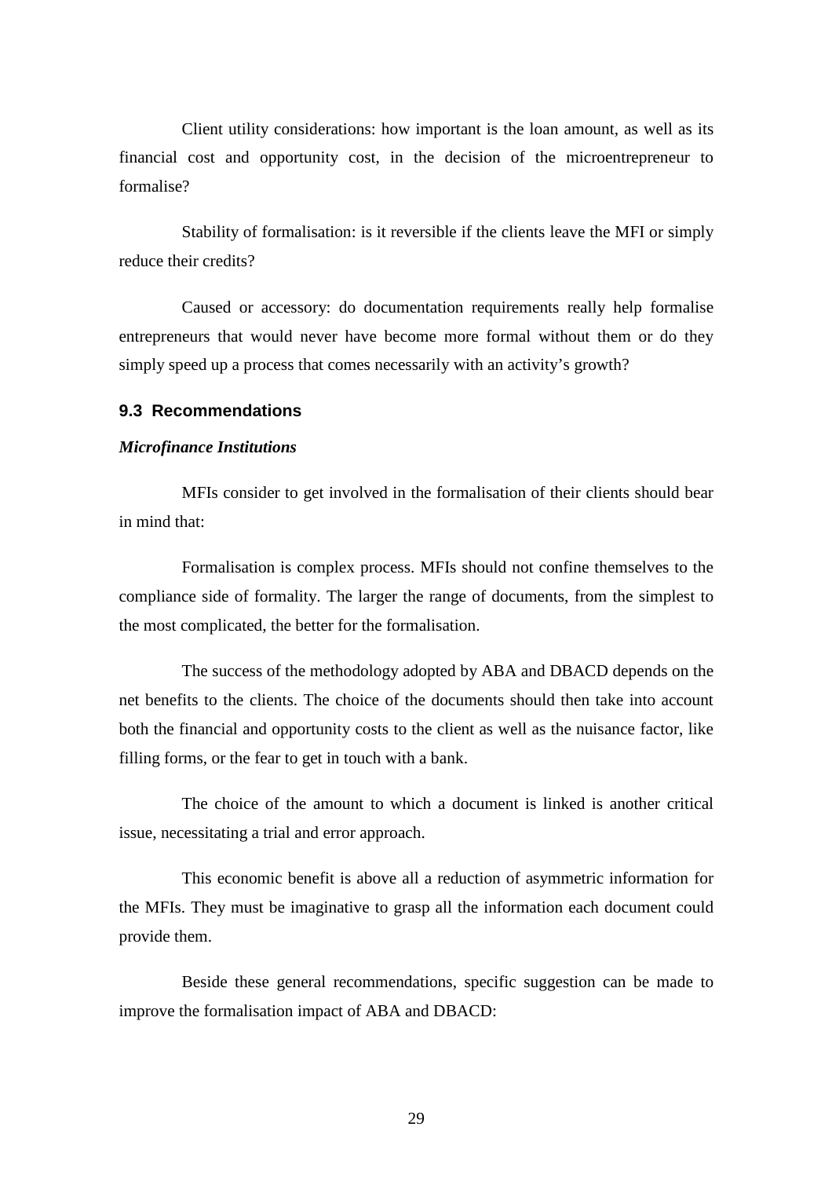Client utility considerations: how important is the loan amount, as well as its financial cost and opportunity cost, in the decision of the microentrepreneur to formalise?

Stability of formalisation: is it reversible if the clients leave the MFI or simply reduce their credits?

Caused or accessory: do documentation requirements really help formalise entrepreneurs that would never have become more formal without them or do they simply speed up a process that comes necessarily with an activity's growth?

### 9.3 Recommendations

***Microfinance Institutions***

MFIs consider to get involved in the formalisation of their clients should bear in mind that:

Formalisation is complex process. MFIs should not confine themselves to the compliance side of formality. The larger the range of documents, from the simplest to the most complicated, the better for the formalisation.

The success of the methodology adopted by ABA and DBACD depends on the net benefits to the clients. The choice of the documents should then take into account both the financial and opportunity costs to the client as well as the nuisance factor, like filling forms, or the fear to get in touch with a bank.

The choice of the amount to which a document is linked is another critical issue, necessitating a trial and error approach.

This economic benefit is above all a reduction of asymmetric information for the MFIs. They must be imaginative to grasp all the information each document could provide them.

Beside these general recommendations, specific suggestion can be made to improve the formalisation impact of ABA and DBACD: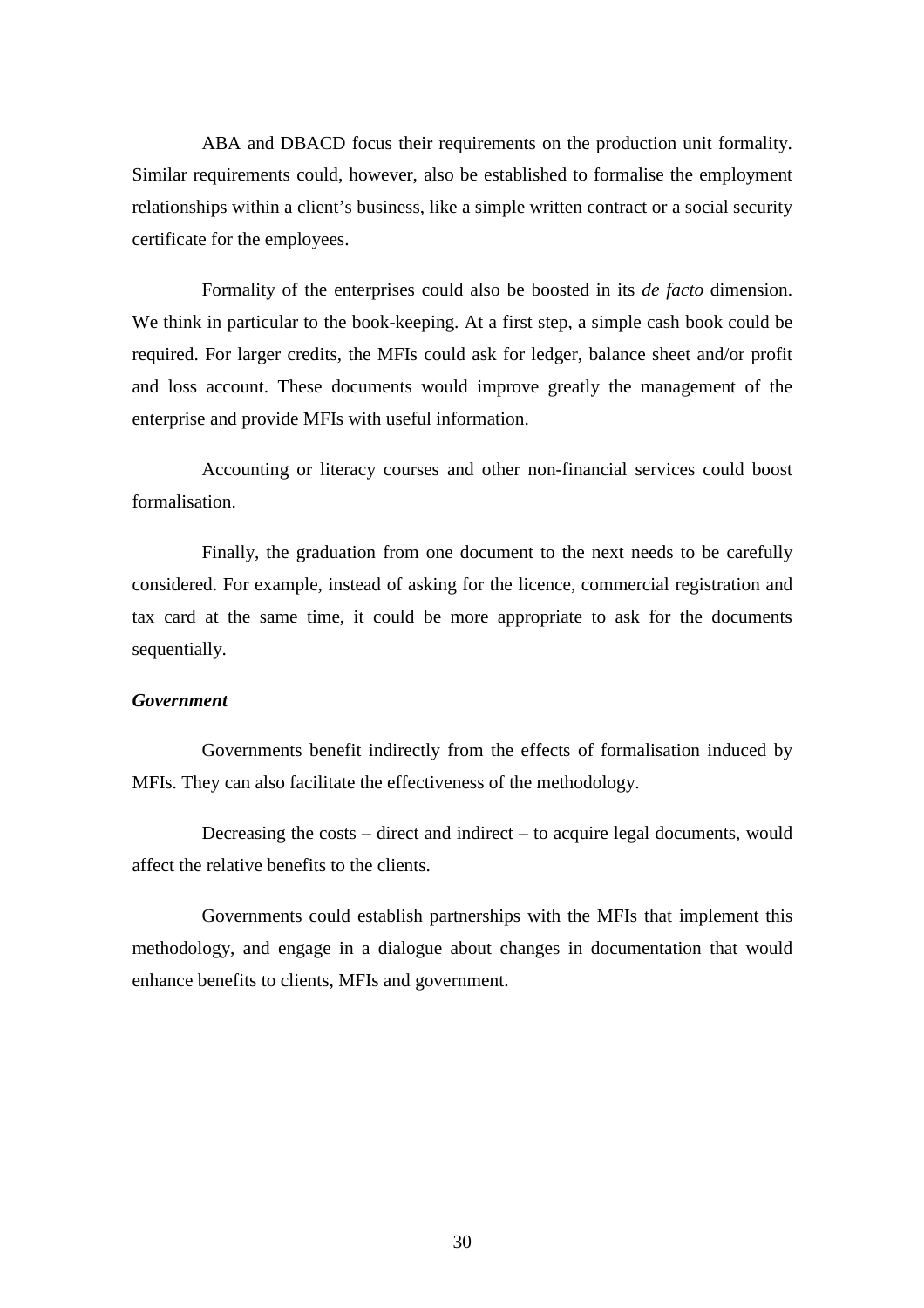ABA and DBACD focus their requirements on the production unit formality. Similar requirements could, however, also be established to formalise the employment relationships within a client's business, like a simple written contract or a social security certificate for the employees.

Formality of the enterprises could also be boosted in its *de facto* dimension. We think in particular to the book-keeping. At a first step, a simple cash book could be required. For larger credits, the MFIs could ask for ledger, balance sheet and/or profit and loss account. These documents would improve greatly the management of the enterprise and provide MFIs with useful information.

Accounting or literacy courses and other non-financial services could boost formalisation.

Finally, the graduation from one document to the next needs to be carefully considered. For example, instead of asking for the licence, commercial registration and tax card at the same time, it could be more appropriate to ask for the documents sequentially.

***Government***

Governments benefit indirectly from the effects of formalisation induced by MFIs. They can also facilitate the effectiveness of the methodology.

Decreasing the costs – direct and indirect – to acquire legal documents, would affect the relative benefits to the clients.

Governments could establish partnerships with the MFIs that implement this methodology, and engage in a dialogue about changes in documentation that would enhance benefits to clients, MFIs and government.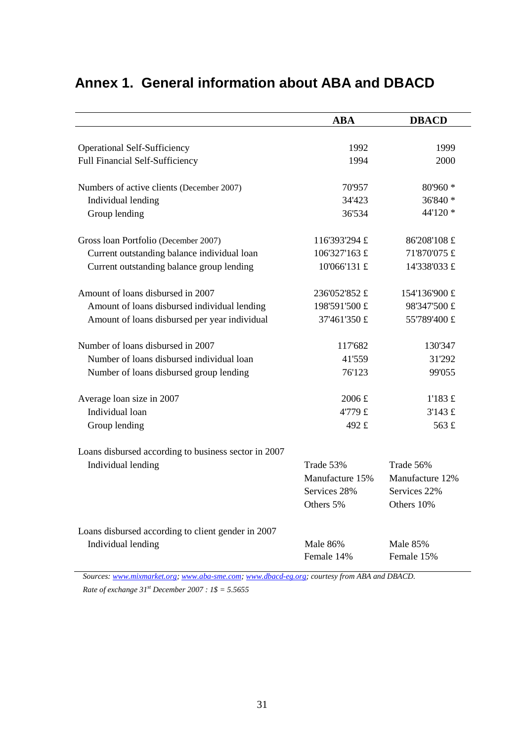# Annex 1. General information about ABA and DBACD

| | ABA | DBACD |
|---|---|---|
| Operational Self-Sufficiency | 1992 | 1999 |
| Full Financial Self-Sufficiency | 1994 | 2000 |
| | | |
| Numbers of active clients (December 2007) | 70'957 | 80'960 * |
| Individual lending | 34'423 | 36'840 * |
| Group lending | 36'534 | 44'120 * |
| | | |
| Gross loan Portfolio (December 2007) | 116'393'294 £ | 86'208'108 £ |
| Current outstanding balance individual loan | 106'327'163 £ | 71'870'075 £ |
| Current outstanding balance group lending | 10'066'131 £ | 14'338'033 £ |
| | | |
| Amount of loans disbursed in 2007 | 236'052'852 £ | 154'136'900 £ |
| Amount of loans disbursed individual lending | 198'591'500 £ | 98'347'500 £ |
| Amount of loans disbursed per year individual | 37'461'350 £ | 55'789'400 £ |
| | | |
| Number of loans disbursed in 2007 | 117'682 | 130'347 |
| Number of loans disbursed individual loan | 41'559 | 31'292 |
| Number of loans disbursed group lending | 76'123 | 99'055 |
| | | |
| Average loan size in 2007 | 2006 £ | 1'183 £ |
| Individual loan | 4'779 £ | 3'143 £ |
| Group lending | 492 £ | 563 £ |
| | | |
| Loans disbursed according to business sector in 2007 | | |
| Individual lending | Trade 53%<br>Manufacture 15%<br>Services 28%<br>Others 5% | Trade 56%<br>Manufacture 12%<br>Services 22%<br>Others 10% |
| | | |
| Loans disbursed according to client gender in 2007 | | |
| Individual lending | Male 86%<br>Female 14% | Male 85%<br>Female 15% |

*Sources: www.mixmarket.org; www.aba-sme.com; www.dbacd-eg.org; courtesy from ABA and DBACD.*

*Rate of exchange 31st December 2007 : 1$ = 5.5655*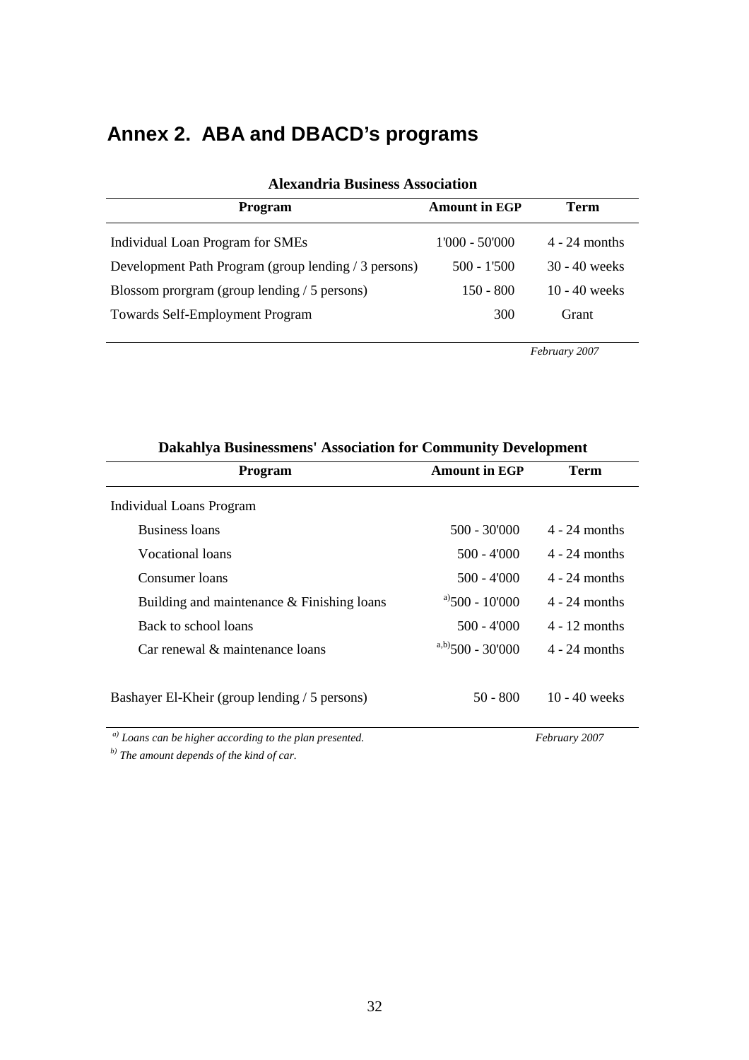## Annex 2. ABA and DBACD's programs

**Alexandria Business Association**

| Program | Amount in EGP | Term |
|---|---|---|
| Individual Loan Program for SMEs | 1'000 - 50'000 | 4 - 24 months |
| Development Path Program (group lending / 3 persons) | 500 - 1'500 | 30 - 40 weeks |
| Blossom prorgram (group lending / 5 persons) | 150 - 800 | 10 - 40 weeks |
| Towards Self-Employment Program | 300 | Grant |

*February 2007*

**Dakahlya Businessmens' Association for Community Development**

| Program | Amount in EGP | Term |
|---|---|---|
| Individual Loans Program | | |
| Business loans | 500 - 30'000 | 4 - 24 months |
| Vocational loans | 500 - 4'000 | 4 - 24 months |
| Consumer loans | 500 - 4'000 | 4 - 24 months |
| Building and maintenance & Finishing loans | [a] 500 - 10'000 | 4 - 24 months |
| Back to school loans | 500 - 4'000 | 4 - 12 months |
| Car renewal & maintenance loans | [a,b] 500 - 30'000 | 4 - 24 months |
| Bashayer El-Kheir (group lending / 5 persons) | 50 - 800 | 10 - 40 weeks |

*[a] Loans can be higher according to the plan presented.* *February 2007*

*[b] The amount depends of the kind of car.*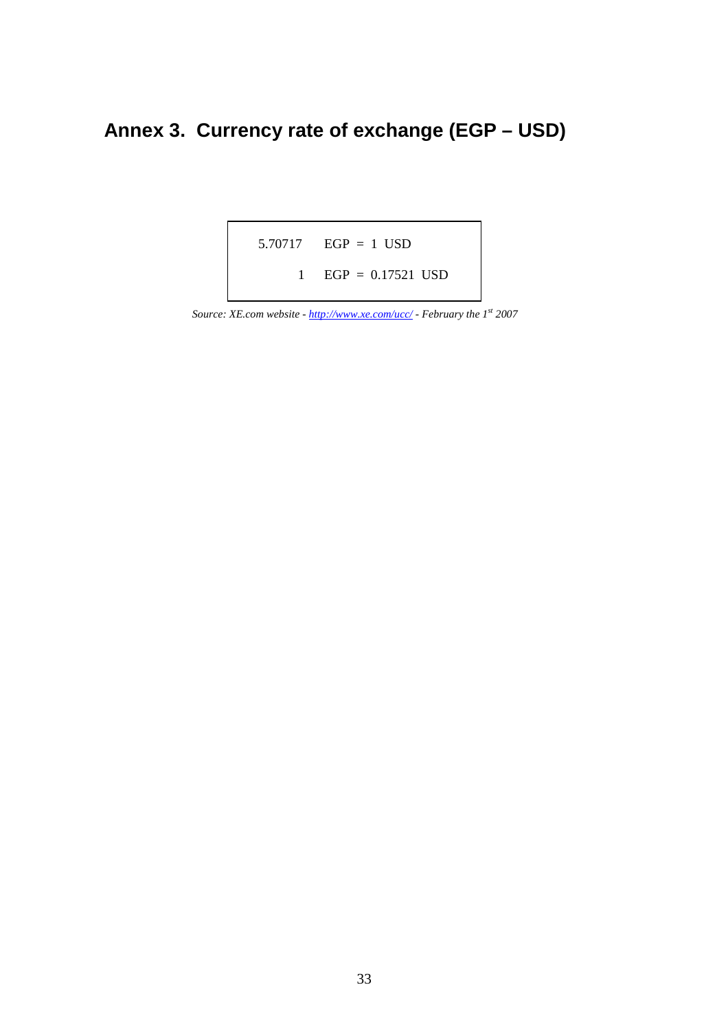# Annex 3. Currency rate of exchange (EGP – USD)

| | | | | |
|---|---|---|---|---|
| 5.70717 | EGP | = | 1 | USD |
| 1 | EGP | = | 0.17521 | USD |

*Source: XE.com website - [http://www.xe.com/ucc/](http://www.xe.com/ucc/) - February the 1st 2007*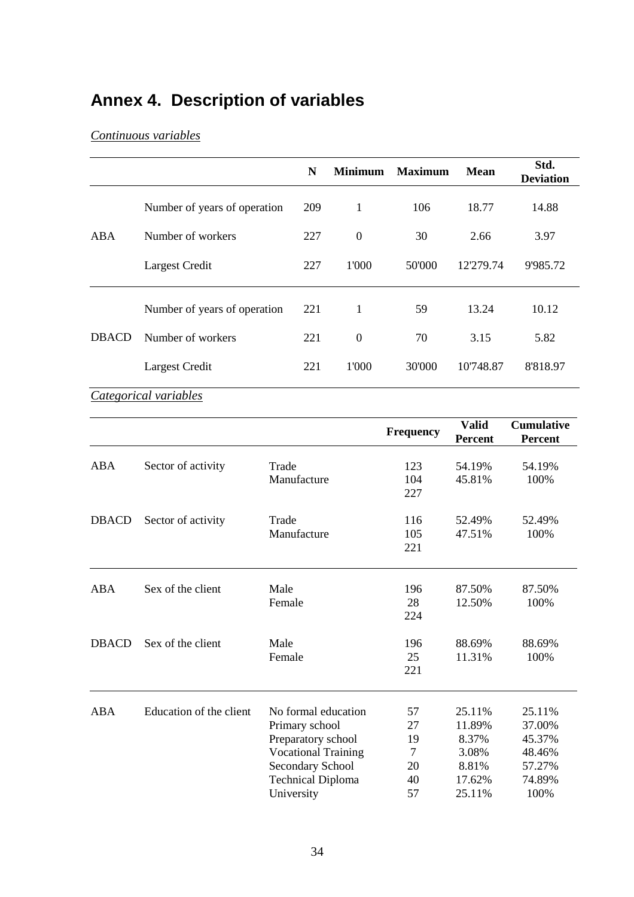# Annex 4. Description of variables

*Continuous variables*

| | | N | Minimum | Maximum | Mean | Std. Deviation |
|---|---|---|---|---|---|---|
| ABA | Number of years of operation | 209 | 1 | 106 | 18.77 | 14.88 |
| | Number of workers | 227 | 0 | 30 | 2.66 | 3.97 |
| | Largest Credit | 227 | 1'000 | 50'000 | 12'279.74 | 9'985.72 |
| DBACD | Number of years of operation | 221 | 1 | 59 | 13.24 | 10.12 |
| | Number of workers | 221 | 0 | 70 | 3.15 | 5.82 |
| | Largest Credit | 221 | 1'000 | 30'000 | 10'748.87 | 8'818.97 |

*Categorical variables*

| | | | Frequency | Valid Percent | Cumulative Percent |
|---|---|---|---|---|---|
| ABA | Sector of activity | Trade | 123 | 54.19% | 54.19% |
| | | Manufacture | 104 | 45.81% | 100% |
| | | | 227 | | |
| DBACD | Sector of activity | Trade | 116 | 52.49% | 52.49% |
| | | Manufacture | 105 | 47.51% | 100% |
| | | | 221 | | |
| ABA | Sex of the client | Male | 196 | 87.50% | 87.50% |
| | | Female | 28 | 12.50% | 100% |
| | | | 224 | | |
| DBACD | Sex of the client | Male | 196 | 88.69% | 88.69% |
| | | Female | 25 | 11.31% | 100% |
| | | | 221 | | |
| ABA | Education of the client | No formal education | 57 | 25.11% | 25.11% |
| | | Primary school | 27 | 11.89% | 37.00% |
| | | Preparatory school | 19 | 8.37% | 45.37% |
| | | Vocational Training | 7 | 3.08% | 48.46% |
| | | Secondary School | 20 | 8.81% | 57.27% |
| | | Technical Diploma | 40 | 17.62% | 74.89% |
| | | University | 57 | 25.11% | 100% |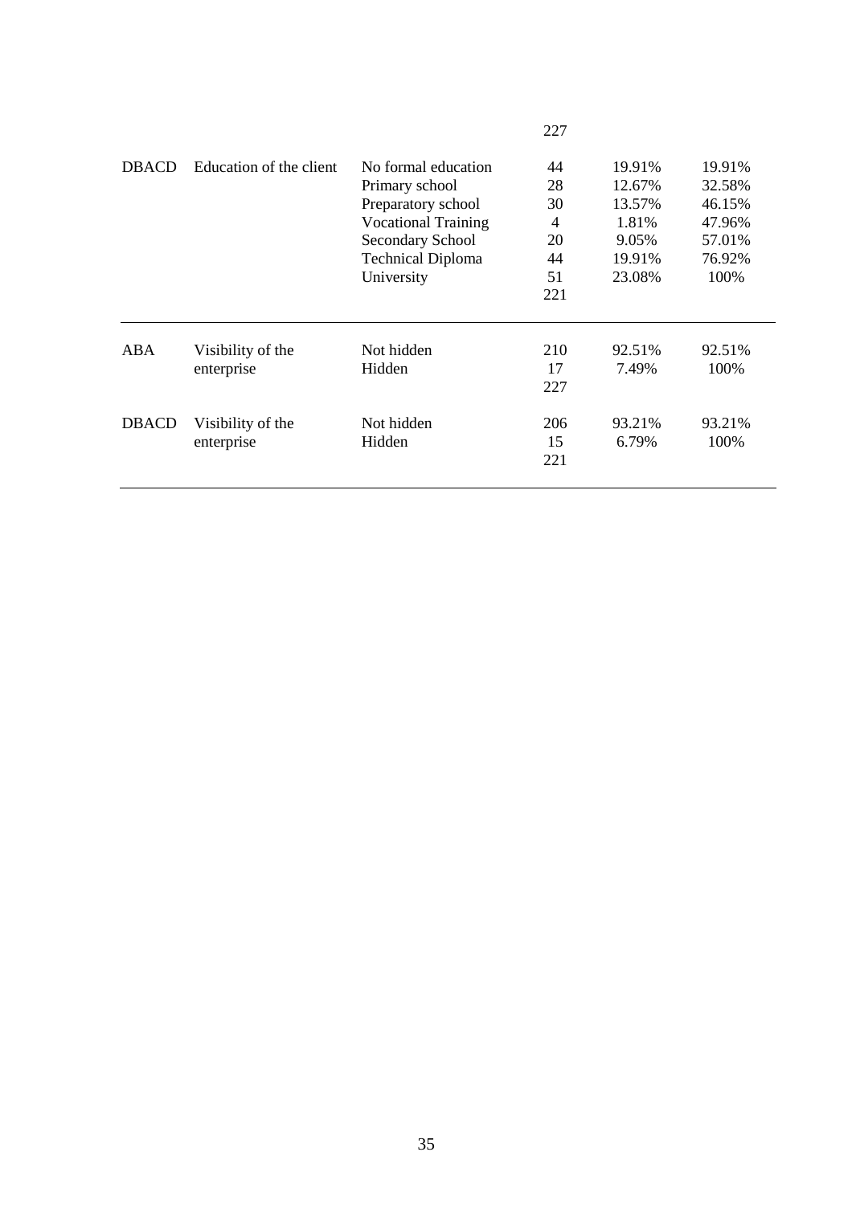| | | | | | |
|---|---|---|---|---|---|
| | | | 227 | | |
| DBACD | Education of the client | No formal education | 44 | 19.91% | 19.91% |
| | | Primary school | 28 | 12.67% | 32.58% |
| | | Preparatory school | 30 | 13.57% | 46.15% |
| | | Vocational Training | 4 | 1.81% | 47.96% |
| | | Secondary School | 20 | 9.05% | 57.01% |
| | | Technical Diploma | 44 | 19.91% | 76.92% |
| | | University | 51 | 23.08% | 100% |
| | | | 221 | | |
| ABA | Visibility of the enterprise | Not hidden | 210 | 92.51% | 92.51% |
| | | Hidden | 17 | 7.49% | 100% |
| | | | 227 | | |
| DBACD | Visibility of the enterprise | Not hidden | 206 | 93.21% | 93.21% |
| | | Hidden | 15 | 6.79% | 100% |
| | | | 221 | | |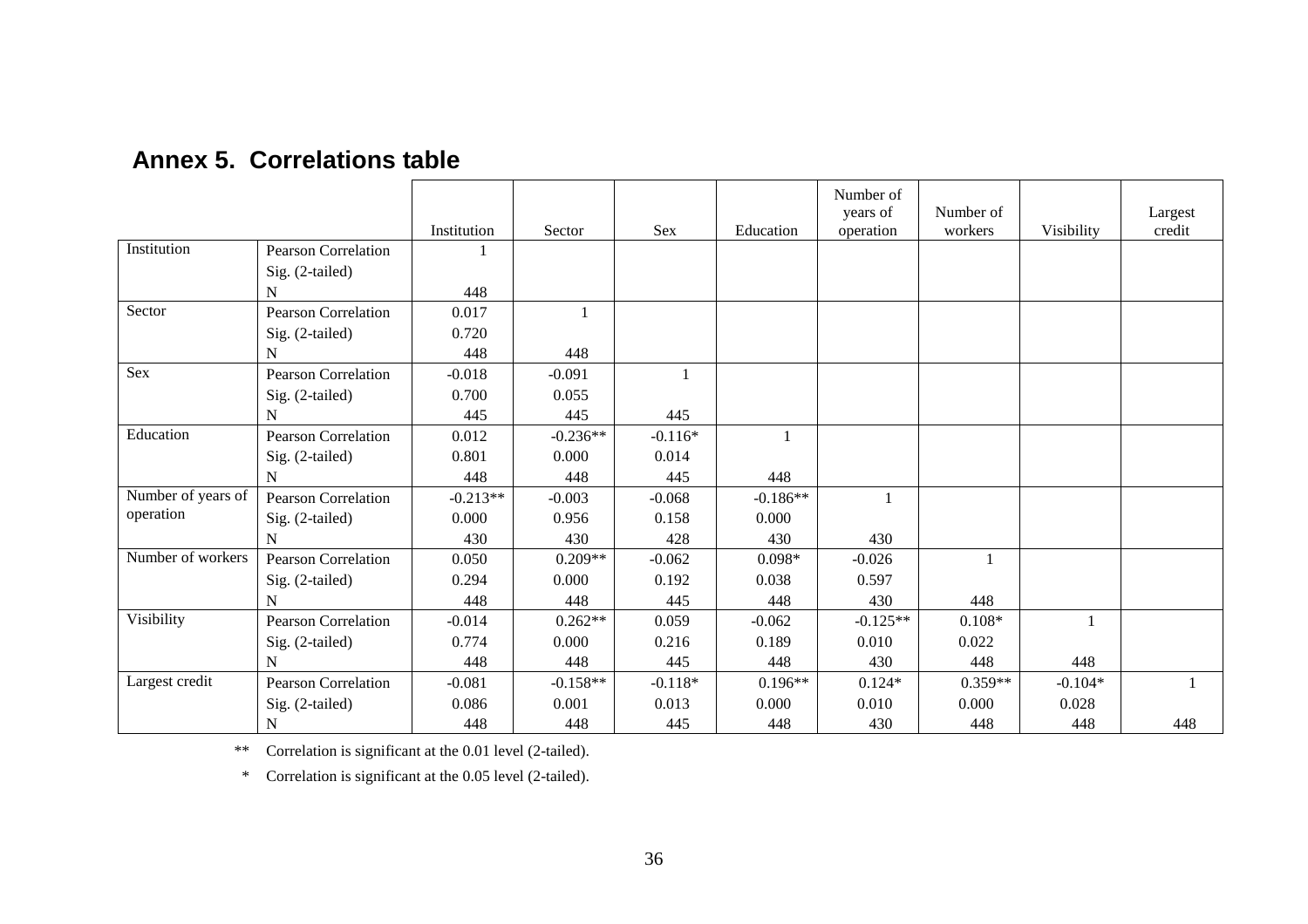## Annex 5. Correlations table

| | | Institution | Sector | Sex | Education | Number of years of operation | Number of workers | Visibility | Largest credit |
|---|---|---|---|---|---|---|---|---|---|
| Institution | Pearson Correlation | 1 | | | | | | | |
| | Sig. (2-tailed) | | | | | | | | |
| | N | 448 | | | | | | | |
| Sector | Pearson Correlation | 0.017 | 1 | | | | | | |
| | Sig. (2-tailed) | 0.720 | | | | | | | |
| | N | 448 | 448 | | | | | | |
| Sex | Pearson Correlation | -0.018 | -0.091 | 1 | | | | | |
| | Sig. (2-tailed) | 0.700 | 0.055 | | | | | | |
| | N | 445 | 445 | 445 | | | | | |
| Education | Pearson Correlation | 0.012 | -0.236** | -0.116* | 1 | | | | |
| | Sig. (2-tailed) | 0.801 | 0.000 | 0.014 | | | | | |
| | N | 448 | 448 | 445 | 448 | | | | |
| Number of years of operation | Pearson Correlation | -0.213** | -0.003 | -0.068 | -0.186** | 1 | | | |
| | Sig. (2-tailed) | 0.000 | 0.956 | 0.158 | 0.000 | | | | |
| | N | 430 | 430 | 428 | 430 | 430 | | | |
| Number of workers | Pearson Correlation | 0.050 | 0.209** | -0.062 | 0.098* | -0.026 | 1 | | |
| | Sig. (2-tailed) | 0.294 | 0.000 | 0.192 | 0.038 | 0.597 | | | |
| | N | 448 | 448 | 445 | 448 | 430 | 448 | | |
| Visibility | Pearson Correlation | -0.014 | 0.262** | 0.059 | -0.062 | -0.125** | 0.108* | 1 | |
| | Sig. (2-tailed) | 0.774 | 0.000 | 0.216 | 0.189 | 0.010 | 0.022 | | |
| | N | 448 | 448 | 445 | 448 | 430 | 448 | 448 | |
| Largest credit | Pearson Correlation | -0.081 | -0.158** | -0.118* | 0.196** | 0.124* | 0.359** | -0.104* | 1 |
| | Sig. (2-tailed) | 0.086 | 0.001 | 0.013 | 0.000 | 0.010 | 0.000 | 0.028 | |
| | N | 448 | 448 | 445 | 448 | 430 | 448 | 448 | 448 |

** Correlation is significant at the 0.01 level (2-tailed).

* Correlation is significant at the 0.05 level (2-tailed).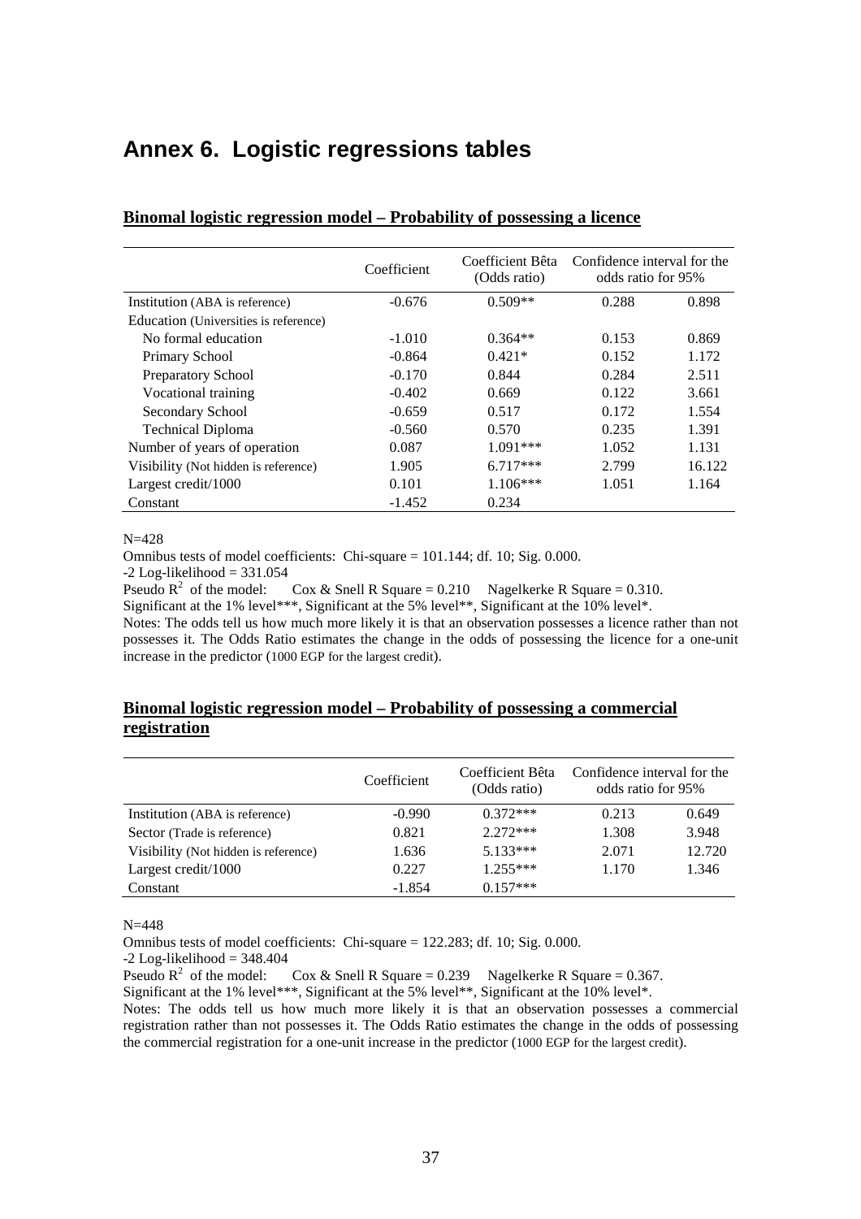# Annex 6. Logistic regressions tables

**Binomal logistic regression model – Probability of possessing a licence**

| | Coefficient | Coefficient Bêta (Odds ratio) | Confidence interval for the odds ratio for 95% | |
|---|---|---|---|---|
| Institution (ABA is reference) | -0.676 | 0.509** | 0.288 | 0.898 |
| Education (Universities is reference) | | | | |
| No formal education | -1.010 | 0.364** | 0.153 | 0.869 |
| Primary School | -0.864 | 0.421* | 0.152 | 1.172 |
| Preparatory School | -0.170 | 0.844 | 0.284 | 2.511 |
| Vocational training | -0.402 | 0.669 | 0.122 | 3.661 |
| Secondary School | -0.659 | 0.517 | 0.172 | 1.554 |
| Technical Diploma | -0.560 | 0.570 | 0.235 | 1.391 |
| Number of years of operation | 0.087 | 1.091*** | 1.052 | 1.131 |
| Visibility (Not hidden is reference) | 1.905 | 6.717*** | 2.799 | 16.122 |
| Largest credit/1000 | 0.101 | 1.106*** | 1.051 | 1.164 |
| Constant | -1.452 | 0.234 | | |

N=428

Omnibus tests of model coefficients: Chi-square = 101.144; df. 10; Sig. 0.000.

-2 Log-likelihood = 331.054

Pseudo $R^2$ of the model: Cox & Snell R Square = 0.210 Nagelkerke R Square = 0.310.

Significant at the 1% level***, Significant at the 5% level**, Significant at the 10% level*.

Notes: The odds tell us how much more likely it is that an observation possesses a licence rather than not possesses it. The Odds Ratio estimates the change in the odds of possessing the licence for a one-unit increase in the predictor (1000 EGP for the largest credit).

**Binomal logistic regression model – Probability of possessing a commercial registration**

| | Coefficient | Coefficient Bêta (Odds ratio) | Confidence interval for the odds ratio for 95% | |
|---|---|---|---|---|
| Institution (ABA is reference) | -0.990 | 0.372*** | 0.213 | 0.649 |
| Sector (Trade is reference) | 0.821 | 2.272*** | 1.308 | 3.948 |
| Visibility (Not hidden is reference) | 1.636 | 5.133*** | 2.071 | 12.720 |
| Largest credit/1000 | 0.227 | 1.255*** | 1.170 | 1.346 |
| Constant | -1.854 | 0.157*** | | |

N=448

Omnibus tests of model coefficients: Chi-square = 122.283; df. 10; Sig. 0.000.

-2 Log-likelihood = 348.404

Pseudo $R^2$ of the model: Cox & Snell R Square = 0.239 Nagelkerke R Square = 0.367.

Significant at the 1% level***, Significant at the 5% level**, Significant at the 10% level*.

Notes: The odds tell us how much more likely it is that an observation possesses a commercial registration rather than not possesses it. The Odds Ratio estimates the change in the odds of possessing the commercial registration for a one-unit increase in the predictor (1000 EGP for the largest credit).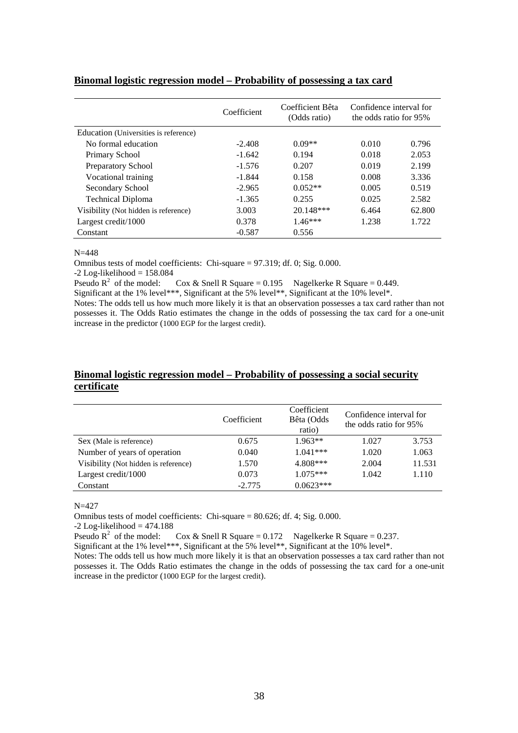**Binomal logistic regression model – Probability of possessing a tax card**

| | Coefficient | Coefficient Bêta (Odds ratio) | Confidence interval for the odds ratio for 95% | |
|---|---|---|---|---|
| Education (Universities is reference) | | | | |
| No formal education | -2.408 | 0.09** | 0.010 | 0.796 |
| Primary School | -1.642 | 0.194 | 0.018 | 2.053 |
| Preparatory School | -1.576 | 0.207 | 0.019 | 2.199 |
| Vocational training | -1.844 | 0.158 | 0.008 | 3.336 |
| Secondary School | -2.965 | 0.052** | 0.005 | 0.519 |
| Technical Diploma | -1.365 | 0.255 | 0.025 | 2.582 |
| Visibility (Not hidden is reference) | 3.003 | 20.148*** | 6.464 | 62.800 |
| Largest credit/1000 | 0.378 | 1.46*** | 1.238 | 1.722 |
| Constant | -0.587 | 0.556 | | |

N=448

Omnibus tests of model coefficients: Chi-square = 97.319; df. 0; Sig. 0.000.

-2 Log-likelihood = 158.084

Pseudo $R^2$ of the model: Cox & Snell R Square = 0.195 Nagelkerke R Square = 0.449.

Significant at the 1% level***, Significant at the 5% level**, Significant at the 10% level*.

Notes: The odds tell us how much more likely it is that an observation possesses a tax card rather than not possesses it. The Odds Ratio estimates the change in the odds of possessing the tax card for a one-unit increase in the predictor (1000 EGP for the largest credit).

**Binomal logistic regression model – Probability of possessing a social security certificate**

| | Coefficient | Coefficient Bêta (Odds ratio) | Confidence interval for the odds ratio for 95% | |
|---|---|---|---|---|
| Sex (Male is reference) | 0.675 | 1.963** | 1.027 | 3.753 |
| Number of years of operation | 0.040 | 1.041*** | 1.020 | 1.063 |
| Visibility (Not hidden is reference) | 1.570 | 4.808*** | 2.004 | 11.531 |
| Largest credit/1000 | 0.073 | 1.075*** | 1.042 | 1.110 |
| Constant | -2.775 | 0.0623*** | | |

N=427

Omnibus tests of model coefficients: Chi-square = 80.626; df. 4; Sig. 0.000.

-2 Log-likelihood = 474.188

Pseudo $R^2$ of the model: Cox & Snell R Square = 0.172 Nagelkerke R Square = 0.237.

Significant at the 1% level***, Significant at the 5% level**, Significant at the 10% level*.

Notes: The odds tell us how much more likely it is that an observation possesses a tax card rather than not possesses it. The Odds Ratio estimates the change in the odds of possessing the tax card for a one-unit increase in the predictor (1000 EGP for the largest credit).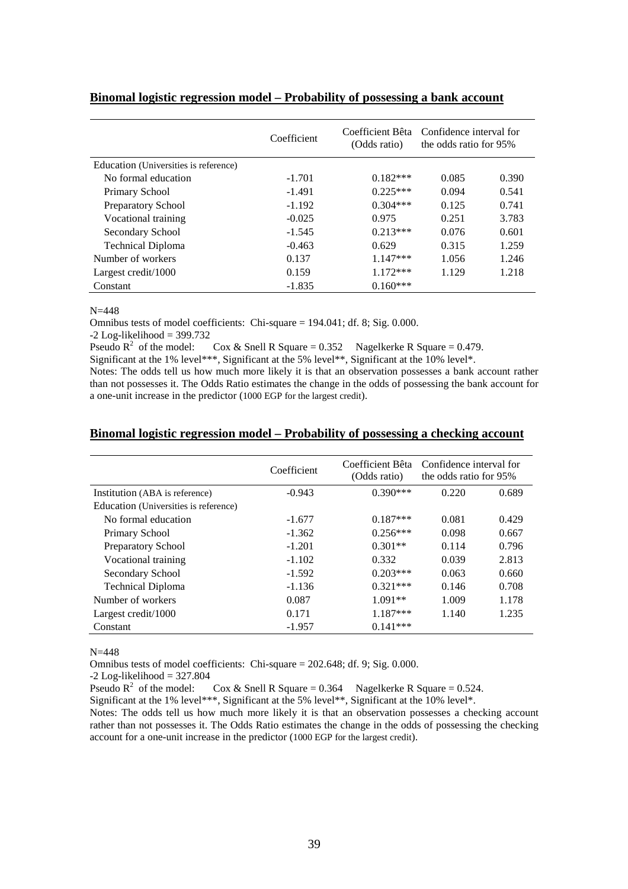**Binomal logistic regression model – Probability of possessing a bank account**

| | Coefficient | Coefficient Bêta (Odds ratio) | Confidence interval for the odds ratio for 95% | |
|---|---|---|---|---|
| Education (Universities is reference) | | | | |
| No formal education | -1.701 | 0.182*** | 0.085 | 0.390 |
| Primary School | -1.491 | 0.225*** | 0.094 | 0.541 |
| Preparatory School | -1.192 | 0.304*** | 0.125 | 0.741 |
| Vocational training | -0.025 | 0.975 | 0.251 | 3.783 |
| Secondary School | -1.545 | 0.213*** | 0.076 | 0.601 |
| Technical Diploma | -0.463 | 0.629 | 0.315 | 1.259 |
| Number of workers | 0.137 | 1.147*** | 1.056 | 1.246 |
| Largest credit/1000 | 0.159 | 1.172*** | 1.129 | 1.218 |
| Constant | -1.835 | 0.160*** | | |

N=448

Omnibus tests of model coefficients: Chi-square = 194.041; df. 8; Sig. 0.000.

-2 Log-likelihood = 399.732

Pseudo $R^2$ of the model: Cox & Snell R Square = 0.352 Nagelkerke R Square = 0.479.

Significant at the 1% level***, Significant at the 5% level**, Significant at the 10% level*.

Notes: The odds tell us how much more likely it is that an observation possesses a bank account rather than not possesses it. The Odds Ratio estimates the change in the odds of possessing the bank account for a one-unit increase in the predictor (1000 EGP for the largest credit).

**Binomal logistic regression model – Probability of possessing a checking account**

| | Coefficient | Coefficient Bêta (Odds ratio) | Confidence interval for the odds ratio for 95% | |
|---|---|---|---|---|
| Institution (ABA is reference) | -0.943 | 0.390*** | 0.220 | 0.689 |
| Education (Universities is reference) | | | | |
| No formal education | -1.677 | 0.187*** | 0.081 | 0.429 |
| Primary School | -1.362 | 0.256*** | 0.098 | 0.667 |
| Preparatory School | -1.201 | 0.301** | 0.114 | 0.796 |
| Vocational training | -1.102 | 0.332 | 0.039 | 2.813 |
| Secondary School | -1.592 | 0.203*** | 0.063 | 0.660 |
| Technical Diploma | -1.136 | 0.321*** | 0.146 | 0.708 |
| Number of workers | 0.087 | 1.091** | 1.009 | 1.178 |
| Largest credit/1000 | 0.171 | 1.187*** | 1.140 | 1.235 |
| Constant | -1.957 | 0.141*** | | |

N=448

Omnibus tests of model coefficients: Chi-square = 202.648; df. 9; Sig. 0.000.

-2 Log-likelihood = 327.804

Pseudo $R^2$ of the model: Cox & Snell R Square = 0.364 Nagelkerke R Square = 0.524.

Significant at the 1% level***, Significant at the 5% level**, Significant at the 10% level*.

Notes: The odds tell us how much more likely it is that an observation possesses a checking account rather than not possesses it. The Odds Ratio estimates the change in the odds of possessing the checking account for a one-unit increase in the predictor (1000 EGP for the largest credit).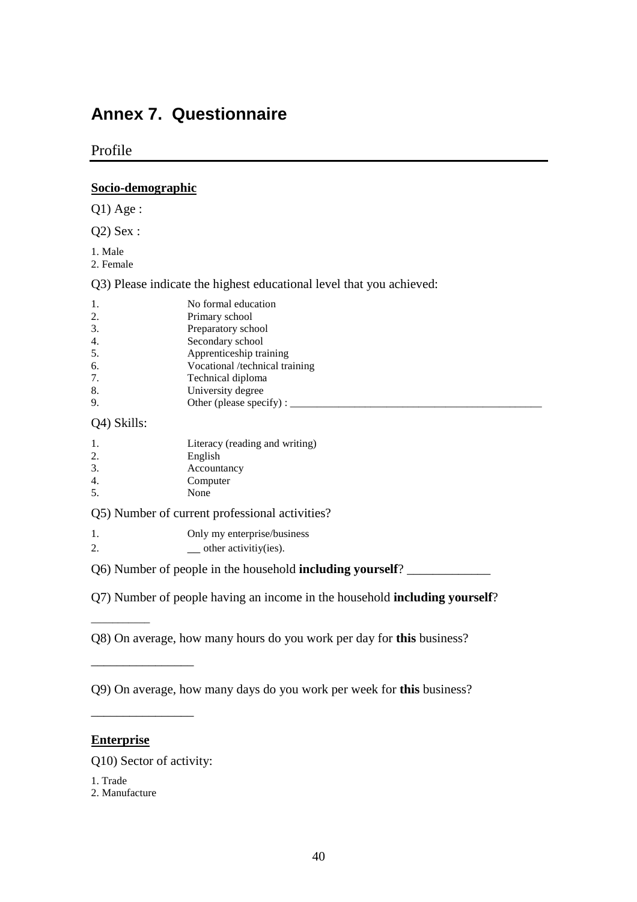# Annex 7. Questionnaire

## Profile

**Socio-demographic**

Q1) Age :

Q2) Sex :

1. Male
2. Female

Q3) Please indicate the highest educational level that you achieved:

1. No formal education
2. Primary school
3. Preparatory school
4. Secondary school
5. Apprenticeship training
6. Vocational /technical training
7. Technical diploma
8. University degree
9. Other (please specify) : ________________________________________________

Q4) Skills:

1. Literacy (reading and writing)
2. English
3. Accountancy
4. Computer
5. None

Q5) Number of current professional activities?

1. Only my enterprise/business
2. __ other activitiy(ies).

Q6) Number of people in the household **including yourself**? _____________

Q7) Number of people having an income in the household **including yourself**?

_________

Q8) On average, how many hours do you work per day for **this** business?

________________

Q9) On average, how many days do you work per week for **this** business?

________________

**Enterprise**

Q10) Sector of activity:

1. Trade
2. Manufacture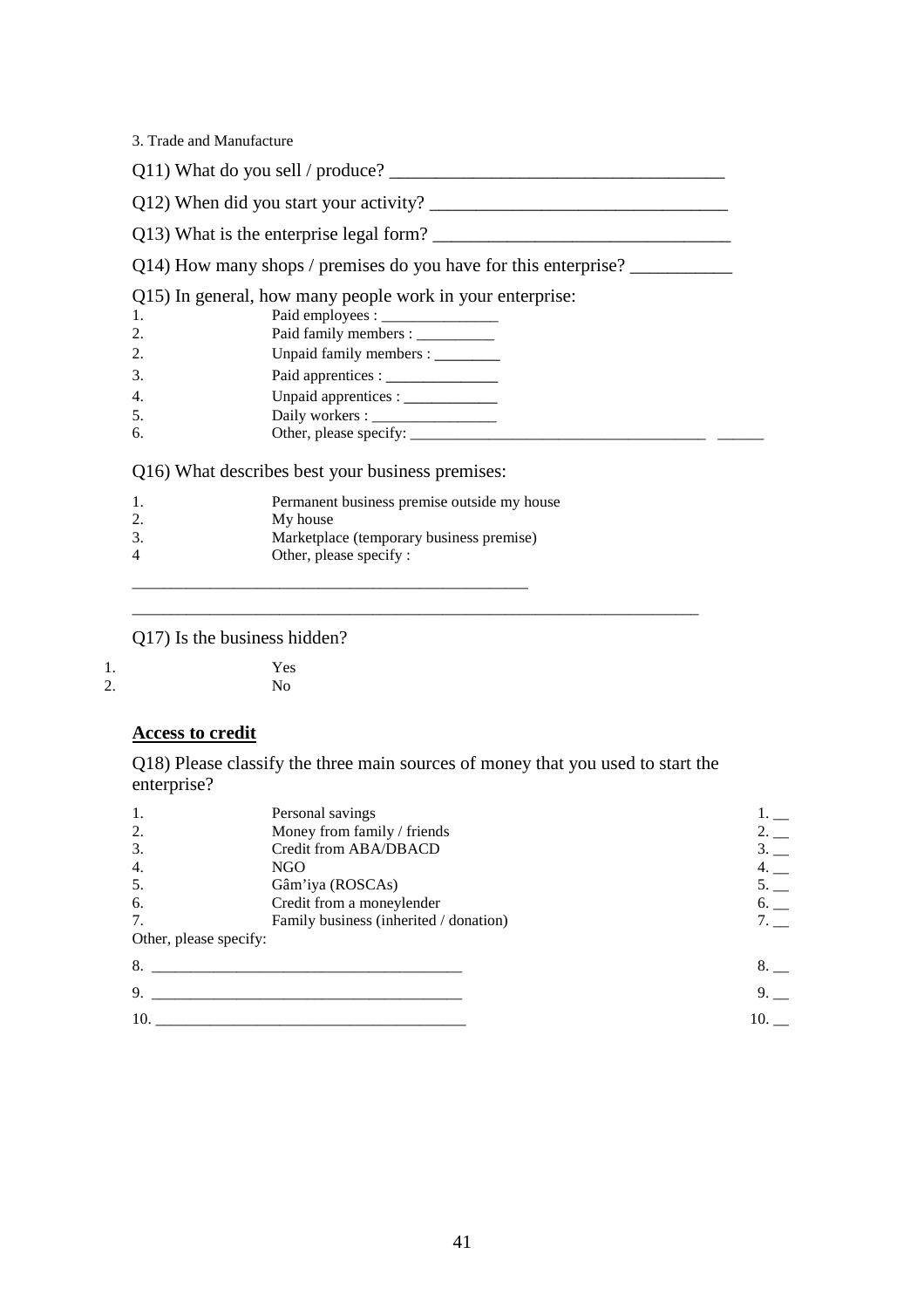3. Trade and Manufacture

Q11) What do you sell / produce? ____________________________________

Q12) When did you start your activity? ________________________________

Q13) What is the enterprise legal form? ________________________________

Q14) How many shops / premises do you have for this enterprise? ___________

Q15) In general, how many people work in your enterprise:

1. Paid employees : _______________
2. Paid family members : __________
2. Unpaid family members : ________
3. Paid apprentices : ______________
4. Unpaid apprentices : ____________
5. Daily workers : ________________
6. Other, please specify: _____________________________________ ______

Q16) What describes best your business premises:

1. Permanent business premise outside my house
2. My house
3. Marketplace (temporary business premise)
4 Other, please specify :

_______________________________________________

___________________________________________________________________

Q17) Is the business hidden?

1. Yes
2. No

**<u>Access to credit</u>**

Q18) Please classify the three main sources of money that you used to start the enterprise?

| | | |
|---|---|---|
| 1. | Personal savings | 1. __ |
| 2. | Money from family / friends | 2. __ |
| 3. | Credit from ABA/DBACD | 3. __ |
| 4. | NGO | 4. __ |
| 5. | Gâm'iya (ROSCAs) | 5. __ |
| 6. | Credit from a moneylender | 6. __ |
| 7. | Family business (inherited / donation) | 7. __ |

Other, please specify:

8. ________________________________________ 8. __

9. ________________________________________ 9. __

10. ________________________________________ 10. __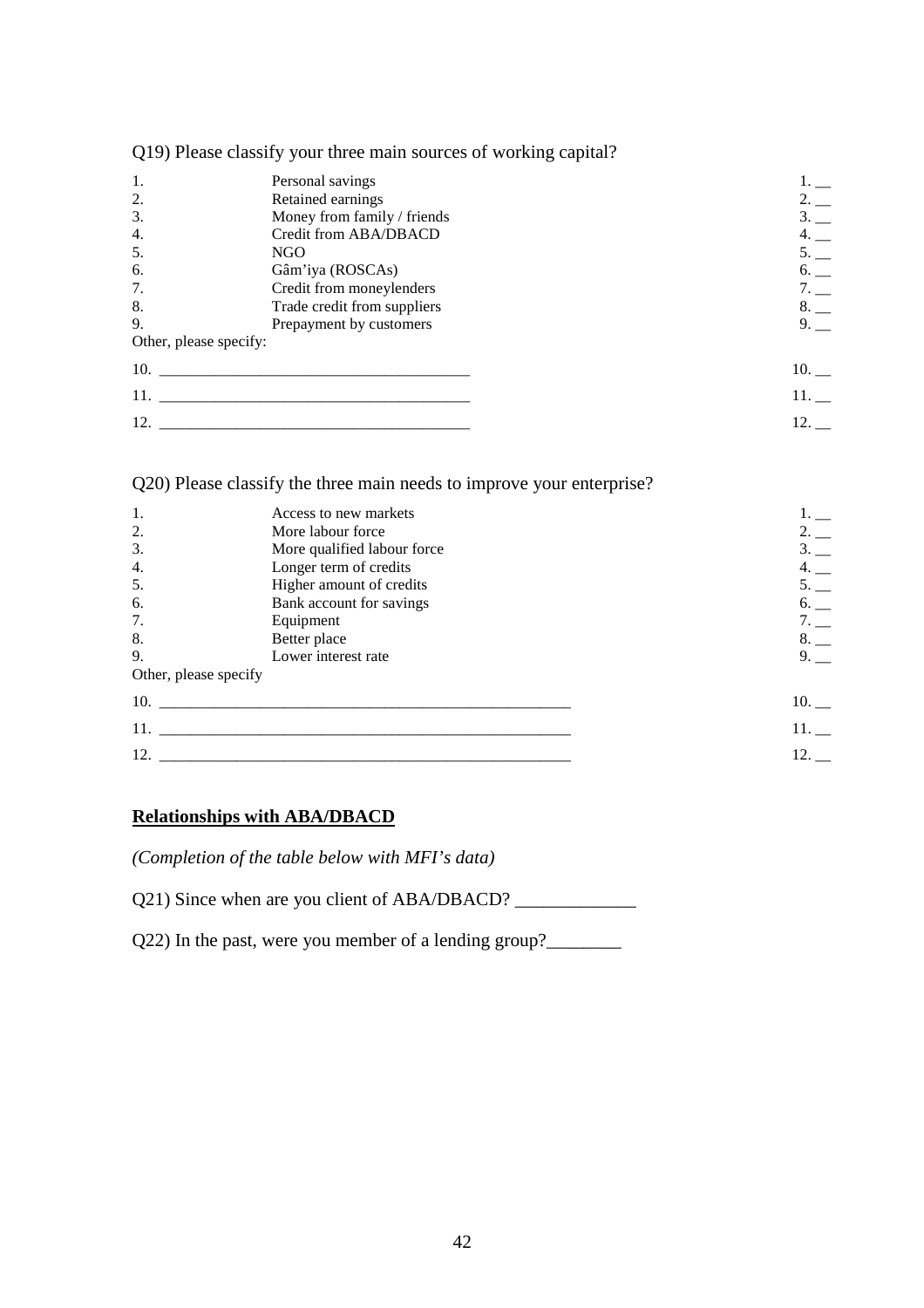Q19) Please classify your three main sources of working capital?

| | | |
|---|---|---|
| 1. | Personal savings | 1. __ |
| 2. | Retained earnings | 2. __ |
| 3. | Money from family / friends | 3. __ |
| 4. | Credit from ABA/DBACD | 4. __ |
| 5. | NGO | 5. __ |
| 6. | Gâm'iya (ROSCAs) | 6. __ |
| 7. | Credit from moneylenders | 7. __ |
| 8. | Trade credit from suppliers | 8. __ |
| 9. | Prepayment by customers | 9. __ |
| Other, please specify: | | |
| 10. ______________________________________ | | 10. __ |
| 11. ______________________________________ | | 11. __ |
| 12. ______________________________________ | | 12. __ |

Q20) Please classify the three main needs to improve your enterprise?

| | | |
|---|---|---|
| 1. | Access to new markets | 1. __ |
| 2. | More labour force | 2. __ |
| 3. | More qualified labour force | 3. __ |
| 4. | Longer term of credits | 4. __ |
| 5. | Higher amount of credits | 5. __ |
| 6. | Bank account for savings | 6. __ |
| 7. | Equipment | 7. __ |
| 8. | Better place | 8. __ |
| 9. | Lower interest rate | 9. __ |
| Other, please specify | | |
| 10. ____________________________________________________ | | 10. __ |
| 11. ____________________________________________________ | | 11. __ |
| 12. ____________________________________________________ | | 12. __ |

## Relationships with ABA/DBACD

*(Completion of the table below with MFI's data)*

Q21) Since when are you client of ABA/DBACD? _____________

Q22) In the past, were you member of a lending group?________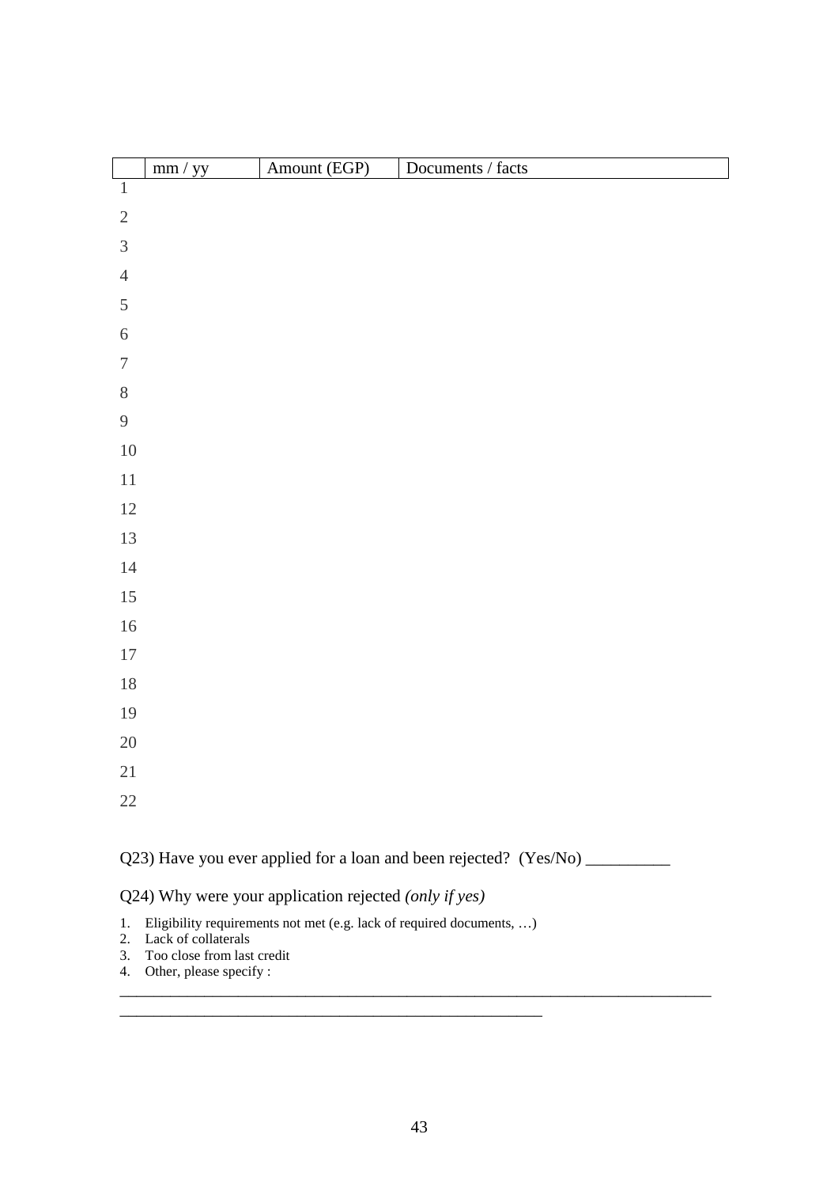|  | mm / yy | Amount (EGP) | Documents / facts |
|---|---|---|---|
| 1 |  |  |  |
| 2 |  |  |  |
| 3 |  |  |  |
| 4 |  |  |  |
| 5 |  |  |  |
| 6 |  |  |  |
| 7 |  |  |  |
| 8 |  |  |  |
| 9 |  |  |  |
| 10 |  |  |  |
| 11 |  |  |  |
| 12 |  |  |  |
| 13 |  |  |  |
| 14 |  |  |  |
| 15 |  |  |  |
| 16 |  |  |  |
| 17 |  |  |  |
| 18 |  |  |  |
| 19 |  |  |  |
| 20 |  |  |  |
| 21 |  |  |  |
| 22 |  |  |  |

Q23) Have you ever applied for a loan and been rejected? (Yes/No) __________

Q24) Why were your application rejected *(only if yes)*

1. Eligibility requirements not met (e.g. lack of required documents, …)
2. Lack of collaterals
3. Too close from last credit
4. Other, please specify :

______________________________________________________________________________

________________________________________________________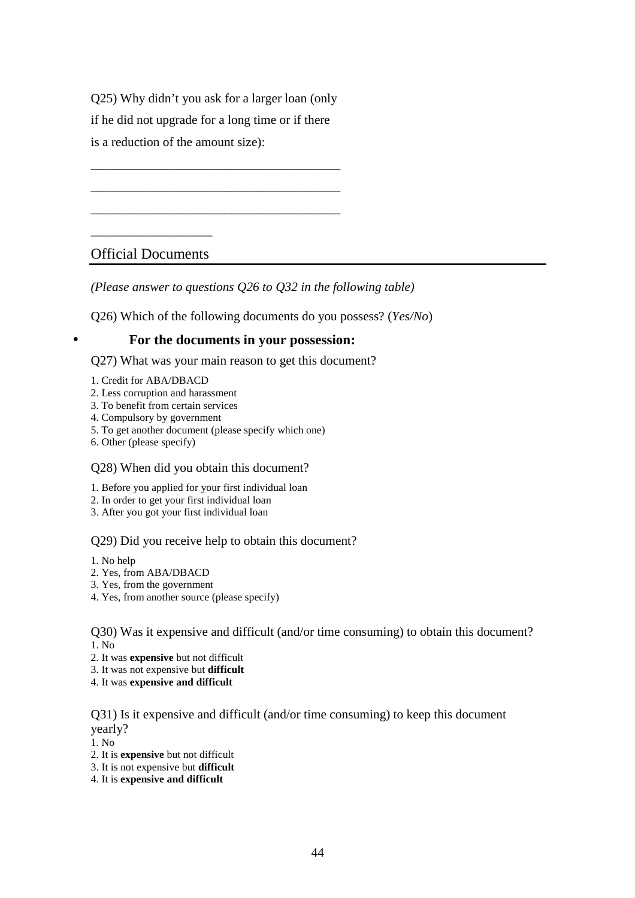Q25) Why didn't you ask for a larger loan (only if he did not upgrade for a long time or if there is a reduction of the amount size):

_______________________________________
_______________________________________
_______________________________________
__________________

## Official Documents

*(Please answer to questions Q26 to Q32 in the following table)*

Q26) Which of the following documents do you possess? (*Yes/No*)

- **For the documents in your possession:**

Q27) What was your main reason to get this document?

1. Credit for ABA/DBACD
2. Less corruption and harassment
3. To benefit from certain services
4. Compulsory by government
5. To get another document (please specify which one)
6. Other (please specify)

Q28) When did you obtain this document?

1. Before you applied for your first individual loan
2. In order to get your first individual loan
3. After you got your first individual loan

Q29) Did you receive help to obtain this document?

1. No help
2. Yes, from ABA/DBACD
3. Yes, from the government
4. Yes, from another source (please specify)

Q30) Was it expensive and difficult (and/or time consuming) to obtain this document?

1. No
2. It was **expensive** but not difficult
3. It was not expensive but **difficult**
4. It was **expensive and difficult**

Q31) Is it expensive and difficult (and/or time consuming) to keep this document yearly?

1. No
2. It is **expensive** but not difficult
3. It is not expensive but **difficult**
4. It is **expensive and difficult**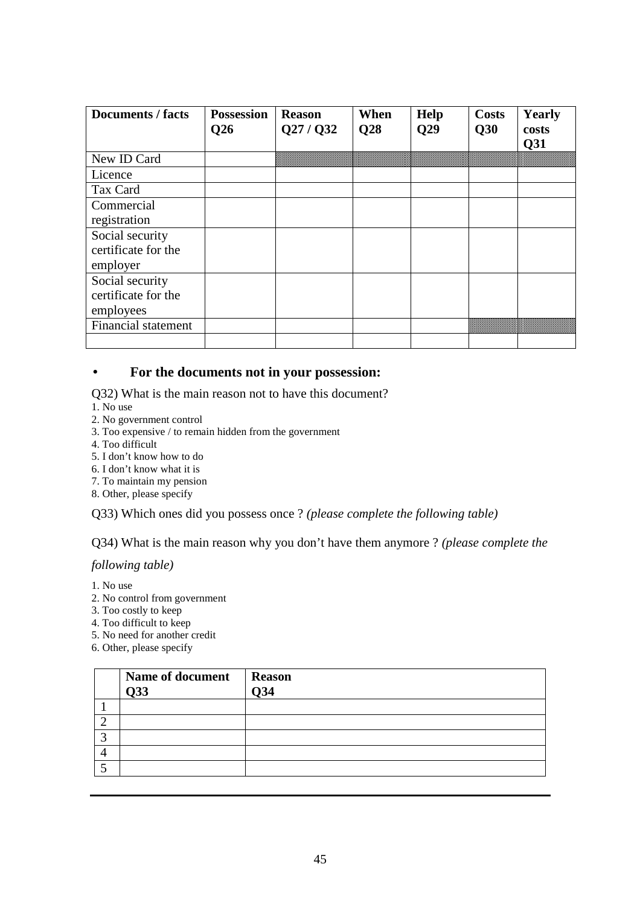| Documents / facts | Possession Q26 | Reason Q27 / Q32 | When Q28 | Help Q29 | Costs Q30 | Yearly costs Q31 |
|---|---|---|---|---|---|---|
| New ID Card | | | | | | |
| Licence | | | | | | |
| Tax Card | | | | | | |
| Commercial registration | | | | | | |
| Social security certificate for the employer | | | | | | |
| Social security certificate for the employees | | | | | | |
| Financial statement | | | | | | |
| | | | | | | |

- **For the documents not in your possession:**

Q32) What is the main reason not to have this document?

1. No use
2. No government control
3. Too expensive / to remain hidden from the government
4. Too difficult
5. I don't know how to do
6. I don't know what it is
7. To maintain my pension
8. Other, please specify

Q33) Which ones did you possess once ? *(please complete the following table)*

Q34) What is the main reason why you don't have them anymore ? *(please complete the following table)*

1. No use
2. No control from government
3. Too costly to keep
4. Too difficult to keep
5. No need for another credit
6. Other, please specify

| | Name of document Q33 | Reason Q34 |
|---|---|---|
| 1 | | |
| 2 | | |
| 3 | | |
| 4 | | |
| 5 | | |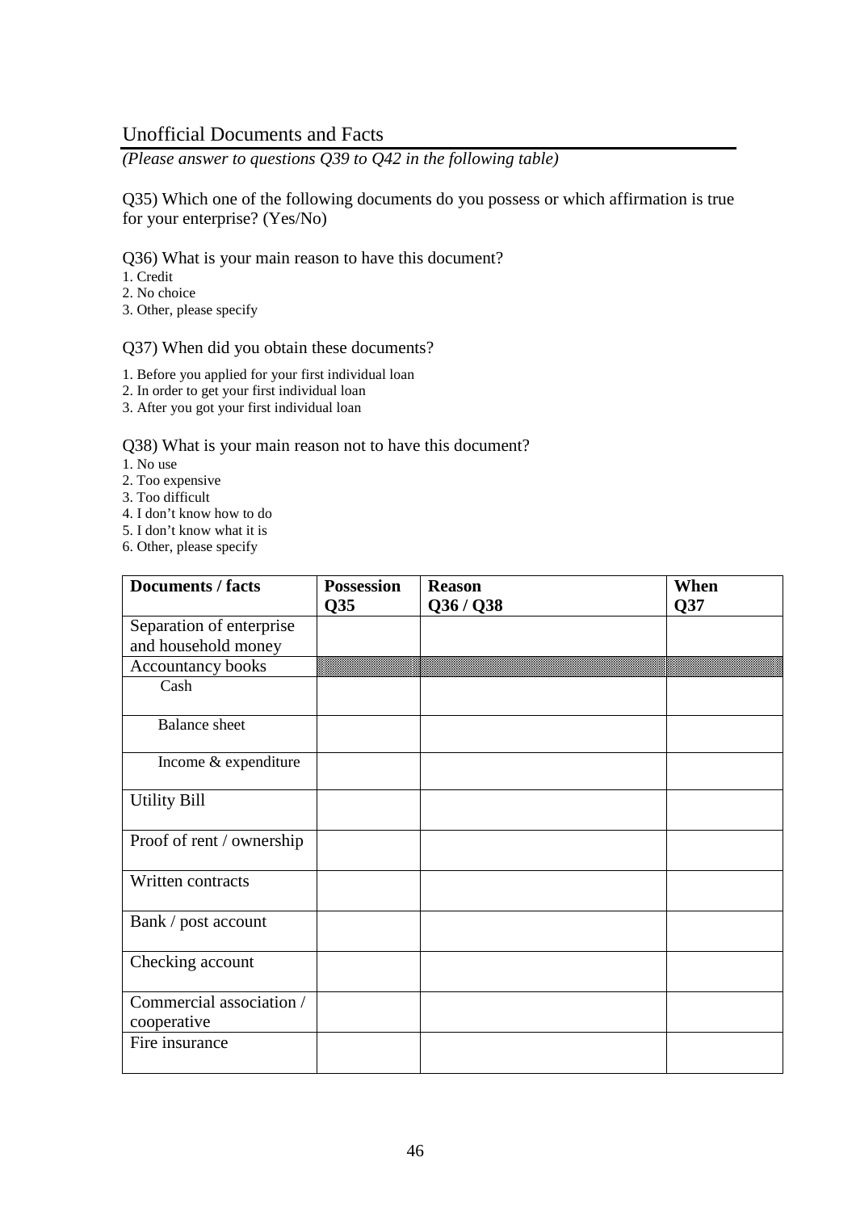## Unofficial Documents and Facts

*(Please answer to questions Q39 to Q42 in the following table)*

Q35) Which one of the following documents do you possess or which affirmation is true for your enterprise? (Yes/No)

Q36) What is your main reason to have this document?

1. Credit
2. No choice
3. Other, please specify

Q37) When did you obtain these documents?

1. Before you applied for your first individual loan
2. In order to get your first individual loan
3. After you got your first individual loan

Q38) What is your main reason not to have this document?

1. No use
2. Too expensive
3. Too difficult
4. I don't know how to do
5. I don't know what it is
6. Other, please specify

| **Documents / facts** | **Possession Q35** | **Reason Q36 / Q38** | **When Q37** |
|---|---|---|---|
| Separation of enterprise and household money | | | |
| Accountancy books | | | |
| Cash | | | |
| Balance sheet | | | |
| Income & expenditure | | | |
| Utility Bill | | | |
| Proof of rent / ownership | | | |
| Written contracts | | | |
| Bank / post account | | | |
| Checking account | | | |
| Commercial association / cooperative | | | |
| Fire insurance | | | |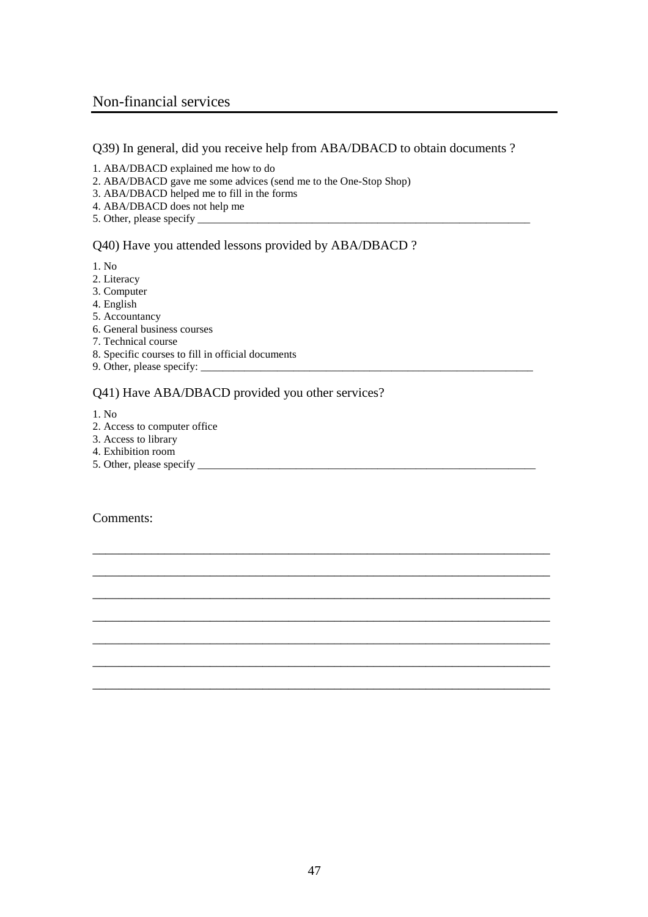## Non-financial services

Q39) In general, did you receive help from ABA/DBACD to obtain documents ?

1. ABA/DBACD explained me how to do
2. ABA/DBACD gave me some advices (send me to the One-Stop Shop)
3. ABA/DBACD helped me to fill in the forms
4. ABA/DBACD does not help me
5. Other, please specify ______________________________________________________________

Q40) Have you attended lessons provided by ABA/DBACD ?

1. No
2. Literacy
3. Computer
4. English
5. Accountancy
6. General business courses
7. Technical course
8. Specific courses to fill in official documents
9. Other, please specify: ______________________________________________________________

Q41) Have ABA/DBACD provided you other services?

1. No
2. Access to computer office
3. Access to library
4. Exhibition room
5. Other, please specify ______________________________________________________________

Comments:

________________________________________________________________________

________________________________________________________________________

________________________________________________________________________

________________________________________________________________________

________________________________________________________________________

________________________________________________________________________

________________________________________________________________________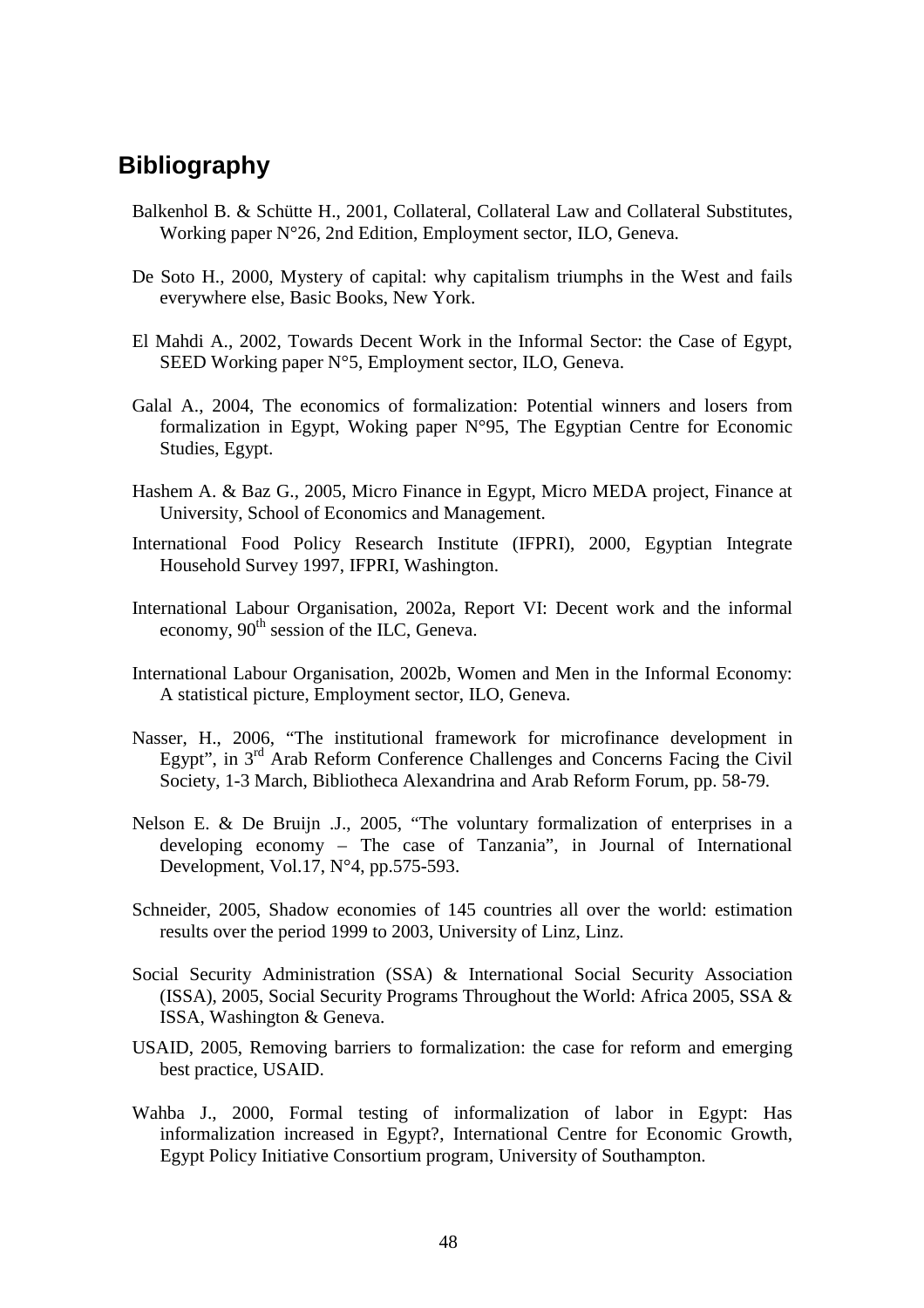## Bibliography

Balkenhol B. & Schütte H., 2001, Collateral, Collateral Law and Collateral Substitutes, Working paper N°26, 2nd Edition, Employment sector, ILO, Geneva.

De Soto H., 2000, Mystery of capital: why capitalism triumphs in the West and fails everywhere else, Basic Books, New York.

El Mahdi A., 2002, Towards Decent Work in the Informal Sector: the Case of Egypt, SEED Working paper N°5, Employment sector, ILO, Geneva.

Galal A., 2004, The economics of formalization: Potential winners and losers from formalization in Egypt, Woking paper N°95, The Egyptian Centre for Economic Studies, Egypt.

Hashem A. & Baz G., 2005, Micro Finance in Egypt, Micro MEDA project, Finance at University, School of Economics and Management.

International Food Policy Research Institute (IFPRI), 2000, Egyptian Integrate Household Survey 1997, IFPRI, Washington.

International Labour Organisation, 2002a, Report VI: Decent work and the informal economy, 90th session of the ILC, Geneva.

International Labour Organisation, 2002b, Women and Men in the Informal Economy: A statistical picture, Employment sector, ILO, Geneva.

Nasser, H., 2006, "The institutional framework for microfinance development in Egypt", in 3rd Arab Reform Conference Challenges and Concerns Facing the Civil Society, 1-3 March, Bibliotheca Alexandrina and Arab Reform Forum, pp. 58-79.

Nelson E. & De Bruijn .J., 2005, "The voluntary formalization of enterprises in a developing economy – The case of Tanzania", in Journal of International Development, Vol.17, N°4, pp.575-593.

Schneider, 2005, Shadow economies of 145 countries all over the world: estimation results over the period 1999 to 2003, University of Linz, Linz.

Social Security Administration (SSA) & International Social Security Association (ISSA), 2005, Social Security Programs Throughout the World: Africa 2005, SSA & ISSA, Washington & Geneva.

USAID, 2005, Removing barriers to formalization: the case for reform and emerging best practice, USAID.

Wahba J., 2000, Formal testing of informalization of labor in Egypt: Has informalization increased in Egypt?, International Centre for Economic Growth, Egypt Policy Initiative Consortium program, University of Southampton.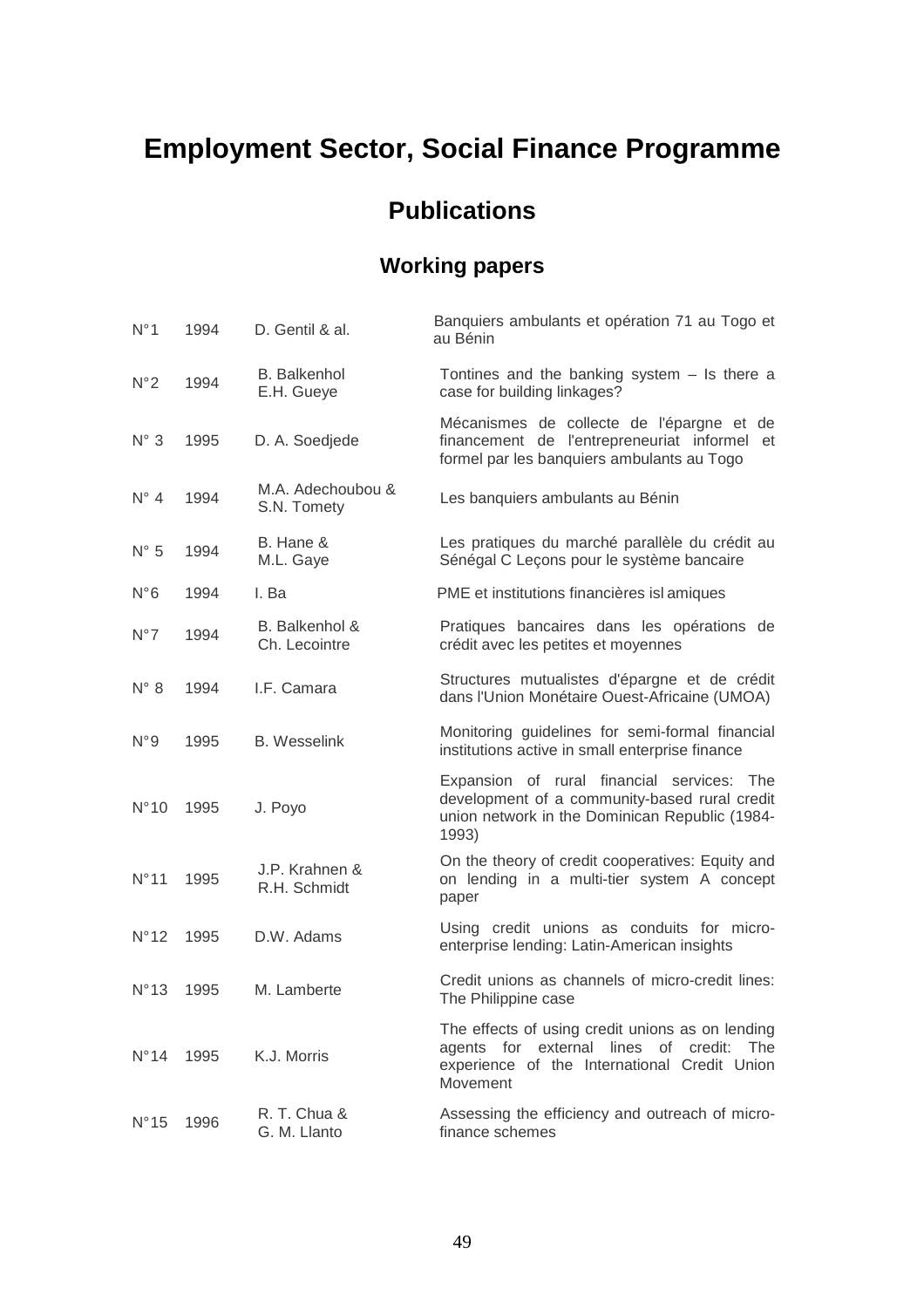# Employment Sector, Social Finance Programme

## Publications

### Working papers

| | | | |
|---|---|---|---|
| N°1 | 1994 | D. Gentil & al. | Banquiers ambulants et opération 71 au Togo et au Bénin |
| N°2 | 1994 | B. Balkenhol<br>E.H. Gueye | Tontines and the banking system – Is there a case for building linkages? |
| N° 3 | 1995 | D. A. Soedjede | Mécanismes de collecte de l'épargne et de financement de l'entrepreneuriat informel et formel par les banquiers ambulants au Togo |
| N° 4 | 1994 | M.A. Adechoubou &<br>S.N. Tomety | Les banquiers ambulants au Bénin |
| N° 5 | 1994 | B. Hane &<br>M.L. Gaye | Les pratiques du marché parallèle du crédit au Sénégal C Leçons pour le système bancaire |
| N°6 | 1994 | I. Ba | PME et institutions financières isl amiques |
| N°7 | 1994 | B. Balkenhol &<br>Ch. Lecointre | Pratiques bancaires dans les opérations de crédit avec les petites et moyennes |
| N° 8 | 1994 | I.F. Camara | Structures mutualistes d'épargne et de crédit dans l'Union Monétaire Ouest-Africaine (UMOA) |
| N°9 | 1995 | B. Wesselink | Monitoring guidelines for semi-formal financial institutions active in small enterprise finance |
| N°10 | 1995 | J. Poyo | Expansion of rural financial services: The development of a community-based rural credit union network in the Dominican Republic (1984-1993) |
| N°11 | 1995 | J.P. Krahnen &<br>R.H. Schmidt | On the theory of credit cooperatives: Equity and on lending in a multi-tier system A concept paper |
| N°12 | 1995 | D.W. Adams | Using credit unions as conduits for micro-enterprise lending: Latin-American insights |
| N°13 | 1995 | M. Lamberte | Credit unions as channels of micro-credit lines: The Philippine case |
| N°14 | 1995 | K.J. Morris | The effects of using credit unions as on lending agents for external lines of credit: The experience of the International Credit Union Movement |
| N°15 | 1996 | R. T. Chua &<br>G. M. Llanto | Assessing the efficiency and outreach of micro-finance schemes |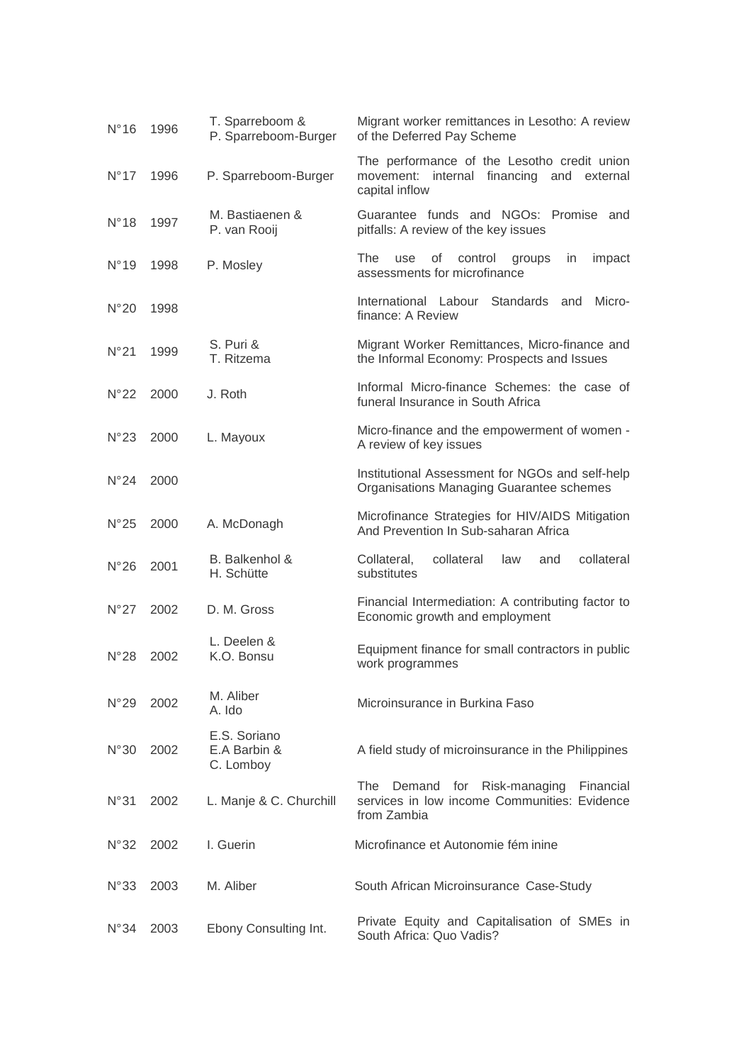| | | | |
|---|---|---|---|
| N°16 | 1996 | T. Sparreboom & P. Sparreboom-Burger | Migrant worker remittances in Lesotho: A review of the Deferred Pay Scheme |
| N°17 | 1996 | P. Sparreboom-Burger | The performance of the Lesotho credit union movement: internal financing and external capital inflow |
| N°18 | 1997 | M. Bastiaenen & P. van Rooij | Guarantee funds and NGOs: Promise and pitfalls: A review of the key issues |
| N°19 | 1998 | P. Mosley | The use of control groups in impact assessments for microfinance |
| N°20 | 1998 | | International Labour Standards and Micro-finance: A Review |
| N°21 | 1999 | S. Puri & T. Ritzema | Migrant Worker Remittances, Micro-finance and the Informal Economy: Prospects and Issues |
| N°22 | 2000 | J. Roth | Informal Micro-finance Schemes: the case of funeral Insurance in South Africa |
| N°23 | 2000 | L. Mayoux | Micro-finance and the empowerment of women - A review of key issues |
| N°24 | 2000 | | Institutional Assessment for NGOs and self-help Organisations Managing Guarantee schemes |
| N°25 | 2000 | A. McDonagh | Microfinance Strategies for HIV/AIDS Mitigation And Prevention In Sub-saharan Africa |
| N°26 | 2001 | B. Balkenhol & H. Schütte | Collateral, collateral law and collateral substitutes |
| N°27 | 2002 | D. M. Gross | Financial Intermediation: A contributing factor to Economic growth and employment |
| N°28 | 2002 | L. Deelen & K.O. Bonsu | Equipment finance for small contractors in public work programmes |
| N°29 | 2002 | M. Aliber A. Ido | Microinsurance in Burkina Faso |
| N°30 | 2002 | E.S. Soriano E.A Barbin & C. Lomboy | A field study of microinsurance in the Philippines |
| N°31 | 2002 | L. Manje & C. Churchill | The Demand for Risk-managing Financial services in low income Communities: Evidence from Zambia |
| N°32 | 2002 | I. Guerin | Microfinance et Autonomie féminine |
| N°33 | 2003 | M. Aliber | South African Microinsurance Case-Study |
| N°34 | 2003 | Ebony Consulting Int. | Private Equity and Capitalisation of SMEs in South Africa: Quo Vadis? |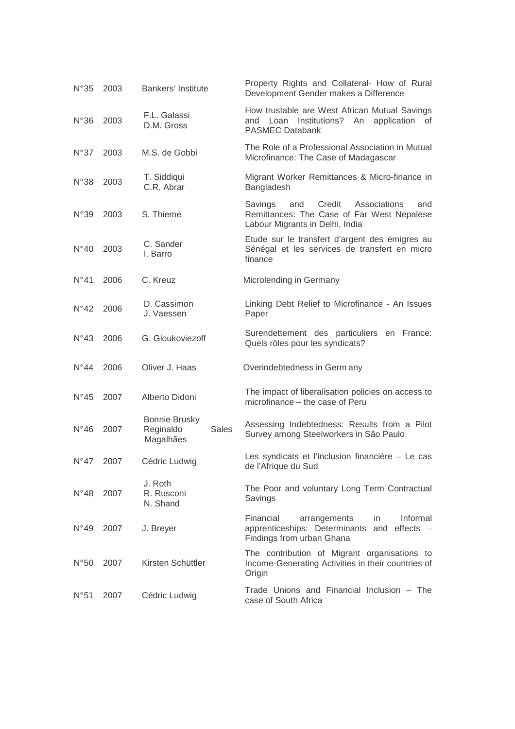| | | | |
|---|---|---|---|
| N°35 | 2003 | Bankers' Institute | Property Rights and Collateral- How of Rural Development Gender makes a Difference |
| N°36 | 2003 | F.L. Galassi<br>D.M. Gross | How trustable are West African Mutual Savings and Loan Institutions? An application of PASMEC Databank |
| N°37 | 2003 | M.S. de Gobbi | The Role of a Professional Association in Mutual Microfinance: The Case of Madagascar |
| N°38 | 2003 | T. Siddiqui<br>C.R. Abrar | Migrant Worker Remittances & Micro-finance in Bangladesh |
| N°39 | 2003 | S. Thieme | Savings and Credit Associations and Remittances: The Case of Far West Nepalese Labour Migrants in Delhi, India |
| N°40 | 2003 | C. Sander<br>I. Barro | Etude sur le transfert d'argent des émigres au Sénégal et les services de transfert en micro finance |
| N°41 | 2006 | C. Kreuz | Microlending in Germany |
| N°42 | 2006 | D. Cassimon<br>J. Vaessen | Linking Debt Relief to Microfinance - An Issues Paper |
| N°43 | 2006 | G. Gloukoviezoff | Surendettement des particuliers en France: Quels rôles pour les syndicats? |
| N°44 | 2006 | Oliver J. Haas | Overindebtedness in Germ any |
| N°45 | 2007 | Alberto Didoni | The impact of liberalisation policies on access to microfinance – the case of Peru |
| N°46 | 2007 | Bonnie Brusky<br>Reginaldo Sales Magalhães | Assessing Indebtedness: Results from a Pilot Survey among Steelworkers in São Paulo |
| N°47 | 2007 | Cédric Ludwig | Les syndicats et l'inclusion financière – Le cas de l'Afrique du Sud |
| N°48 | 2007 | J. Roth<br>R. Rusconi<br>N. Shand | The Poor and voluntary Long Term Contractual Savings |
| N°49 | 2007 | J. Breyer | Financial arrangements in Informal apprenticeships: Determinants and effects – Findings from urban Ghana |
| N°50 | 2007 | Kirsten Schüttler | The contribution of Migrant organisations to Income-Generating Activities in their countries of Origin |
| N°51 | 2007 | Cédric Ludwig | Trade Unions and Financial Inclusion – The case of South Africa |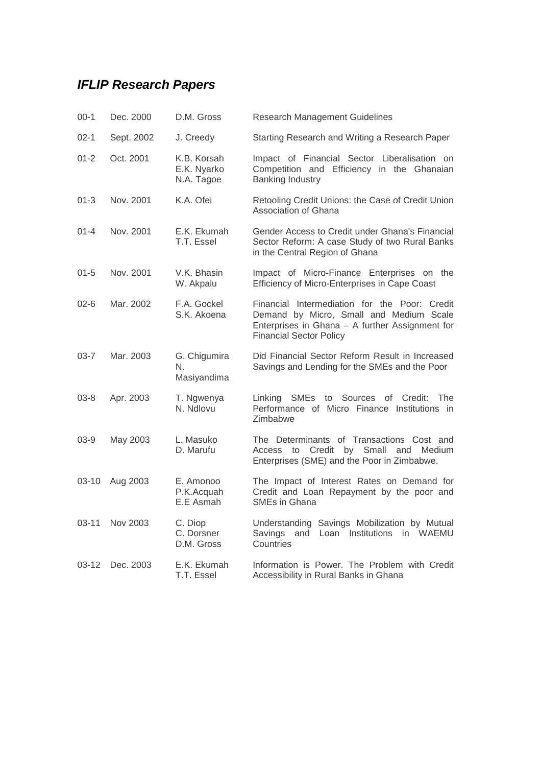## *IFLIP Research Papers*

| | | | |
|---|---|---|---|
| 00-1 | Dec. 2000 | D.M. Gross | Research Management Guidelines |
| 02-1 | Sept. 2002 | J. Creedy | Starting Research and Writing a Research Paper |
| 01-2 | Oct. 2001 | K.B. Korsah<br>E.K. Nyarko<br>N.A. Tagoe | Impact of Financial Sector Liberalisation on Competition and Efficiency in the Ghanaian Banking Industry |
| 01-3 | Nov. 2001 | K.A. Ofei | Retooling Credit Unions: the Case of Credit Union Association of Ghana |
| 01-4 | Nov. 2001 | E.K. Ekumah<br>T.T. Essel | Gender Access to Credit under Ghana's Financial Sector Reform: A case Study of two Rural Banks in the Central Region of Ghana |
| 01-5 | Nov. 2001 | V.K. Bhasin<br>W. Akpalu | Impact of Micro-Finance Enterprises on the Efficiency of Micro-Enterprises in Cape Coast |
| 02-6 | Mar. 2002 | F.A. Gockel<br>S.K. Akoena | Financial Intermediation for the Poor: Credit Demand by Micro, Small and Medium Scale Enterprises in Ghana – A further Assignment for Financial Sector Policy |
| 03-7 | Mar. 2003 | G. Chigumira<br>N. Masiyandima | Did Financial Sector Reform Result in Increased Savings and Lending for the SMEs and the Poor |
| 03-8 | Apr. 2003 | T. Ngwenya<br>N. Ndlovu | Linking SMEs to Sources of Credit: The Performance of Micro Finance Institutions in Zimbabwe |
| 03-9 | May 2003 | L. Masuko<br>D. Marufu | The Determinants of Transactions Cost and Access to Credit by Small and Medium Enterprises (SME) and the Poor in Zimbabwe. |
| 03-10 | Aug 2003 | E. Amonoo<br>P.K.Acquah<br>E.E Asmah | The Impact of Interest Rates on Demand for Credit and Loan Repayment by the poor and SMEs in Ghana |
| 03-11 | Nov 2003 | C. Diop<br>C. Dorsner<br>D.M. Gross | Understanding Savings Mobilization by Mutual Savings and Loan Institutions in WAEMU Countries |
| 03-12 | Dec. 2003 | E.K. Ekumah<br>T.T. Essel | Information is Power. The Problem with Credit Accessibility in Rural Banks in Ghana |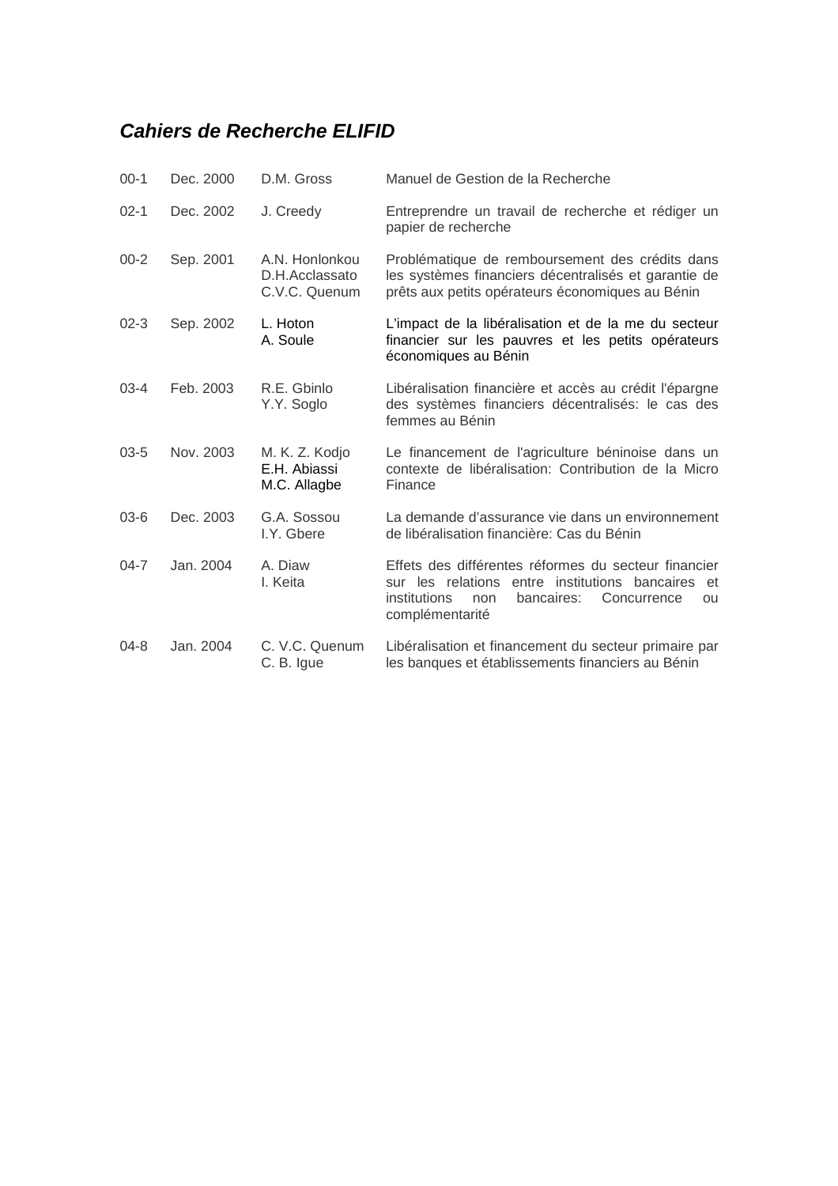### *Cahiers de Recherche ELIFID*

| | | | |
|---|---|---|---|
| 00-1 | Dec. 2000 | D.M. Gross | Manuel de Gestion de la Recherche |
| 02-1 | Dec. 2002 | J. Creedy | Entreprendre un travail de recherche et rédiger un papier de recherche |
| 00-2 | Sep. 2001 | A.N. Honlonkou<br>D.H.Acclassato<br>C.V.C. Quenum | Problématique de remboursement des crédits dans les systèmes financiers décentralisés et garantie de prêts aux petits opérateurs économiques au Bénin |
| 02-3 | Sep. 2002 | L. Hoton<br>A. Soule | L'impact de la libéralisation et de la me du secteur financier sur les pauvres et les petits opérateurs économiques au Bénin |
| 03-4 | Feb. 2003 | R.E. Gbinlo<br>Y.Y. Soglo | Libéralisation financière et accès au crédit l'épargne des systèmes financiers décentralisés: le cas des femmes au Bénin |
| 03-5 | Nov. 2003 | M. K. Z. Kodjo<br>E.H. Abiassi<br>M.C. Allagbe | Le financement de l'agriculture béninoise dans un contexte de libéralisation: Contribution de la Micro Finance |
| 03-6 | Dec. 2003 | G.A. Sossou<br>I.Y. Gbere | La demande d'assurance vie dans un environnement de libéralisation financière: Cas du Bénin |
| 04-7 | Jan. 2004 | A. Diaw<br>I. Keita | Effets des différentes réformes du secteur financier sur les relations entre institutions bancaires et institutions non bancaires: Concurrence ou complémentarité |
| 04-8 | Jan. 2004 | C. V.C. Quenum<br>C. B. Igue | Libéralisation et financement du secteur primaire par les banques et établissements financiers au Bénin |